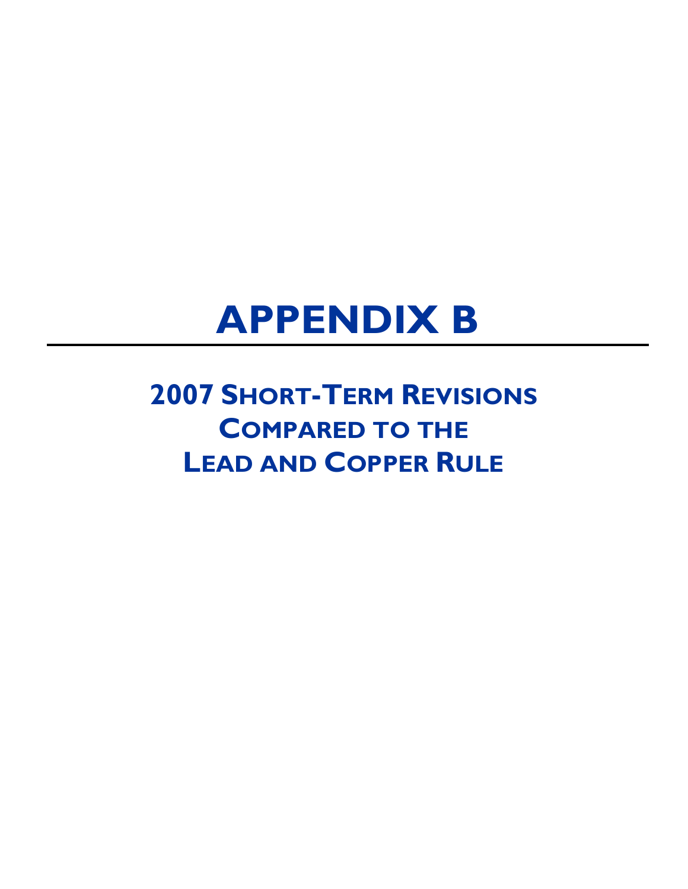# APPENDIX B

## 2007 SHORT-TERM REVISIONS COMPARED TO THE LEAD AND COPPER RULE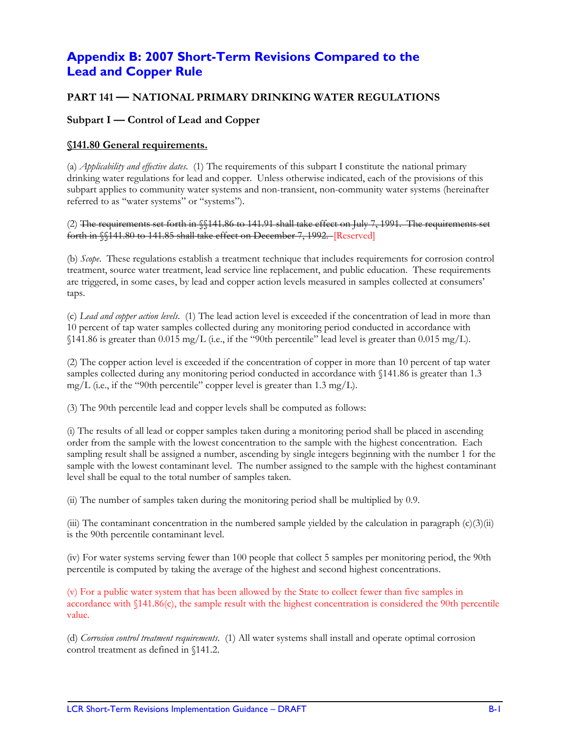# Appendix B: 2007 Short-Term Revisions Compared to the Lead and Copper Rule

## PART 141 — NATIONAL PRIMARY DRINKING WATER REGULATIONS

### Subpart I — Control of Lead and Copper

### §141.80 General requirements.

(a) *Applicability and effective dates*. (1) The requirements of this subpart I constitute the national primary drinking water regulations for lead and copper. Unless otherwise indicated, each of the provisions of this subpart applies to community water systems and non-transient, non-community water systems (hereinafter referred to as "water systems" or "systems").

(2) ~~The requirements set forth in §§141.86 to 141.91 shall take effect on July 7, 1991. The requirements set forth in §§141.80 to 141.85 shall take effect on December 7, 1992.~~ [Reserved]

(b) *Scope*. These regulations establish a treatment technique that includes requirements for corrosion control treatment, source water treatment, lead service line replacement, and public education. These requirements are triggered, in some cases, by lead and copper action levels measured in samples collected at consumers' taps.

(c) *Lead and copper action levels*. (1) The lead action level is exceeded if the concentration of lead in more than 10 percent of tap water samples collected during any monitoring period conducted in accordance with §141.86 is greater than 0.015 mg/L (i.e., if the "90th percentile" lead level is greater than 0.015 mg/L).

(2) The copper action level is exceeded if the concentration of copper in more than 10 percent of tap water samples collected during any monitoring period conducted in accordance with §141.86 is greater than 1.3 mg/L (i.e., if the "90th percentile" copper level is greater than 1.3 mg/L).

(3) The 90th percentile lead and copper levels shall be computed as follows:

(i) The results of all lead or copper samples taken during a monitoring period shall be placed in ascending order from the sample with the lowest concentration to the sample with the highest concentration. Each sampling result shall be assigned a number, ascending by single integers beginning with the number 1 for the sample with the lowest contaminant level. The number assigned to the sample with the highest contaminant level shall be equal to the total number of samples taken.

(ii) The number of samples taken during the monitoring period shall be multiplied by 0.9.

(iii) The contaminant concentration in the numbered sample yielded by the calculation in paragraph (c)(3)(ii) is the 90th percentile contaminant level.

(iv) For water systems serving fewer than 100 people that collect 5 samples per monitoring period, the 90th percentile is computed by taking the average of the highest and second highest concentrations.

(v) For a public water system that has been allowed by the State to collect fewer than five samples in accordance with §141.86(c), the sample result with the highest concentration is considered the 90th percentile value.

(d) *Corrosion control treatment requirements*. (1) All water systems shall install and operate optimal corrosion control treatment as defined in §141.2.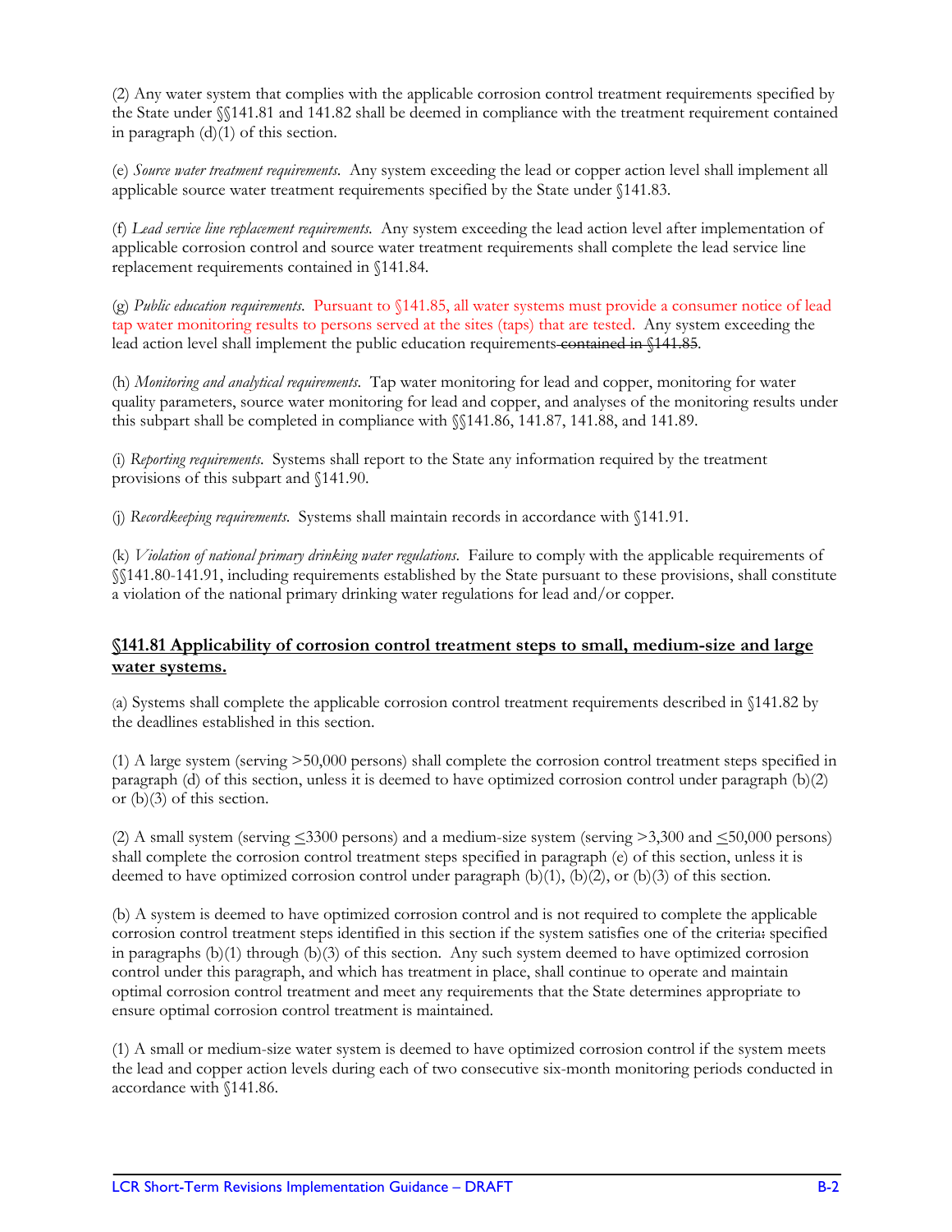(2) Any water system that complies with the applicable corrosion control treatment requirements specified by the State under §§141.81 and 141.82 shall be deemed in compliance with the treatment requirement contained in paragraph (d)(1) of this section.

(e) *Source water treatment requirements*. Any system exceeding the lead or copper action level shall implement all applicable source water treatment requirements specified by the State under §141.83.

(f) *Lead service line replacement requirements*. Any system exceeding the lead action level after implementation of applicable corrosion control and source water treatment requirements shall complete the lead service line replacement requirements contained in §141.84.

(g) *Public education requirements*. Pursuant to §141.85, all water systems must provide a consumer notice of lead tap water monitoring results to persons served at the sites (taps) that are tested. Any system exceeding the lead action level shall implement the public education requirements ~~contained in §141.85~~.

(h) *Monitoring and analytical requirements*. Tap water monitoring for lead and copper, monitoring for water quality parameters, source water monitoring for lead and copper, and analyses of the monitoring results under this subpart shall be completed in compliance with §§141.86, 141.87, 141.88, and 141.89.

(i) *Reporting requirements*. Systems shall report to the State any information required by the treatment provisions of this subpart and §141.90.

(j) *Recordkeeping requirements*. Systems shall maintain records in accordance with §141.91.

(k) *Violation of national primary drinking water regulations*. Failure to comply with the applicable requirements of §§141.80-141.91, including requirements established by the State pursuant to these provisions, shall constitute a violation of the national primary drinking water regulations for lead and/or copper.

## §141.81 Applicability of corrosion control treatment steps to small, medium-size and large water systems.

(a) Systems shall complete the applicable corrosion control treatment requirements described in §141.82 by the deadlines established in this section.

(1) A large system (serving >50,000 persons) shall complete the corrosion control treatment steps specified in paragraph (d) of this section, unless it is deemed to have optimized corrosion control under paragraph (b)(2) or (b)(3) of this section.

(2) A small system (serving ≤3300 persons) and a medium-size system (serving >3,300 and ≤50,000 persons) shall complete the corrosion control treatment steps specified in paragraph (e) of this section, unless it is deemed to have optimized corrosion control under paragraph (b)(1), (b)(2), or (b)(3) of this section.

(b) A system is deemed to have optimized corrosion control and is not required to complete the applicable corrosion control treatment steps identified in this section if the system satisfies one of the criteria~~:~~ specified in paragraphs (b)(1) through (b)(3) of this section. Any such system deemed to have optimized corrosion control under this paragraph, and which has treatment in place, shall continue to operate and maintain optimal corrosion control treatment and meet any requirements that the State determines appropriate to ensure optimal corrosion control treatment is maintained.

(1) A small or medium-size water system is deemed to have optimized corrosion control if the system meets the lead and copper action levels during each of two consecutive six-month monitoring periods conducted in accordance with §141.86.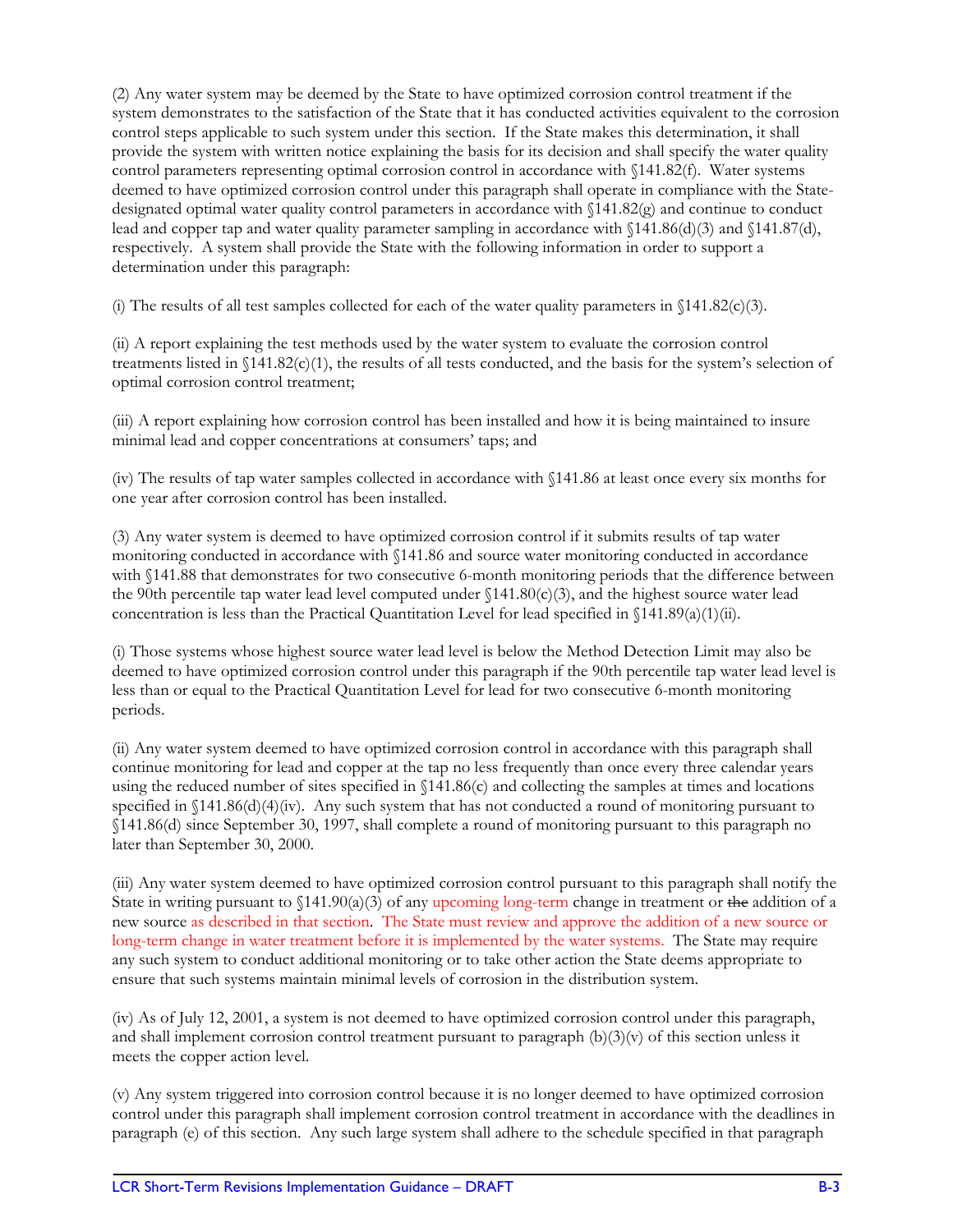(2) Any water system may be deemed by the State to have optimized corrosion control treatment if the system demonstrates to the satisfaction of the State that it has conducted activities equivalent to the corrosion control steps applicable to such system under this section. If the State makes this determination, it shall provide the system with written notice explaining the basis for its decision and shall specify the water quality control parameters representing optimal corrosion control in accordance with §141.82(f). Water systems deemed to have optimized corrosion control under this paragraph shall operate in compliance with the State-designated optimal water quality control parameters in accordance with §141.82(g) and continue to conduct lead and copper tap and water quality parameter sampling in accordance with §141.86(d)(3) and §141.87(d), respectively. A system shall provide the State with the following information in order to support a determination under this paragraph:

(i) The results of all test samples collected for each of the water quality parameters in §141.82(c)(3).

(ii) A report explaining the test methods used by the water system to evaluate the corrosion control treatments listed in §141.82(c)(1), the results of all tests conducted, and the basis for the system's selection of optimal corrosion control treatment;

(iii) A report explaining how corrosion control has been installed and how it is being maintained to insure minimal lead and copper concentrations at consumers' taps; and

(iv) The results of tap water samples collected in accordance with §141.86 at least once every six months for one year after corrosion control has been installed.

(3) Any water system is deemed to have optimized corrosion control if it submits results of tap water monitoring conducted in accordance with §141.86 and source water monitoring conducted in accordance with §141.88 that demonstrates for two consecutive 6-month monitoring periods that the difference between the 90th percentile tap water lead level computed under §141.80(c)(3), and the highest source water lead concentration is less than the Practical Quantitation Level for lead specified in §141.89(a)(1)(ii).

(i) Those systems whose highest source water lead level is below the Method Detection Limit may also be deemed to have optimized corrosion control under this paragraph if the 90th percentile tap water lead level is less than or equal to the Practical Quantitation Level for lead for two consecutive 6-month monitoring periods.

(ii) Any water system deemed to have optimized corrosion control in accordance with this paragraph shall continue monitoring for lead and copper at the tap no less frequently than once every three calendar years using the reduced number of sites specified in §141.86(c) and collecting the samples at times and locations specified in §141.86(d)(4)(iv). Any such system that has not conducted a round of monitoring pursuant to §141.86(d) since September 30, 1997, shall complete a round of monitoring pursuant to this paragraph no later than September 30, 2000.

(iii) Any water system deemed to have optimized corrosion control pursuant to this paragraph shall notify the State in writing pursuant to §141.90(a)(3) of any upcoming long-term change in treatment or ~~the~~ addition of a new source as described in that section. The State must review and approve the addition of a new source or long-term change in water treatment before it is implemented by the water systems. The State may require any such system to conduct additional monitoring or to take other action the State deems appropriate to ensure that such systems maintain minimal levels of corrosion in the distribution system.

(iv) As of July 12, 2001, a system is not deemed to have optimized corrosion control under this paragraph, and shall implement corrosion control treatment pursuant to paragraph (b)(3)(v) of this section unless it meets the copper action level.

(v) Any system triggered into corrosion control because it is no longer deemed to have optimized corrosion control under this paragraph shall implement corrosion control treatment in accordance with the deadlines in paragraph (e) of this section. Any such large system shall adhere to the schedule specified in that paragraph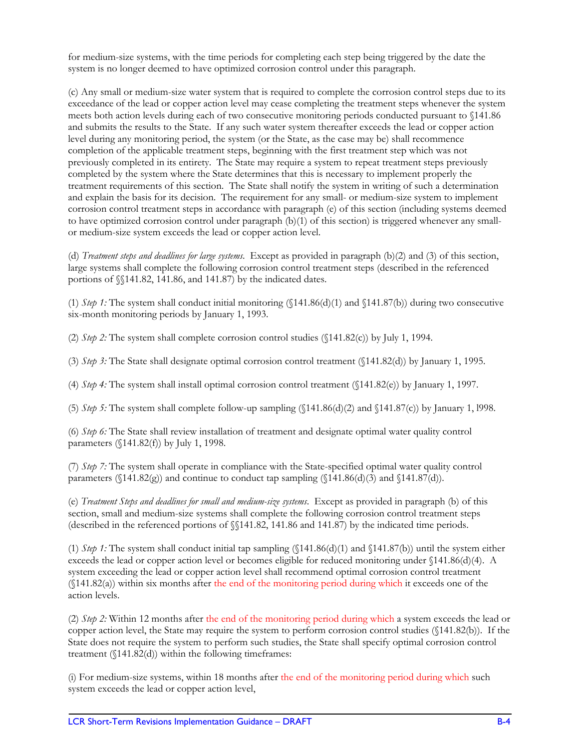for medium-size systems, with the time periods for completing each step being triggered by the date the system is no longer deemed to have optimized corrosion control under this paragraph.

(c) Any small or medium-size water system that is required to complete the corrosion control steps due to its exceedance of the lead or copper action level may cease completing the treatment steps whenever the system meets both action levels during each of two consecutive monitoring periods conducted pursuant to §141.86 and submits the results to the State. If any such water system thereafter exceeds the lead or copper action level during any monitoring period, the system (or the State, as the case may be) shall recommence completion of the applicable treatment steps, beginning with the first treatment step which was not previously completed in its entirety. The State may require a system to repeat treatment steps previously completed by the system where the State determines that this is necessary to implement properly the treatment requirements of this section. The State shall notify the system in writing of such a determination and explain the basis for its decision. The requirement for any small- or medium-size system to implement corrosion control treatment steps in accordance with paragraph (e) of this section (including systems deemed to have optimized corrosion control under paragraph (b)(1) of this section) is triggered whenever any small- or medium-size system exceeds the lead or copper action level.

(d) *Treatment steps and deadlines for large systems.* Except as provided in paragraph (b)(2) and (3) of this section, large systems shall complete the following corrosion control treatment steps (described in the referenced portions of §§141.82, 141.86, and 141.87) by the indicated dates.

(1) *Step 1:* The system shall conduct initial monitoring (§141.86(d)(1) and §141.87(b)) during two consecutive six-month monitoring periods by January 1, 1993.

(2) *Step 2:* The system shall complete corrosion control studies (§141.82(c)) by July 1, 1994.

(3) *Step 3:* The State shall designate optimal corrosion control treatment (§141.82(d)) by January 1, 1995.

(4) *Step 4:* The system shall install optimal corrosion control treatment (§141.82(e)) by January 1, 1997.

(5) *Step 5:* The system shall complete follow-up sampling (§141.86(d)(2) and §141.87(c)) by January 1, l998.

(6) *Step 6:* The State shall review installation of treatment and designate optimal water quality control parameters (§141.82(f)) by July 1, 1998.

(7) *Step 7:* The system shall operate in compliance with the State-specified optimal water quality control parameters (§141.82(g)) and continue to conduct tap sampling (§141.86(d)(3) and §141.87(d)).

(e) *Treatment Steps and deadlines for small and medium-size systems.* Except as provided in paragraph (b) of this section, small and medium-size systems shall complete the following corrosion control treatment steps (described in the referenced portions of §§141.82, 141.86 and 141.87) by the indicated time periods.

(1) *Step 1:* The system shall conduct initial tap sampling (§141.86(d)(1) and §141.87(b)) until the system either exceeds the lead or copper action level or becomes eligible for reduced monitoring under §141.86(d)(4). A system exceeding the lead or copper action level shall recommend optimal corrosion control treatment (§141.82(a)) within six months after the end of the monitoring period during which it exceeds one of the action levels.

(2) *Step 2:* Within 12 months after the end of the monitoring period during which a system exceeds the lead or copper action level, the State may require the system to perform corrosion control studies (§141.82(b)). If the State does not require the system to perform such studies, the State shall specify optimal corrosion control treatment (§141.82(d)) within the following timeframes:

(i) For medium-size systems, within 18 months after the end of the monitoring period during which such system exceeds the lead or copper action level,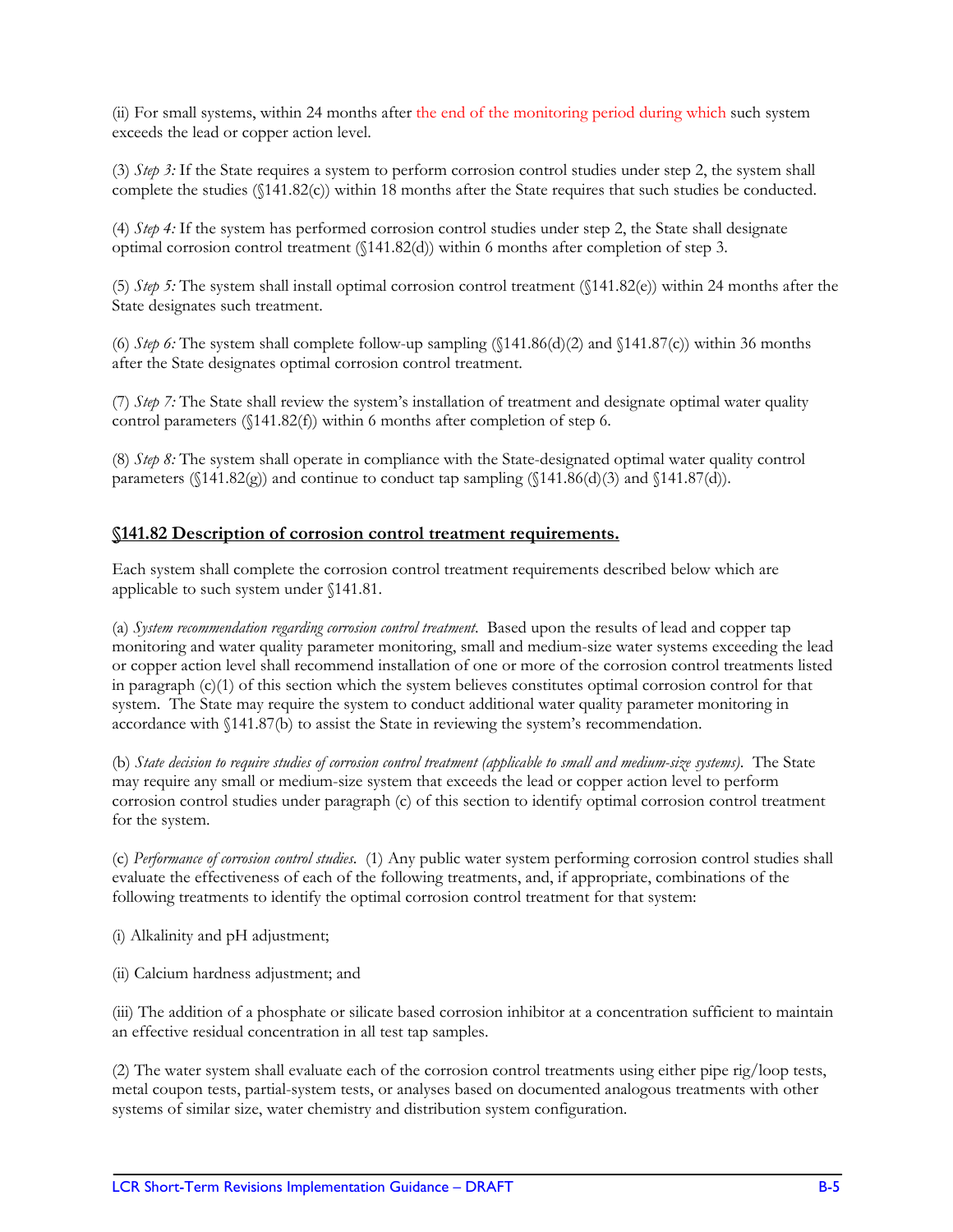(ii) For small systems, within 24 months after the end of the monitoring period during which such system exceeds the lead or copper action level.

(3) *Step 3:* If the State requires a system to perform corrosion control studies under step 2, the system shall complete the studies (§141.82(c)) within 18 months after the State requires that such studies be conducted.

(4) *Step 4:* If the system has performed corrosion control studies under step 2, the State shall designate optimal corrosion control treatment (§141.82(d)) within 6 months after completion of step 3.

(5) *Step 5:* The system shall install optimal corrosion control treatment (§141.82(e)) within 24 months after the State designates such treatment.

(6) *Step 6:* The system shall complete follow-up sampling (§141.86(d)(2) and §141.87(c)) within 36 months after the State designates optimal corrosion control treatment.

(7) *Step 7:* The State shall review the system's installation of treatment and designate optimal water quality control parameters (§141.82(f)) within 6 months after completion of step 6.

(8) *Step 8:* The system shall operate in compliance with the State-designated optimal water quality control parameters (§141.82(g)) and continue to conduct tap sampling (§141.86(d)(3) and §141.87(d)).

## §141.82 Description of corrosion control treatment requirements.

Each system shall complete the corrosion control treatment requirements described below which are applicable to such system under §141.81.

(a) *System recommendation regarding corrosion control treatment.* Based upon the results of lead and copper tap monitoring and water quality parameter monitoring, small and medium-size water systems exceeding the lead or copper action level shall recommend installation of one or more of the corrosion control treatments listed in paragraph (c)(1) of this section which the system believes constitutes optimal corrosion control for that system. The State may require the system to conduct additional water quality parameter monitoring in accordance with §141.87(b) to assist the State in reviewing the system's recommendation.

(b) *State decision to require studies of corrosion control treatment (applicable to small and medium-size systems).* The State may require any small or medium-size system that exceeds the lead or copper action level to perform corrosion control studies under paragraph (c) of this section to identify optimal corrosion control treatment for the system.

(c) *Performance of corrosion control studies.* (1) Any public water system performing corrosion control studies shall evaluate the effectiveness of each of the following treatments, and, if appropriate, combinations of the following treatments to identify the optimal corrosion control treatment for that system:

(i) Alkalinity and pH adjustment;

(ii) Calcium hardness adjustment; and

(iii) The addition of a phosphate or silicate based corrosion inhibitor at a concentration sufficient to maintain an effective residual concentration in all test tap samples.

(2) The water system shall evaluate each of the corrosion control treatments using either pipe rig/loop tests, metal coupon tests, partial-system tests, or analyses based on documented analogous treatments with other systems of similar size, water chemistry and distribution system configuration.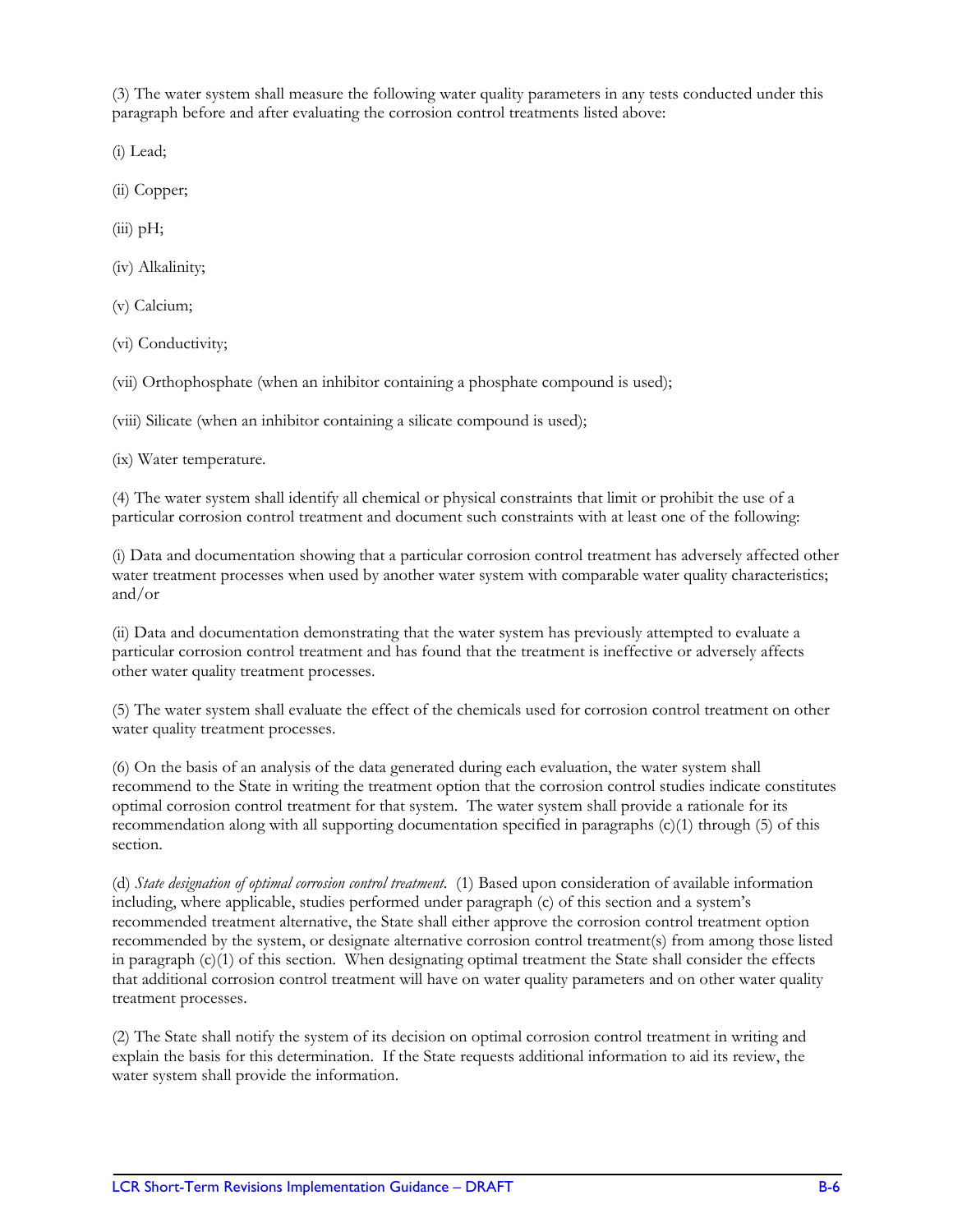(3) The water system shall measure the following water quality parameters in any tests conducted under this paragraph before and after evaluating the corrosion control treatments listed above:

(i) Lead;

(ii) Copper;

(iii) pH;

(iv) Alkalinity;

(v) Calcium;

(vi) Conductivity;

(vii) Orthophosphate (when an inhibitor containing a phosphate compound is used);

(viii) Silicate (when an inhibitor containing a silicate compound is used);

(ix) Water temperature.

(4) The water system shall identify all chemical or physical constraints that limit or prohibit the use of a particular corrosion control treatment and document such constraints with at least one of the following:

(i) Data and documentation showing that a particular corrosion control treatment has adversely affected other water treatment processes when used by another water system with comparable water quality characteristics; and/or

(ii) Data and documentation demonstrating that the water system has previously attempted to evaluate a particular corrosion control treatment and has found that the treatment is ineffective or adversely affects other water quality treatment processes.

(5) The water system shall evaluate the effect of the chemicals used for corrosion control treatment on other water quality treatment processes.

(6) On the basis of an analysis of the data generated during each evaluation, the water system shall recommend to the State in writing the treatment option that the corrosion control studies indicate constitutes optimal corrosion control treatment for that system. The water system shall provide a rationale for its recommendation along with all supporting documentation specified in paragraphs (c)(1) through (5) of this section.

(d) *State designation of optimal corrosion control treatment*. (1) Based upon consideration of available information including, where applicable, studies performed under paragraph (c) of this section and a system's recommended treatment alternative, the State shall either approve the corrosion control treatment option recommended by the system, or designate alternative corrosion control treatment(s) from among those listed in paragraph (c)(1) of this section. When designating optimal treatment the State shall consider the effects that additional corrosion control treatment will have on water quality parameters and on other water quality treatment processes.

(2) The State shall notify the system of its decision on optimal corrosion control treatment in writing and explain the basis for this determination. If the State requests additional information to aid its review, the water system shall provide the information.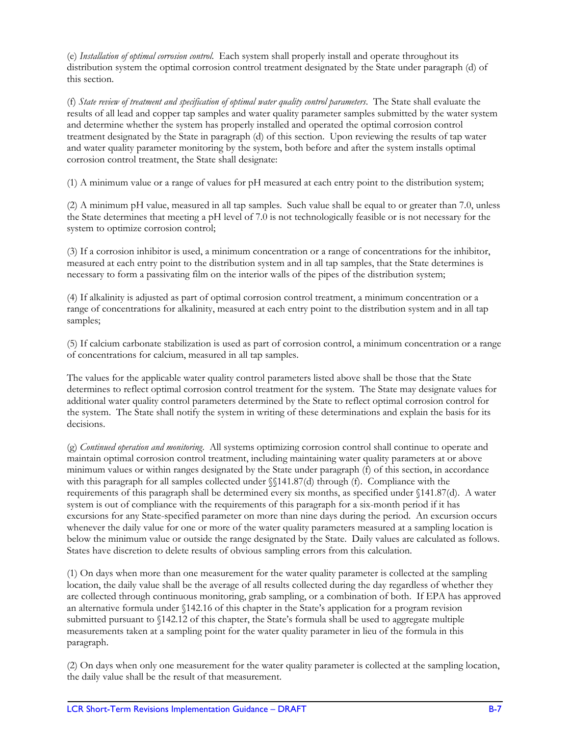(e) *Installation of optimal corrosion control*. Each system shall properly install and operate throughout its distribution system the optimal corrosion control treatment designated by the State under paragraph (d) of this section.

(f) *State review of treatment and specification of optimal water quality control parameters*. The State shall evaluate the results of all lead and copper tap samples and water quality parameter samples submitted by the water system and determine whether the system has properly installed and operated the optimal corrosion control treatment designated by the State in paragraph (d) of this section. Upon reviewing the results of tap water and water quality parameter monitoring by the system, both before and after the system installs optimal corrosion control treatment, the State shall designate:

(1) A minimum value or a range of values for pH measured at each entry point to the distribution system;

(2) A minimum pH value, measured in all tap samples. Such value shall be equal to or greater than 7.0, unless the State determines that meeting a pH level of 7.0 is not technologically feasible or is not necessary for the system to optimize corrosion control;

(3) If a corrosion inhibitor is used, a minimum concentration or a range of concentrations for the inhibitor, measured at each entry point to the distribution system and in all tap samples, that the State determines is necessary to form a passivating film on the interior walls of the pipes of the distribution system;

(4) If alkalinity is adjusted as part of optimal corrosion control treatment, a minimum concentration or a range of concentrations for alkalinity, measured at each entry point to the distribution system and in all tap samples;

(5) If calcium carbonate stabilization is used as part of corrosion control, a minimum concentration or a range of concentrations for calcium, measured in all tap samples.

The values for the applicable water quality control parameters listed above shall be those that the State determines to reflect optimal corrosion control treatment for the system. The State may designate values for additional water quality control parameters determined by the State to reflect optimal corrosion control for the system. The State shall notify the system in writing of these determinations and explain the basis for its decisions.

(g) *Continued operation and monitoring*. All systems optimizing corrosion control shall continue to operate and maintain optimal corrosion control treatment, including maintaining water quality parameters at or above minimum values or within ranges designated by the State under paragraph (f) of this section, in accordance with this paragraph for all samples collected under §§141.87(d) through (f). Compliance with the requirements of this paragraph shall be determined every six months, as specified under §141.87(d). A water system is out of compliance with the requirements of this paragraph for a six-month period if it has excursions for any State-specified parameter on more than nine days during the period. An excursion occurs whenever the daily value for one or more of the water quality parameters measured at a sampling location is below the minimum value or outside the range designated by the State. Daily values are calculated as follows. States have discretion to delete results of obvious sampling errors from this calculation.

(1) On days when more than one measurement for the water quality parameter is collected at the sampling location, the daily value shall be the average of all results collected during the day regardless of whether they are collected through continuous monitoring, grab sampling, or a combination of both. If EPA has approved an alternative formula under §142.16 of this chapter in the State's application for a program revision submitted pursuant to §142.12 of this chapter, the State's formula shall be used to aggregate multiple measurements taken at a sampling point for the water quality parameter in lieu of the formula in this paragraph.

(2) On days when only one measurement for the water quality parameter is collected at the sampling location, the daily value shall be the result of that measurement.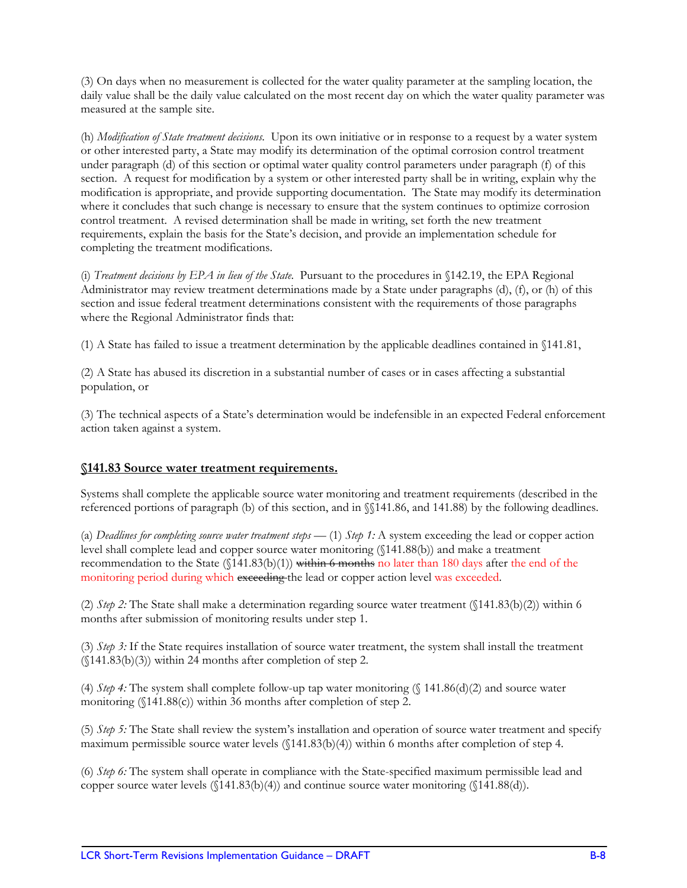(3) On days when no measurement is collected for the water quality parameter at the sampling location, the daily value shall be the daily value calculated on the most recent day on which the water quality parameter was measured at the sample site.

(h) *Modification of State treatment decisions.* Upon its own initiative or in response to a request by a water system or other interested party, a State may modify its determination of the optimal corrosion control treatment under paragraph (d) of this section or optimal water quality control parameters under paragraph (f) of this section. A request for modification by a system or other interested party shall be in writing, explain why the modification is appropriate, and provide supporting documentation. The State may modify its determination where it concludes that such change is necessary to ensure that the system continues to optimize corrosion control treatment. A revised determination shall be made in writing, set forth the new treatment requirements, explain the basis for the State's decision, and provide an implementation schedule for completing the treatment modifications.

(i) *Treatment decisions by EPA in lieu of the State.* Pursuant to the procedures in §142.19, the EPA Regional Administrator may review treatment determinations made by a State under paragraphs (d), (f), or (h) of this section and issue federal treatment determinations consistent with the requirements of those paragraphs where the Regional Administrator finds that:

(1) A State has failed to issue a treatment determination by the applicable deadlines contained in §141.81,

(2) A State has abused its discretion in a substantial number of cases or in cases affecting a substantial population, or

(3) The technical aspects of a State's determination would be indefensible in an expected Federal enforcement action taken against a system.

## §141.83 Source water treatment requirements.

Systems shall complete the applicable source water monitoring and treatment requirements (described in the referenced portions of paragraph (b) of this section, and in §§141.86, and 141.88) by the following deadlines.

(a) *Deadlines for completing source water treatment steps* — (1) *Step 1:* A system exceeding the lead or copper action level shall complete lead and copper source water monitoring (§141.88(b)) and make a treatment recommendation to the State (§141.83(b)(1)) ~~within 6 months~~ no later than 180 days after the end of the monitoring period during which ~~exceeding~~ the lead or copper action level was exceeded.

(2) *Step 2:* The State shall make a determination regarding source water treatment (§141.83(b)(2)) within 6 months after submission of monitoring results under step 1.

(3) *Step 3:* If the State requires installation of source water treatment, the system shall install the treatment (§141.83(b)(3)) within 24 months after completion of step 2.

(4) *Step 4:* The system shall complete follow-up tap water monitoring (§ 141.86(d)(2) and source water monitoring (§141.88(c)) within 36 months after completion of step 2.

(5) *Step 5:* The State shall review the system's installation and operation of source water treatment and specify maximum permissible source water levels (§141.83(b)(4)) within 6 months after completion of step 4.

(6) *Step 6:* The system shall operate in compliance with the State-specified maximum permissible lead and copper source water levels (§141.83(b)(4)) and continue source water monitoring (§141.88(d)).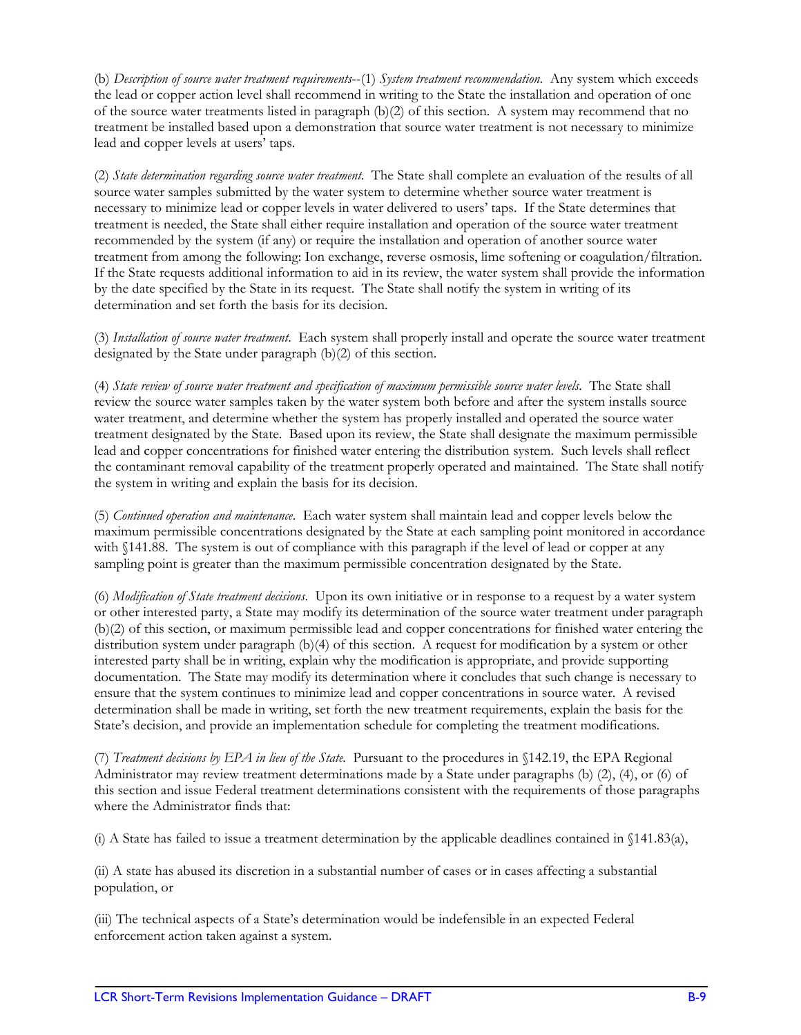(b) *Description of source water treatment requirements*--(1) *System treatment recommendation.* Any system which exceeds the lead or copper action level shall recommend in writing to the State the installation and operation of one of the source water treatments listed in paragraph (b)(2) of this section. A system may recommend that no treatment be installed based upon a demonstration that source water treatment is not necessary to minimize lead and copper levels at users' taps.

(2) *State determination regarding source water treatment.* The State shall complete an evaluation of the results of all source water samples submitted by the water system to determine whether source water treatment is necessary to minimize lead or copper levels in water delivered to users' taps. If the State determines that treatment is needed, the State shall either require installation and operation of the source water treatment recommended by the system (if any) or require the installation and operation of another source water treatment from among the following: Ion exchange, reverse osmosis, lime softening or coagulation/filtration. If the State requests additional information to aid in its review, the water system shall provide the information by the date specified by the State in its request. The State shall notify the system in writing of its determination and set forth the basis for its decision.

(3) *Installation of source water treatment.* Each system shall properly install and operate the source water treatment designated by the State under paragraph (b)(2) of this section.

(4) *State review of source water treatment and specification of maximum permissible source water levels.* The State shall review the source water samples taken by the water system both before and after the system installs source water treatment, and determine whether the system has properly installed and operated the source water treatment designated by the State. Based upon its review, the State shall designate the maximum permissible lead and copper concentrations for finished water entering the distribution system. Such levels shall reflect the contaminant removal capability of the treatment properly operated and maintained. The State shall notify the system in writing and explain the basis for its decision.

(5) *Continued operation and maintenance.* Each water system shall maintain lead and copper levels below the maximum permissible concentrations designated by the State at each sampling point monitored in accordance with §141.88. The system is out of compliance with this paragraph if the level of lead or copper at any sampling point is greater than the maximum permissible concentration designated by the State.

(6) *Modification of State treatment decisions.* Upon its own initiative or in response to a request by a water system or other interested party, a State may modify its determination of the source water treatment under paragraph (b)(2) of this section, or maximum permissible lead and copper concentrations for finished water entering the distribution system under paragraph (b)(4) of this section. A request for modification by a system or other interested party shall be in writing, explain why the modification is appropriate, and provide supporting documentation. The State may modify its determination where it concludes that such change is necessary to ensure that the system continues to minimize lead and copper concentrations in source water. A revised determination shall be made in writing, set forth the new treatment requirements, explain the basis for the State's decision, and provide an implementation schedule for completing the treatment modifications.

(7) *Treatment decisions by EPA in lieu of the State.* Pursuant to the procedures in §142.19, the EPA Regional Administrator may review treatment determinations made by a State under paragraphs (b) (2), (4), or (6) of this section and issue Federal treatment determinations consistent with the requirements of those paragraphs where the Administrator finds that:

(i) A State has failed to issue a treatment determination by the applicable deadlines contained in §141.83(a),

(ii) A state has abused its discretion in a substantial number of cases or in cases affecting a substantial population, or

(iii) The technical aspects of a State's determination would be indefensible in an expected Federal enforcement action taken against a system.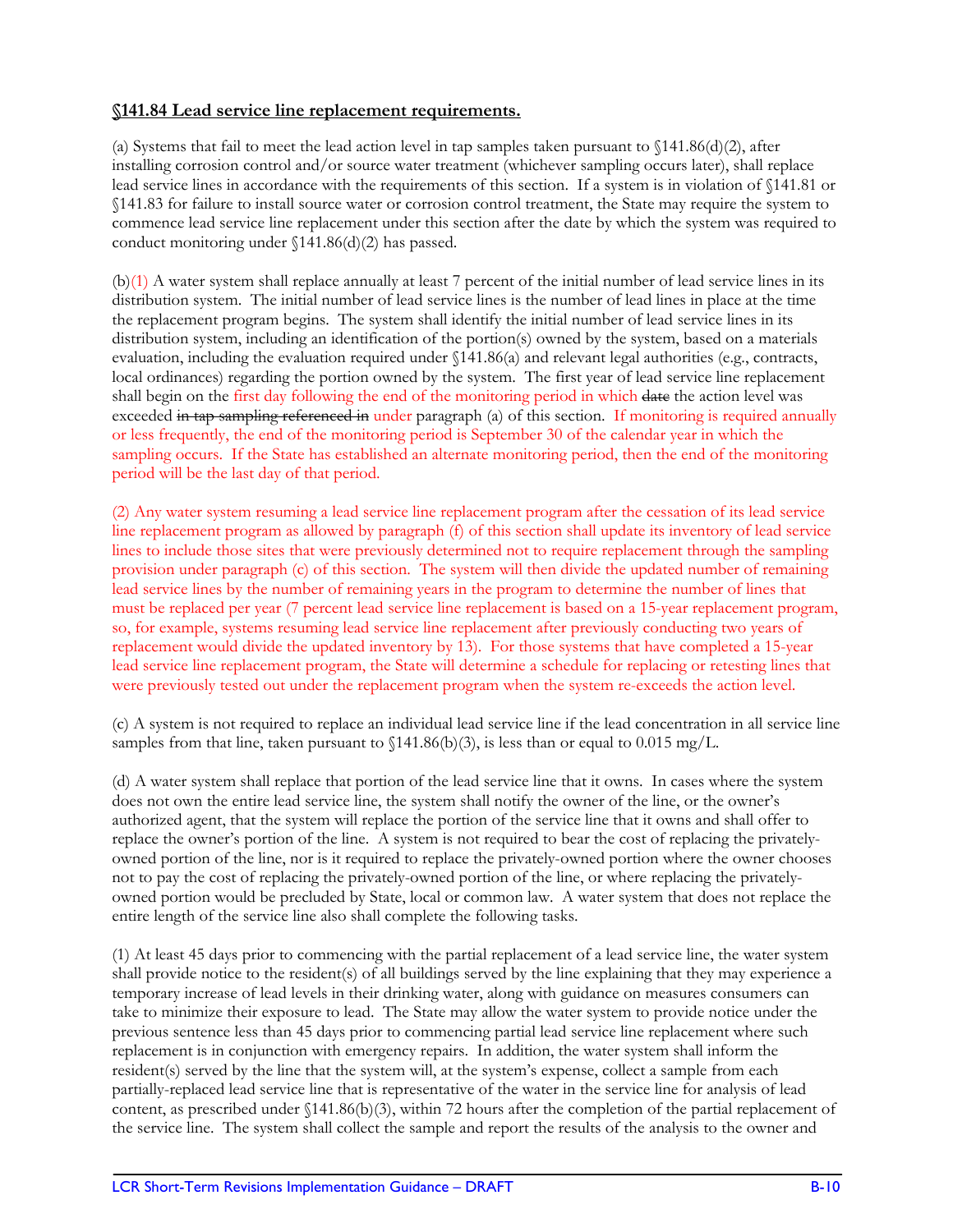**§141.84 Lead service line replacement requirements.**

(a) Systems that fail to meet the lead action level in tap samples taken pursuant to §141.86(d)(2), after installing corrosion control and/or source water treatment (whichever sampling occurs later), shall replace lead service lines in accordance with the requirements of this section. If a system is in violation of §141.81 or §141.83 for failure to install source water or corrosion control treatment, the State may require the system to commence lead service line replacement under this section after the date by which the system was required to conduct monitoring under §141.86(d)(2) has passed.

(b)(1) A water system shall replace annually at least 7 percent of the initial number of lead service lines in its distribution system. The initial number of lead service lines is the number of lead lines in place at the time the replacement program begins. The system shall identify the initial number of lead service lines in its distribution system, including an identification of the portion(s) owned by the system, based on a materials evaluation, including the evaluation required under §141.86(a) and relevant legal authorities (e.g., contracts, local ordinances) regarding the portion owned by the system. The first year of lead service line replacement shall begin on the first day following the end of the monitoring period in which ~~date~~ the action level was exceeded ~~in tap sampling referenced in~~ under paragraph (a) of this section. If monitoring is required annually or less frequently, the end of the monitoring period is September 30 of the calendar year in which the sampling occurs. If the State has established an alternate monitoring period, then the end of the monitoring period will be the last day of that period.

(2) Any water system resuming a lead service line replacement program after the cessation of its lead service line replacement program as allowed by paragraph (f) of this section shall update its inventory of lead service lines to include those sites that were previously determined not to require replacement through the sampling provision under paragraph (c) of this section. The system will then divide the updated number of remaining lead service lines by the number of remaining years in the program to determine the number of lines that must be replaced per year (7 percent lead service line replacement is based on a 15-year replacement program, so, for example, systems resuming lead service line replacement after previously conducting two years of replacement would divide the updated inventory by 13). For those systems that have completed a 15-year lead service line replacement program, the State will determine a schedule for replacing or retesting lines that were previously tested out under the replacement program when the system re-exceeds the action level.

(c) A system is not required to replace an individual lead service line if the lead concentration in all service line samples from that line, taken pursuant to §141.86(b)(3), is less than or equal to 0.015 mg/L.

(d) A water system shall replace that portion of the lead service line that it owns. In cases where the system does not own the entire lead service line, the system shall notify the owner of the line, or the owner's authorized agent, that the system will replace the portion of the service line that it owns and shall offer to replace the owner's portion of the line. A system is not required to bear the cost of replacing the privately-owned portion of the line, nor is it required to replace the privately-owned portion where the owner chooses not to pay the cost of replacing the privately-owned portion of the line, or where replacing the privately-owned portion would be precluded by State, local or common law. A water system that does not replace the entire length of the service line also shall complete the following tasks.

(1) At least 45 days prior to commencing with the partial replacement of a lead service line, the water system shall provide notice to the resident(s) of all buildings served by the line explaining that they may experience a temporary increase of lead levels in their drinking water, along with guidance on measures consumers can take to minimize their exposure to lead. The State may allow the water system to provide notice under the previous sentence less than 45 days prior to commencing partial lead service line replacement where such replacement is in conjunction with emergency repairs. In addition, the water system shall inform the resident(s) served by the line that the system will, at the system's expense, collect a sample from each partially-replaced lead service line that is representative of the water in the service line for analysis of lead content, as prescribed under §141.86(b)(3), within 72 hours after the completion of the partial replacement of the service line. The system shall collect the sample and report the results of the analysis to the owner and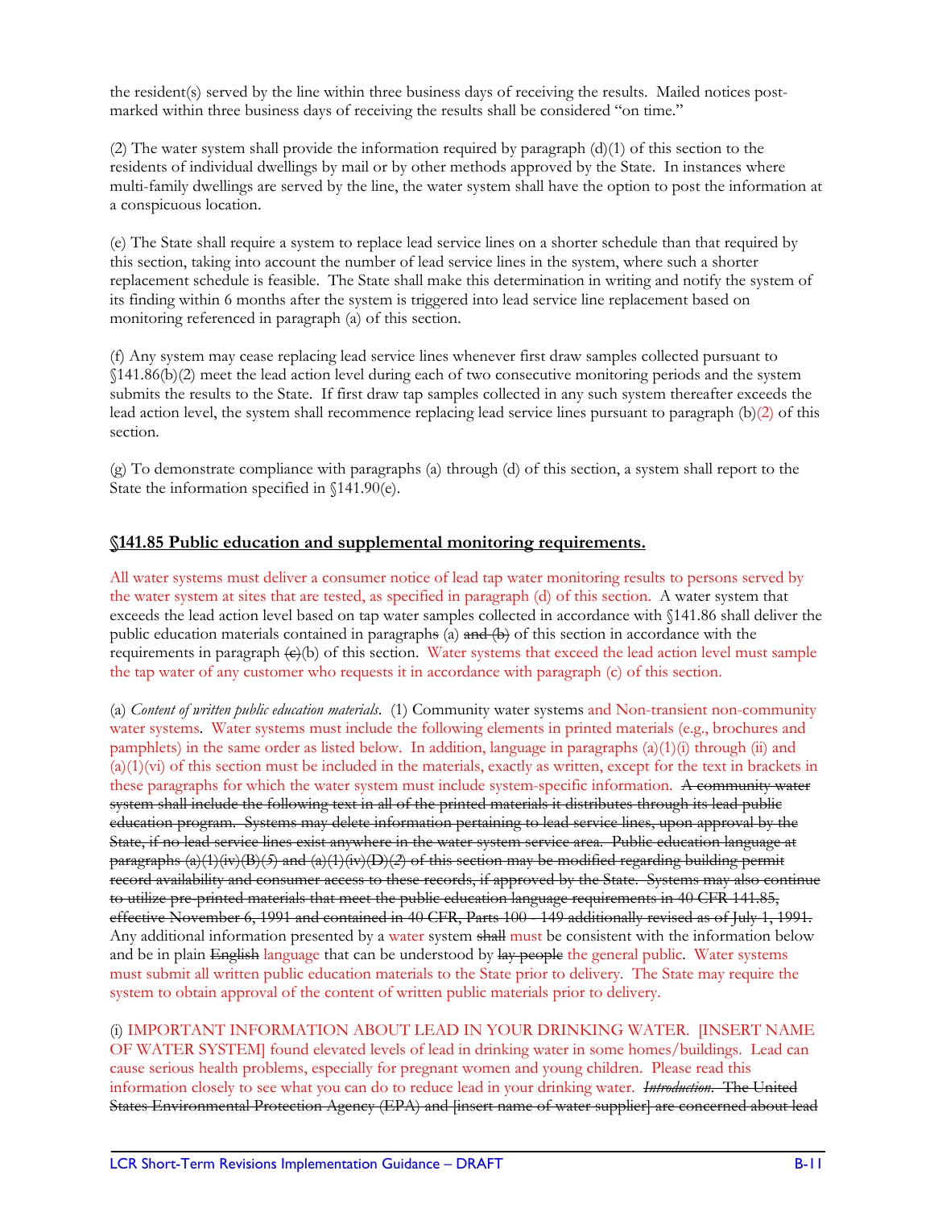the resident(s) served by the line within three business days of receiving the results. Mailed notices post-marked within three business days of receiving the results shall be considered "on time."

(2) The water system shall provide the information required by paragraph (d)(1) of this section to the residents of individual dwellings by mail or by other methods approved by the State. In instances where multi-family dwellings are served by the line, the water system shall have the option to post the information at a conspicuous location.

(e) The State shall require a system to replace lead service lines on a shorter schedule than that required by this section, taking into account the number of lead service lines in the system, where such a shorter replacement schedule is feasible. The State shall make this determination in writing and notify the system of its finding within 6 months after the system is triggered into lead service line replacement based on monitoring referenced in paragraph (a) of this section.

(f) Any system may cease replacing lead service lines whenever first draw samples collected pursuant to §141.86(b)(2) meet the lead action level during each of two consecutive monitoring periods and the system submits the results to the State. If first draw tap samples collected in any such system thereafter exceeds the lead action level, the system shall recommence replacing lead service lines pursuant to paragraph (b)(2) of this section.

(g) To demonstrate compliance with paragraphs (a) through (d) of this section, a system shall report to the State the information specified in §141.90(e).

## §141.85 Public education and supplemental monitoring requirements.

All water systems must deliver a consumer notice of lead tap water monitoring results to persons served by the water system at sites that are tested, as specified in paragraph (d) of this section. A water system that exceeds the lead action level based on tap water samples collected in accordance with §141.86 shall deliver the public education materials contained in paragraphs ~~s~~ (a) ~~and (b)~~ of this section in accordance with the requirements in paragraph ~~(c)~~(b) of this section. Water systems that exceed the lead action level must sample the tap water of any customer who requests it in accordance with paragraph (c) of this section.

(a) *Content of written public education materials*. (1) Community water systems and Non-transient non-community water systems. Water systems must include the following elements in printed materials (e.g., brochures and pamphlets) in the same order as listed below. In addition, language in paragraphs (a)(1)(i) through (ii) and (a)(1)(vi) of this section must be included in the materials, exactly as written, except for the text in brackets in these paragraphs for which the water system must include system-specific information. ~~A community water system shall include the following text in all of the printed materials it distributes through its lead public education program. Systems may delete information pertaining to lead service lines, upon approval by the State, if no lead service lines exist anywhere in the water system service area. Public education language at paragraphs (a)(1)(iv)(B)(5) and (a)(1)(iv)(D)(2) of this section may be modified regarding building permit record availability and consumer access to these records, if approved by the State. Systems may also continue to utilize pre-printed materials that meet the public education language requirements in 40 CFR 141.85, effective November 6, 1991 and contained in 40 CFR, Parts 100 - 149 additionally revised as of July 1, 1991.~~ Any additional information presented by a water system ~~shall~~ must be consistent with the information below and be in plain ~~English~~ language that can be understood by ~~lay people~~ the general public. Water systems must submit all written public education materials to the State prior to delivery. The State may require the system to obtain approval of the content of written public materials prior to delivery.

(i) IMPORTANT INFORMATION ABOUT LEAD IN YOUR DRINKING WATER. [INSERT NAME OF WATER SYSTEM] found elevated levels of lead in drinking water in some homes/buildings. Lead can cause serious health problems, especially for pregnant women and young children. Please read this information closely to see what you can do to reduce lead in your drinking water. ~~*Introduction*. The United States Environmental Protection Agency (EPA) and [insert name of water supplier] are concerned about lead~~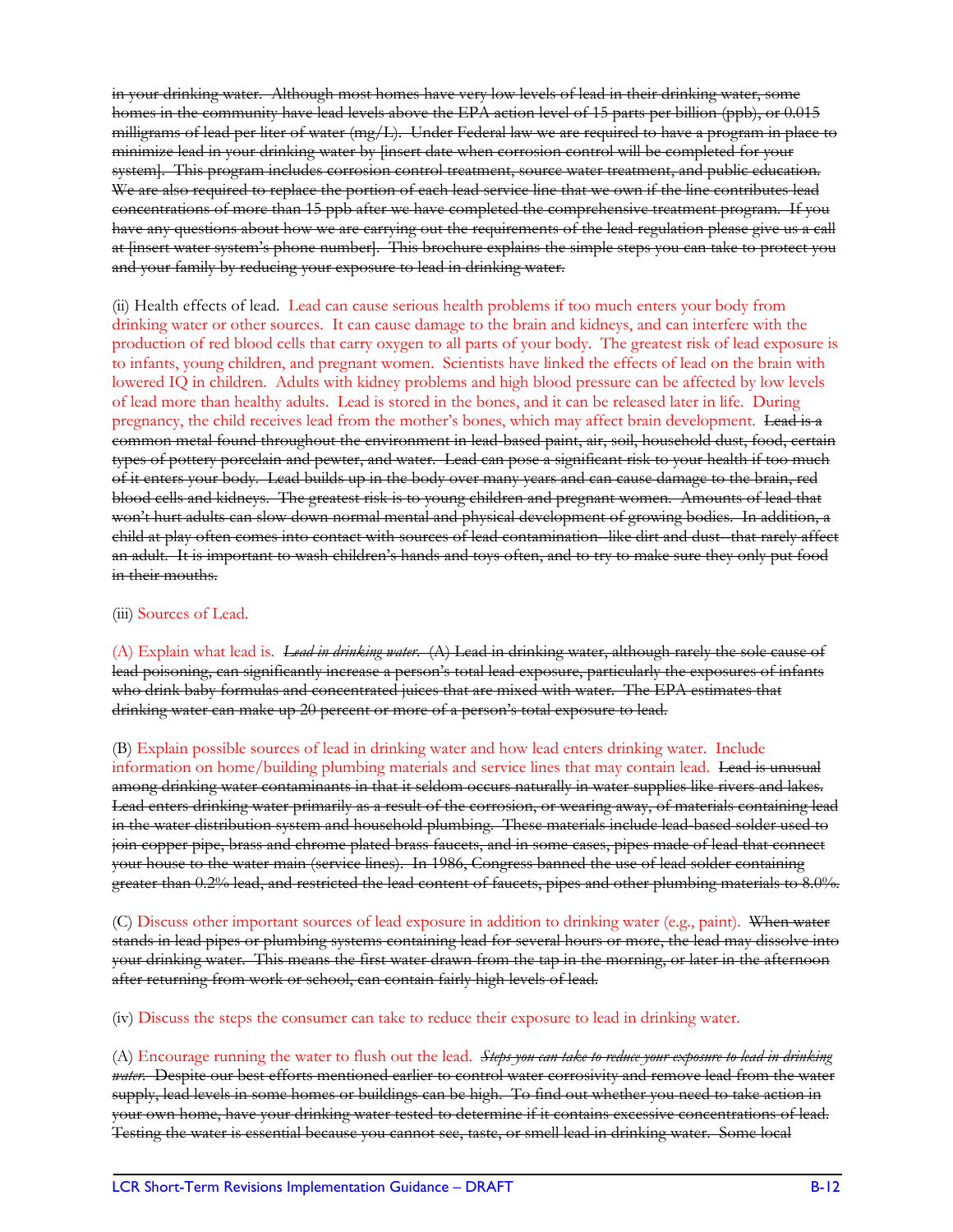~~in your drinking water. Although most homes have very low levels of lead in their drinking water, some homes in the community have lead levels above the EPA action level of 15 parts per billion (ppb), or 0.015 milligrams of lead per liter of water (mg/L). Under Federal law we are required to have a program in place to minimize lead in your drinking water by [insert date when corrosion control will be completed for your system]. This program includes corrosion control treatment, source water treatment, and public education. We are also required to replace the portion of each lead service line that we own if the line contributes lead concentrations of more than 15 ppb after we have completed the comprehensive treatment program. If you have any questions about how we are carrying out the requirements of the lead regulation please give us a call at [insert water system's phone number]. This brochure explains the simple steps you can take to protect you and your family by reducing your exposure to lead in drinking water.~~

(ii) Health effects of lead. Lead can cause serious health problems if too much enters your body from drinking water or other sources. It can cause damage to the brain and kidneys, and can interfere with the production of red blood cells that carry oxygen to all parts of your body. The greatest risk of lead exposure is to infants, young children, and pregnant women. Scientists have linked the effects of lead on the brain with lowered IQ in children. Adults with kidney problems and high blood pressure can be affected by low levels of lead more than healthy adults. Lead is stored in the bones, and it can be released later in life. During pregnancy, the child receives lead from the mother's bones, which may affect brain development. ~~Lead is a common metal found throughout the environment in lead-based paint, air, soil, household dust, food, certain types of pottery porcelain and pewter, and water. Lead can pose a significant risk to your health if too much of it enters your body. Lead builds up in the body over many years and can cause damage to the brain, red blood cells and kidneys. The greatest risk is to young children and pregnant women. Amounts of lead that won't hurt adults can slow down normal mental and physical development of growing bodies. In addition, a child at play often comes into contact with sources of lead contamination--like dirt and dust--that rarely affect an adult. It is important to wash children's hands and toys often, and to try to make sure they only put food in their mouths.~~

(iii) Sources of Lead.

(A) Explain what lead is. ~~*Lead in drinking water.* (A) Lead in drinking water, although rarely the sole cause of lead poisoning, can significantly increase a person's total lead exposure, particularly the exposures of infants who drink baby formulas and concentrated juices that are mixed with water. The EPA estimates that drinking water can make up 20 percent or more of a person's total exposure to lead.~~

(B) Explain possible sources of lead in drinking water and how lead enters drinking water. Include information on home/building plumbing materials and service lines that may contain lead. ~~Lead is unusual among drinking water contaminants in that it seldom occurs naturally in water supplies like rivers and lakes. Lead enters drinking water primarily as a result of the corrosion, or wearing away, of materials containing lead in the water distribution system and household plumbing. These materials include lead-based solder used to join copper pipe, brass and chrome plated brass faucets, and in some cases, pipes made of lead that connect your house to the water main (service lines). In 1986, Congress banned the use of lead solder containing greater than 0.2% lead, and restricted the lead content of faucets, pipes and other plumbing materials to 8.0%.~~

(C) Discuss other important sources of lead exposure in addition to drinking water (e.g., paint). ~~When water stands in lead pipes or plumbing systems containing lead for several hours or more, the lead may dissolve into your drinking water. This means the first water drawn from the tap in the morning, or later in the afternoon after returning from work or school, can contain fairly high levels of lead.~~

(iv) Discuss the steps the consumer can take to reduce their exposure to lead in drinking water.

(A) Encourage running the water to flush out the lead. ~~*Steps you can take to reduce your exposure to lead in drinking water.* Despite our best efforts mentioned earlier to control water corrosivity and remove lead from the water supply, lead levels in some homes or buildings can be high. To find out whether you need to take action in your own home, have your drinking water tested to determine if it contains excessive concentrations of lead. Testing the water is essential because you cannot see, taste, or smell lead in drinking water. Some local~~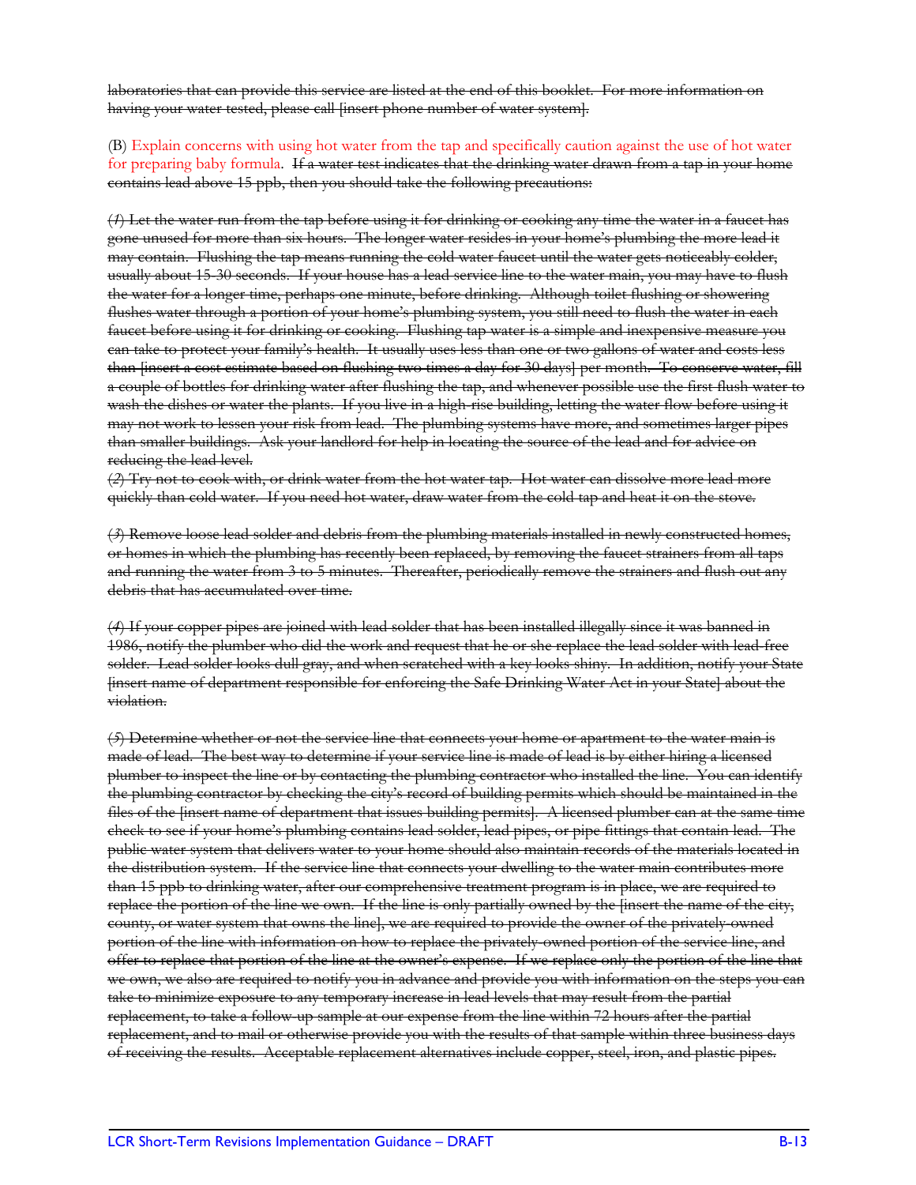~~laboratories that can provide this service are listed at the end of this booklet. For more information on having your water tested, please call [insert phone number of water system].~~

(B) Explain concerns with using hot water from the tap and specifically caution against the use of hot water for preparing baby formula. ~~If a water test indicates that the drinking water drawn from a tap in your home contains lead above 15 ppb, then you should take the following precautions:~~

~~(*1*) Let the water run from the tap before using it for drinking or cooking any time the water in a faucet has gone unused for more than six hours. The longer water resides in your home's plumbing the more lead it may contain. Flushing the tap means running the cold water faucet until the water gets noticeably colder, usually about 15-30 seconds. If your house has a lead service line to the water main, you may have to flush the water for a longer time, perhaps one minute, before drinking. Although toilet flushing or showering flushes water through a portion of your home's plumbing system, you still need to flush the water in each faucet before using it for drinking or cooking. Flushing tap water is a simple and inexpensive measure you can take to protect your family's health. It usually uses less than one or two gallons of water and costs less than [insert a cost estimate based on flushing two times a day for 30 days] per month. To conserve water, fill a couple of bottles for drinking water after flushing the tap, and whenever possible use the first flush water to wash the dishes or water the plants. If you live in a high-rise building, letting the water flow before using it may not work to lessen your risk from lead. The plumbing systems have more, and sometimes larger pipes than smaller buildings. Ask your landlord for help in locating the source of the lead and for advice on reducing the lead level.~~

~~(*2*) Try not to cook with, or drink water from the hot water tap. Hot water can dissolve more lead more quickly than cold water. If you need hot water, draw water from the cold tap and heat it on the stove.~~

~~(*3*) Remove loose lead solder and debris from the plumbing materials installed in newly constructed homes, or homes in which the plumbing has recently been replaced, by removing the faucet strainers from all taps and running the water from 3 to 5 minutes. Thereafter, periodically remove the strainers and flush out any debris that has accumulated over time.~~

~~(*4*) If your copper pipes are joined with lead solder that has been installed illegally since it was banned in 1986, notify the plumber who did the work and request that he or she replace the lead solder with lead-free solder. Lead solder looks dull gray, and when scratched with a key looks shiny. In addition, notify your State [insert name of department responsible for enforcing the Safe Drinking Water Act in your State] about the violation.~~

~~(*5*) Determine whether or not the service line that connects your home or apartment to the water main is made of lead. The best way to determine if your service line is made of lead is by either hiring a licensed plumber to inspect the line or by contacting the plumbing contractor who installed the line. You can identify the plumbing contractor by checking the city's record of building permits which should be maintained in the files of the [insert name of department that issues building permits]. A licensed plumber can at the same time check to see if your home's plumbing contains lead solder, lead pipes, or pipe fittings that contain lead. The public water system that delivers water to your home should also maintain records of the materials located in the distribution system. If the service line that connects your dwelling to the water main contributes more than 15 ppb to drinking water, after our comprehensive treatment program is in place, we are required to replace the portion of the line we own. If the line is only partially owned by the [insert the name of the city, county, or water system that owns the line], we are required to provide the owner of the privately-owned portion of the line with information on how to replace the privately-owned portion of the service line, and offer to replace that portion of the line at the owner's expense. If we replace only the portion of the line that we own, we also are required to notify you in advance and provide you with information on the steps you can take to minimize exposure to any temporary increase in lead levels that may result from the partial replacement, to take a follow-up sample at our expense from the line within 72 hours after the partial replacement, and to mail or otherwise provide you with the results of that sample within three business days of receiving the results. Acceptable replacement alternatives include copper, steel, iron, and plastic pipes.~~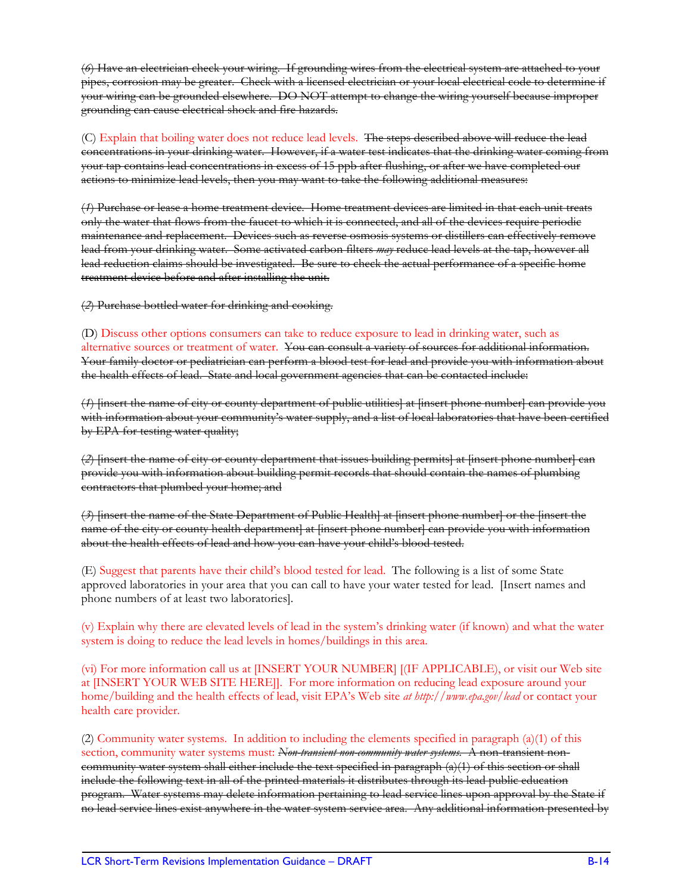~~(*6*) Have an electrician check your wiring. If grounding wires from the electrical system are attached to your pipes, corrosion may be greater. Check with a licensed electrician or your local electrical code to determine if your wiring can be grounded elsewhere. DO NOT attempt to change the wiring yourself because improper grounding can cause electrical shock and fire hazards.~~

(C) Explain that boiling water does not reduce lead levels. ~~The steps described above will reduce the lead concentrations in your drinking water. However, if a water test indicates that the drinking water coming from your tap contains lead concentrations in excess of 15 ppb after flushing, or after we have completed our actions to minimize lead levels, then you may want to take the following additional measures:~~

~~(*1*) Purchase or lease a home treatment device. Home treatment devices are limited in that each unit treats only the water that flows from the faucet to which it is connected, and all of the devices require periodic maintenance and replacement. Devices such as reverse osmosis systems or distillers can effectively remove lead from your drinking water. Some activated carbon filters *may* reduce lead levels at the tap, however all lead reduction claims should be investigated. Be sure to check the actual performance of a specific home treatment device before and after installing the unit.~~

~~(*2*) Purchase bottled water for drinking and cooking.~~

(D) Discuss other options consumers can take to reduce exposure to lead in drinking water, such as alternative sources or treatment of water. ~~You can consult a variety of sources for additional information. Your family doctor or pediatrician can perform a blood test for lead and provide you with information about the health effects of lead. State and local government agencies that can be contacted include:~~

~~(*1*) [insert the name of city or county department of public utilities] at [insert phone number] can provide you with information about your community's water supply, and a list of local laboratories that have been certified by EPA for testing water quality;~~

~~(*2*) [insert the name of city or county department that issues building permits] at [insert phone number] can provide you with information about building permit records that should contain the names of plumbing contractors that plumbed your home; and~~

~~(*3*) [insert the name of the State Department of Public Health] at [insert phone number] or the [insert the name of the city or county health department] at [insert phone number] can provide you with information about the health effects of lead and how you can have your child's blood tested.~~

(E) Suggest that parents have their child's blood tested for lead. The following is a list of some State approved laboratories in your area that you can call to have your water tested for lead. [Insert names and phone numbers of at least two laboratories].

(v) Explain why there are elevated levels of lead in the system's drinking water (if known) and what the water system is doing to reduce the lead levels in homes/buildings in this area.

(vi) For more information call us at [INSERT YOUR NUMBER] [(IF APPLICABLE), or visit our Web site at [INSERT YOUR WEB SITE HERE]]. For more information on reducing lead exposure around your home/building and the health effects of lead, visit EPA's Web site *at http://www.epa.gov/lead* or contact your health care provider.

(2) Community water systems. In addition to including the elements specified in paragraph (a)(1) of this section, community water systems must: ~~*Non-transient non-community water systems.* A non-transient non-community water system shall either include the text specified in paragraph (a)(1) of this section or shall include the following text in all of the printed materials it distributes through its lead public education program. Water systems may delete information pertaining to lead service lines upon approval by the State if no lead service lines exist anywhere in the water system service area. Any additional information presented by~~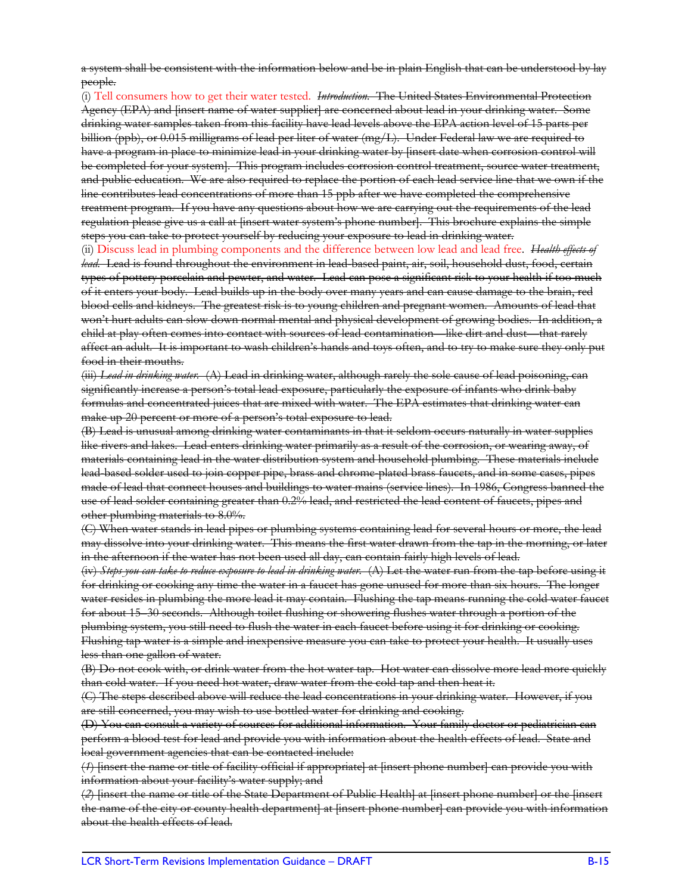~~a system shall be consistent with the information below and be in plain English that can be understood by lay people.~~

(i) Tell consumers how to get their water tested. ~~*Introduction.* The United States Environmental Protection Agency (EPA) and [insert name of water supplier] are concerned about lead in your drinking water. Some drinking water samples taken from this facility have lead levels above the EPA action level of 15 parts per billion (ppb), or 0.015 milligrams of lead per liter of water (mg/L). Under Federal law we are required to have a program in place to minimize lead in your drinking water by [insert date when corrosion control will be completed for your system]. This program includes corrosion control treatment, source water treatment, and public education. We are also required to replace the portion of each lead service line that we own if the line contributes lead concentrations of more than 15 ppb after we have completed the comprehensive treatment program. If you have any questions about how we are carrying out the requirements of the lead regulation please give us a call at [insert water system's phone number]. This brochure explains the simple steps you can take to protect yourself by reducing your exposure to lead in drinking water.~~

(ii) Discuss lead in plumbing components and the difference between low lead and lead free. ~~*Health effects of lead.* Lead is found throughout the environment in lead-based paint, air, soil, household dust, food, certain types of pottery porcelain and pewter, and water. Lead can pose a significant risk to your health if too much of it enters your body. Lead builds up in the body over many years and can cause damage to the brain, red blood cells and kidneys. The greatest risk is to young children and pregnant women. Amounts of lead that won't hurt adults can slow down normal mental and physical development of growing bodies. In addition, a child at play often comes into contact with sources of lead contamination—like dirt and dust—that rarely affect an adult. It is important to wash children's hands and toys often, and to try to make sure they only put food in their mouths.~~

~~(iii) *Lead in drinking water.* (A) Lead in drinking water, although rarely the sole cause of lead poisoning, can significantly increase a person's total lead exposure, particularly the exposure of infants who drink baby formulas and concentrated juices that are mixed with water. The EPA estimates that drinking water can make up 20 percent or more of a person's total exposure to lead.~~

~~(B) Lead is unusual among drinking water contaminants in that it seldom occurs naturally in water supplies like rivers and lakes. Lead enters drinking water primarily as a result of the corrosion, or wearing away, of materials containing lead in the water distribution system and household plumbing. These materials include lead-based solder used to join copper pipe, brass and chrome-plated brass faucets, and in some cases, pipes made of lead that connect houses and buildings to water mains (service lines). In 1986, Congress banned the use of lead solder containing greater than 0.2% lead, and restricted the lead content of faucets, pipes and other plumbing materials to 8.0%.~~

~~(C) When water stands in lead pipes or plumbing systems containing lead for several hours or more, the lead may dissolve into your drinking water. This means the first water drawn from the tap in the morning, or later in the afternoon if the water has not been used all day, can contain fairly high levels of lead.~~

~~(iv) *Steps you can take to reduce exposure to lead in drinking water.* (A) Let the water run from the tap before using it for drinking or cooking any time the water in a faucet has gone unused for more than six hours. The longer water resides in plumbing the more lead it may contain. Flushing the tap means running the cold water faucet for about 15–30 seconds. Although toilet flushing or showering flushes water through a portion of the plumbing system, you still need to flush the water in each faucet before using it for drinking or cooking. Flushing tap water is a simple and inexpensive measure you can take to protect your health. It usually uses less than one gallon of water.~~

~~(B) Do not cook with, or drink water from the hot water tap. Hot water can dissolve more lead more quickly than cold water. If you need hot water, draw water from the cold tap and then heat it.~~

~~(C) The steps described above will reduce the lead concentrations in your drinking water. However, if you are still concerned, you may wish to use bottled water for drinking and cooking.~~

~~(D) You can consult a variety of sources for additional information. Your family doctor or pediatrician can perform a blood test for lead and provide you with information about the health effects of lead. State and local government agencies that can be contacted include:~~

~~(*1*) [insert the name or title of facility official if appropriate] at [insert phone number] can provide you with information about your facility's water supply; and~~

~~(*2*) [insert the name or title of the State Department of Public Health] at [insert phone number] or the [insert the name of the city or county health department] at [insert phone number] can provide you with information about the health effects of lead.~~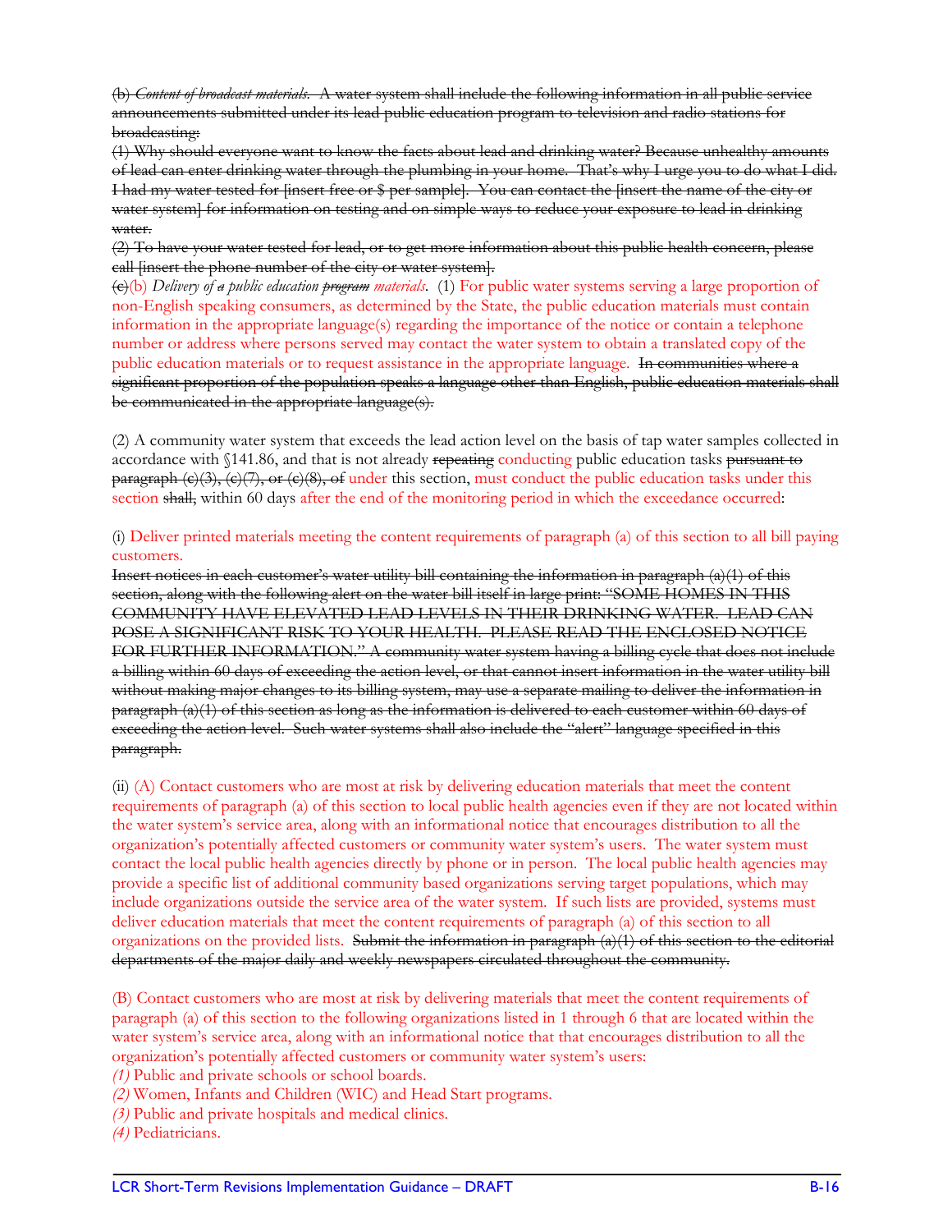~~(b) *Content of broadcast materials.* A water system shall include the following information in all public service announcements submitted under its lead public education program to television and radio stations for broadcasting:~~

~~(1) Why should everyone want to know the facts about lead and drinking water? Because unhealthy amounts of lead can enter drinking water through the plumbing in your home. That's why I urge you to do what I did. I had my water tested for [insert free or $ per sample]. You can contact the [insert the name of the city or water system] for information on testing and on simple ways to reduce your exposure to lead in drinking water.~~

~~(2) To have your water tested for lead, or to get more information about this public health concern, please call [insert the phone number of the city or water system].~~

~~(c)~~(b) *Delivery of ~~a~~ public education ~~program~~ materials.* (1) For public water systems serving a large proportion of non-English speaking consumers, as determined by the State, the public education materials must contain information in the appropriate language(s) regarding the importance of the notice or contain a telephone number or address where persons served may contact the water system to obtain a translated copy of the public education materials or to request assistance in the appropriate language. ~~In communities where a significant proportion of the population speaks a language other than English, public education materials shall be communicated in the appropriate language(s).~~

(2) A community water system that exceeds the lead action level on the basis of tap water samples collected in accordance with §141.86, and that is not already ~~repeating~~ conducting public education tasks ~~pursuant to paragraph (c)(3), (c)(7), or (c)(8), of~~ under this section, must conduct the public education tasks under this section ~~shall,~~ within 60 days after the end of the monitoring period in which the exceedance occurred:

(i) Deliver printed materials meeting the content requirements of paragraph (a) of this section to all bill paying customers.

~~Insert notices in each customer's water utility bill containing the information in paragraph (a)(1) of this section, along with the following alert on the water bill itself in large print: "SOME HOMES IN THIS COMMUNITY HAVE ELEVATED LEAD LEVELS IN THEIR DRINKING WATER. LEAD CAN POSE A SIGNIFICANT RISK TO YOUR HEALTH. PLEASE READ THE ENCLOSED NOTICE FOR FURTHER INFORMATION." A community water system having a billing cycle that does not include a billing within 60 days of exceeding the action level, or that cannot insert information in the water utility bill without making major changes to its billing system, may use a separate mailing to deliver the information in paragraph (a)(1) of this section as long as the information is delivered to each customer within 60 days of exceeding the action level. Such water systems shall also include the "alert" language specified in this paragraph.~~

(ii) (A) Contact customers who are most at risk by delivering education materials that meet the content requirements of paragraph (a) of this section to local public health agencies even if they are not located within the water system's service area, along with an informational notice that encourages distribution to all the organization's potentially affected customers or community water system's users. The water system must contact the local public health agencies directly by phone or in person. The local public health agencies may provide a specific list of additional community based organizations serving target populations, which may include organizations outside the service area of the water system. If such lists are provided, systems must deliver education materials that meet the content requirements of paragraph (a) of this section to all organizations on the provided lists. ~~Submit the information in paragraph (a)(1) of this section to the editorial departments of the major daily and weekly newspapers circulated throughout the community.~~

(B) Contact customers who are most at risk by delivering materials that meet the content requirements of paragraph (a) of this section to the following organizations listed in 1 through 6 that are located within the water system's service area, along with an informational notice that that encourages distribution to all the organization's potentially affected customers or community water system's users:

*(1)* Public and private schools or school boards.

*(2)* Women, Infants and Children (WIC) and Head Start programs.

*(3)* Public and private hospitals and medical clinics.

*(4)* Pediatricians.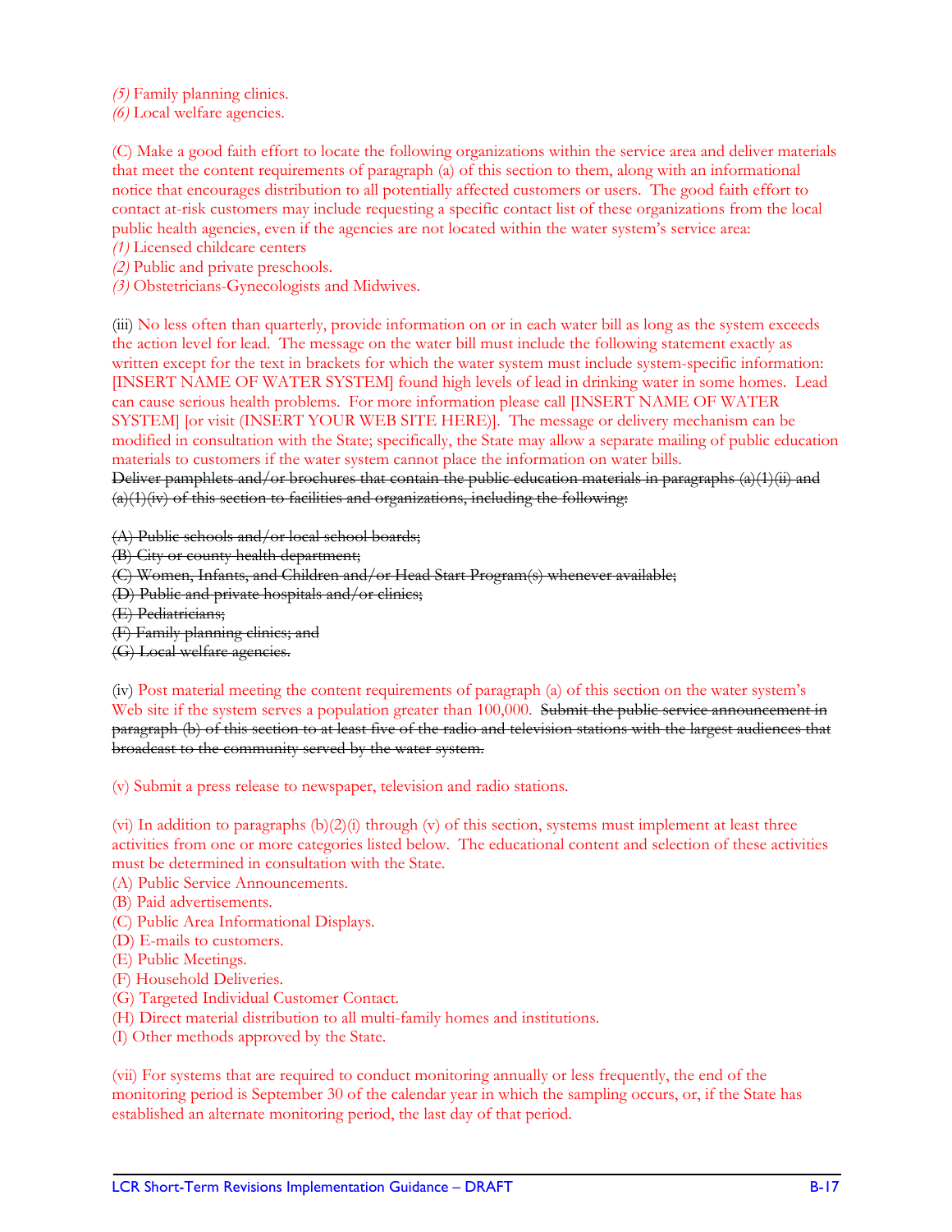*(5)* Family planning clinics.
*(6)* Local welfare agencies.

(C) Make a good faith effort to locate the following organizations within the service area and deliver materials that meet the content requirements of paragraph (a) of this section to them, along with an informational notice that encourages distribution to all potentially affected customers or users. The good faith effort to contact at-risk customers may include requesting a specific contact list of these organizations from the local public health agencies, even if the agencies are not located within the water system's service area:
*(1)* Licensed childcare centers
*(2)* Public and private preschools.
*(3)* Obstetricians-Gynecologists and Midwives.

(iii) No less often than quarterly, provide information on or in each water bill as long as the system exceeds the action level for lead. The message on the water bill must include the following statement exactly as written except for the text in brackets for which the water system must include system-specific information: [INSERT NAME OF WATER SYSTEM] found high levels of lead in drinking water in some homes. Lead can cause serious health problems. For more information please call [INSERT NAME OF WATER SYSTEM] [or visit (INSERT YOUR WEB SITE HERE)]. The message or delivery mechanism can be modified in consultation with the State; specifically, the State may allow a separate mailing of public education materials to customers if the water system cannot place the information on water bills.
~~Deliver pamphlets and/or brochures that contain the public education materials in paragraphs (a)(1)(ii) and (a)(1)(iv) of this section to facilities and organizations, including the following:~~

~~(A) Public schools and/or local school boards;~~
~~(B) City or county health department;~~
~~(C) Women, Infants, and Children and/or Head Start Program(s) whenever available;~~
~~(D) Public and private hospitals and/or clinics;~~
~~(E) Pediatricians;~~
~~(F) Family planning clinics; and~~
~~(G) Local welfare agencies.~~

(iv) Post material meeting the content requirements of paragraph (a) of this section on the water system's Web site if the system serves a population greater than 100,000. ~~Submit the public service announcement in paragraph (b) of this section to at least five of the radio and television stations with the largest audiences that broadcast to the community served by the water system.~~

(v) Submit a press release to newspaper, television and radio stations.

(vi) In addition to paragraphs (b)(2)(i) through (v) of this section, systems must implement at least three activities from one or more categories listed below. The educational content and selection of these activities must be determined in consultation with the State.
(A) Public Service Announcements.
(B) Paid advertisements.
(C) Public Area Informational Displays.
(D) E-mails to customers.
(E) Public Meetings.
(F) Household Deliveries.
(G) Targeted Individual Customer Contact.
(H) Direct material distribution to all multi-family homes and institutions.
(I) Other methods approved by the State.

(vii) For systems that are required to conduct monitoring annually or less frequently, the end of the monitoring period is September 30 of the calendar year in which the sampling occurs, or, if the State has established an alternate monitoring period, the last day of that period.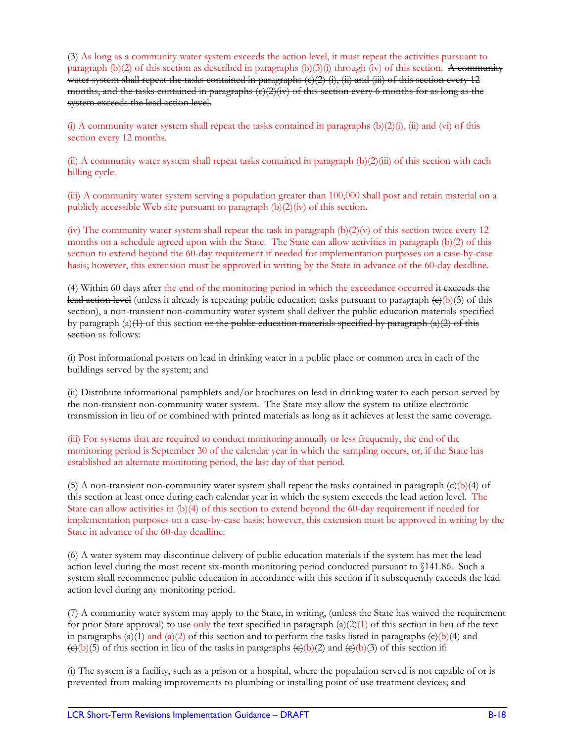(3) As long as a community water system exceeds the action level, it must repeat the activities pursuant to paragraph (b)(2) of this section as described in paragraphs (b)(3)(i) through (iv) of this section. ~~A community water system shall repeat the tasks contained in paragraphs (c)(2) (i), (ii) and (iii) of this section every 12 months, and the tasks contained in paragraphs (c)(2)(iv) of this section every 6 months for as long as the system exceeds the lead action level.~~

(i) A community water system shall repeat the tasks contained in paragraphs (b)(2)(i), (ii) and (vi) of this section every 12 months.

(ii) A community water system shall repeat tasks contained in paragraph (b)(2)(iii) of this section with each billing cycle.

(iii) A community water system serving a population greater than 100,000 shall post and retain material on a publicly accessible Web site pursuant to paragraph (b)(2)(iv) of this section.

(iv) The community water system shall repeat the task in paragraph (b)(2)(v) of this section twice every 12 months on a schedule agreed upon with the State. The State can allow activities in paragraph (b)(2) of this section to extend beyond the 60-day requirement if needed for implementation purposes on a case-by-case basis; however, this extension must be approved in writing by the State in advance of the 60-day deadline.

(4) Within 60 days after the end of the monitoring period in which the exceedance occurred ~~it exceeds the lead action level~~ (unless it already is repeating public education tasks pursuant to paragraph ~~(c)~~(b)(5) of this section), a non-transient non-community water system shall deliver the public education materials specified by paragraph (a)~~(1)~~ of this section ~~or the public education materials specified by paragraph (a)(2) of this section~~ as follows:

(i) Post informational posters on lead in drinking water in a public place or common area in each of the buildings served by the system; and

(ii) Distribute informational pamphlets and/or brochures on lead in drinking water to each person served by the non-transient non-community water system. The State may allow the system to utilize electronic transmission in lieu of or combined with printed materials as long as it achieves at least the same coverage.

(iii) For systems that are required to conduct monitoring annually or less frequently, the end of the monitoring period is September 30 of the calendar year in which the sampling occurs, or, if the State has established an alternate monitoring period, the last day of that period.

(5) A non-transient non-community water system shall repeat the tasks contained in paragraph ~~(c)~~(b)(4) of this section at least once during each calendar year in which the system exceeds the lead action level. The State can allow activities in (b)(4) of this section to extend beyond the 60-day requirement if needed for implementation purposes on a case-by-case basis; however, this extension must be approved in writing by the State in advance of the 60-day deadline.

(6) A water system may discontinue delivery of public education materials if the system has met the lead action level during the most recent six-month monitoring period conducted pursuant to §141.86. Such a system shall recommence public education in accordance with this section if it subsequently exceeds the lead action level during any monitoring period.

(7) A community water system may apply to the State, in writing, (unless the State has waived the requirement for prior State approval) to use only the text specified in paragraph (a)~~(2)~~(1) of this section in lieu of the text in paragraphs (a)(1) and (a)(2) of this section and to perform the tasks listed in paragraphs ~~(c)~~(b)(4) and ~~(c)~~(b)(5) of this section in lieu of the tasks in paragraphs ~~(c)~~(b)(2) and ~~(c)~~(b)(3) of this section if:

(i) The system is a facility, such as a prison or a hospital, where the population served is not capable of or is prevented from making improvements to plumbing or installing point of use treatment devices; and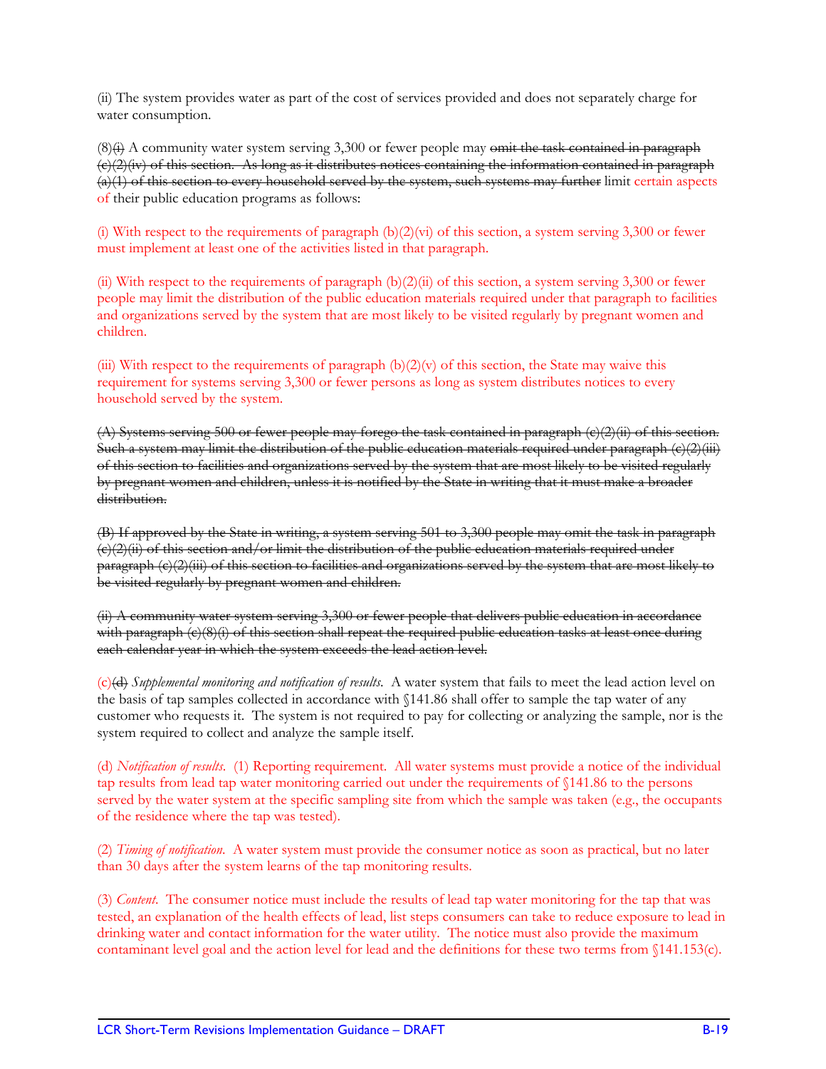(ii) The system provides water as part of the cost of services provided and does not separately charge for water consumption.

(8)~~(i)~~ A community water system serving 3,300 or fewer people may ~~omit the task contained in paragraph (c)(2)(iv) of this section. As long as it distributes notices containing the information contained in paragraph (a)(1) of this section to every household served by the system, such systems may further~~ limit certain aspects of their public education programs as follows:

(i) With respect to the requirements of paragraph (b)(2)(vi) of this section, a system serving 3,300 or fewer must implement at least one of the activities listed in that paragraph.

(ii) With respect to the requirements of paragraph (b)(2)(ii) of this section, a system serving 3,300 or fewer people may limit the distribution of the public education materials required under that paragraph to facilities and organizations served by the system that are most likely to be visited regularly by pregnant women and children.

(iii) With respect to the requirements of paragraph (b)(2)(v) of this section, the State may waive this requirement for systems serving 3,300 or fewer persons as long as system distributes notices to every household served by the system.

~~(A) Systems serving 500 or fewer people may forego the task contained in paragraph (c)(2)(ii) of this section. Such a system may limit the distribution of the public education materials required under paragraph (c)(2)(iii) of this section to facilities and organizations served by the system that are most likely to be visited regularly by pregnant women and children, unless it is notified by the State in writing that it must make a broader distribution.~~

~~(B) If approved by the State in writing, a system serving 501 to 3,300 people may omit the task in paragraph (c)(2)(ii) of this section and/or limit the distribution of the public education materials required under paragraph (c)(2)(iii) of this section to facilities and organizations served by the system that are most likely to be visited regularly by pregnant women and children.~~

~~(ii) A community water system serving 3,300 or fewer people that delivers public education in accordance with paragraph (c)(8)(i) of this section shall repeat the required public education tasks at least once during each calendar year in which the system exceeds the lead action level.~~

(c)~~(d)~~ *Supplemental monitoring and notification of results.* A water system that fails to meet the lead action level on the basis of tap samples collected in accordance with §141.86 shall offer to sample the tap water of any customer who requests it. The system is not required to pay for collecting or analyzing the sample, nor is the system required to collect and analyze the sample itself.

(d) *Notification of results.* (1) Reporting requirement. All water systems must provide a notice of the individual tap results from lead tap water monitoring carried out under the requirements of §141.86 to the persons served by the water system at the specific sampling site from which the sample was taken (e.g., the occupants of the residence where the tap was tested).

(2) *Timing of notification.* A water system must provide the consumer notice as soon as practical, but no later than 30 days after the system learns of the tap monitoring results.

(3) *Content.* The consumer notice must include the results of lead tap water monitoring for the tap that was tested, an explanation of the health effects of lead, list steps consumers can take to reduce exposure to lead in drinking water and contact information for the water utility. The notice must also provide the maximum contaminant level goal and the action level for lead and the definitions for these two terms from §141.153(c).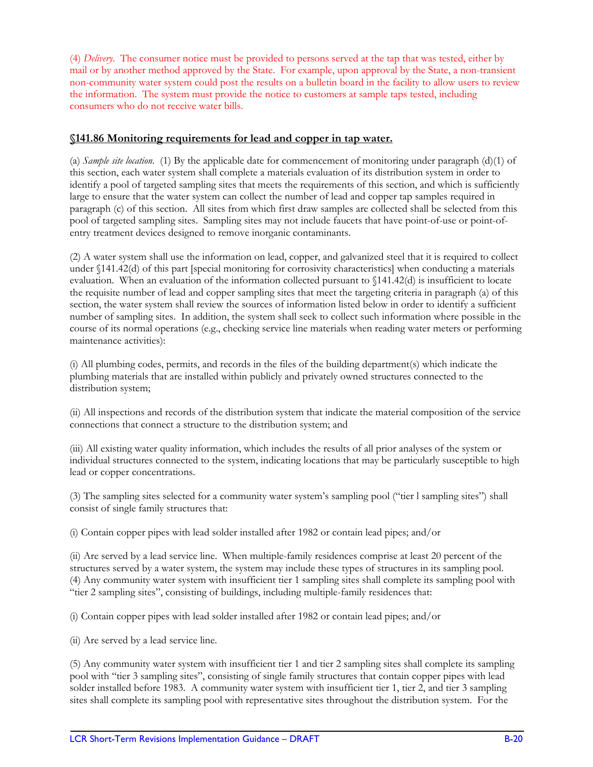(4) *Delivery.* The consumer notice must be provided to persons served at the tap that was tested, either by mail or by another method approved by the State. For example, upon approval by the State, a non-transient non-community water system could post the results on a bulletin board in the facility to allow users to review the information. The system must provide the notice to customers at sample taps tested, including consumers who do not receive water bills.

## §141.86 Monitoring requirements for lead and copper in tap water.

(a) *Sample site location.* (1) By the applicable date for commencement of monitoring under paragraph (d)(1) of this section, each water system shall complete a materials evaluation of its distribution system in order to identify a pool of targeted sampling sites that meets the requirements of this section, and which is sufficiently large to ensure that the water system can collect the number of lead and copper tap samples required in paragraph (c) of this section. All sites from which first draw samples are collected shall be selected from this pool of targeted sampling sites. Sampling sites may not include faucets that have point-of-use or point-of-entry treatment devices designed to remove inorganic contaminants.

(2) A water system shall use the information on lead, copper, and galvanized steel that it is required to collect under §141.42(d) of this part [special monitoring for corrosivity characteristics] when conducting a materials evaluation. When an evaluation of the information collected pursuant to §141.42(d) is insufficient to locate the requisite number of lead and copper sampling sites that meet the targeting criteria in paragraph (a) of this section, the water system shall review the sources of information listed below in order to identify a sufficient number of sampling sites. In addition, the system shall seek to collect such information where possible in the course of its normal operations (e.g., checking service line materials when reading water meters or performing maintenance activities):

(i) All plumbing codes, permits, and records in the files of the building department(s) which indicate the plumbing materials that are installed within publicly and privately owned structures connected to the distribution system;

(ii) All inspections and records of the distribution system that indicate the material composition of the service connections that connect a structure to the distribution system; and

(iii) All existing water quality information, which includes the results of all prior analyses of the system or individual structures connected to the system, indicating locations that may be particularly susceptible to high lead or copper concentrations.

(3) The sampling sites selected for a community water system's sampling pool ("tier l sampling sites") shall consist of single family structures that:

(i) Contain copper pipes with lead solder installed after 1982 or contain lead pipes; and/or

(ii) Are served by a lead service line. When multiple-family residences comprise at least 20 percent of the structures served by a water system, the system may include these types of structures in its sampling pool.
(4) Any community water system with insufficient tier 1 sampling sites shall complete its sampling pool with "tier 2 sampling sites", consisting of buildings, including multiple-family residences that:

(i) Contain copper pipes with lead solder installed after 1982 or contain lead pipes; and/or

(ii) Are served by a lead service line.

(5) Any community water system with insufficient tier 1 and tier 2 sampling sites shall complete its sampling pool with "tier 3 sampling sites", consisting of single family structures that contain copper pipes with lead solder installed before 1983. A community water system with insufficient tier 1, tier 2, and tier 3 sampling sites shall complete its sampling pool with representative sites throughout the distribution system. For the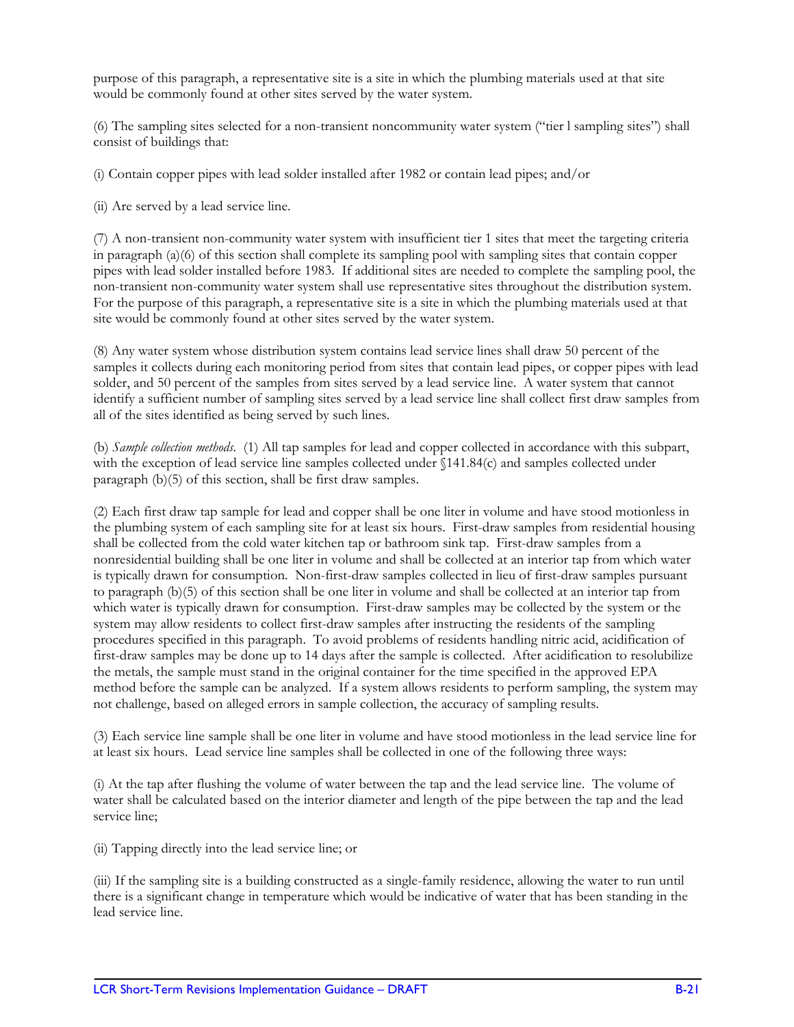purpose of this paragraph, a representative site is a site in which the plumbing materials used at that site would be commonly found at other sites served by the water system.

(6) The sampling sites selected for a non-transient noncommunity water system ("tier l sampling sites") shall consist of buildings that:

(i) Contain copper pipes with lead solder installed after 1982 or contain lead pipes; and/or

(ii) Are served by a lead service line.

(7) A non-transient non-community water system with insufficient tier 1 sites that meet the targeting criteria in paragraph (a)(6) of this section shall complete its sampling pool with sampling sites that contain copper pipes with lead solder installed before 1983. If additional sites are needed to complete the sampling pool, the non-transient non-community water system shall use representative sites throughout the distribution system. For the purpose of this paragraph, a representative site is a site in which the plumbing materials used at that site would be commonly found at other sites served by the water system.

(8) Any water system whose distribution system contains lead service lines shall draw 50 percent of the samples it collects during each monitoring period from sites that contain lead pipes, or copper pipes with lead solder, and 50 percent of the samples from sites served by a lead service line. A water system that cannot identify a sufficient number of sampling sites served by a lead service line shall collect first draw samples from all of the sites identified as being served by such lines.

(b) *Sample collection methods*. (1) All tap samples for lead and copper collected in accordance with this subpart, with the exception of lead service line samples collected under §141.84(c) and samples collected under paragraph (b)(5) of this section, shall be first draw samples.

(2) Each first draw tap sample for lead and copper shall be one liter in volume and have stood motionless in the plumbing system of each sampling site for at least six hours. First-draw samples from residential housing shall be collected from the cold water kitchen tap or bathroom sink tap. First-draw samples from a nonresidential building shall be one liter in volume and shall be collected at an interior tap from which water is typically drawn for consumption. Non-first-draw samples collected in lieu of first-draw samples pursuant to paragraph (b)(5) of this section shall be one liter in volume and shall be collected at an interior tap from which water is typically drawn for consumption. First-draw samples may be collected by the system or the system may allow residents to collect first-draw samples after instructing the residents of the sampling procedures specified in this paragraph. To avoid problems of residents handling nitric acid, acidification of first-draw samples may be done up to 14 days after the sample is collected. After acidification to resolubilize the metals, the sample must stand in the original container for the time specified in the approved EPA method before the sample can be analyzed. If a system allows residents to perform sampling, the system may not challenge, based on alleged errors in sample collection, the accuracy of sampling results.

(3) Each service line sample shall be one liter in volume and have stood motionless in the lead service line for at least six hours. Lead service line samples shall be collected in one of the following three ways:

(i) At the tap after flushing the volume of water between the tap and the lead service line. The volume of water shall be calculated based on the interior diameter and length of the pipe between the tap and the lead service line;

(ii) Tapping directly into the lead service line; or

(iii) If the sampling site is a building constructed as a single-family residence, allowing the water to run until there is a significant change in temperature which would be indicative of water that has been standing in the lead service line.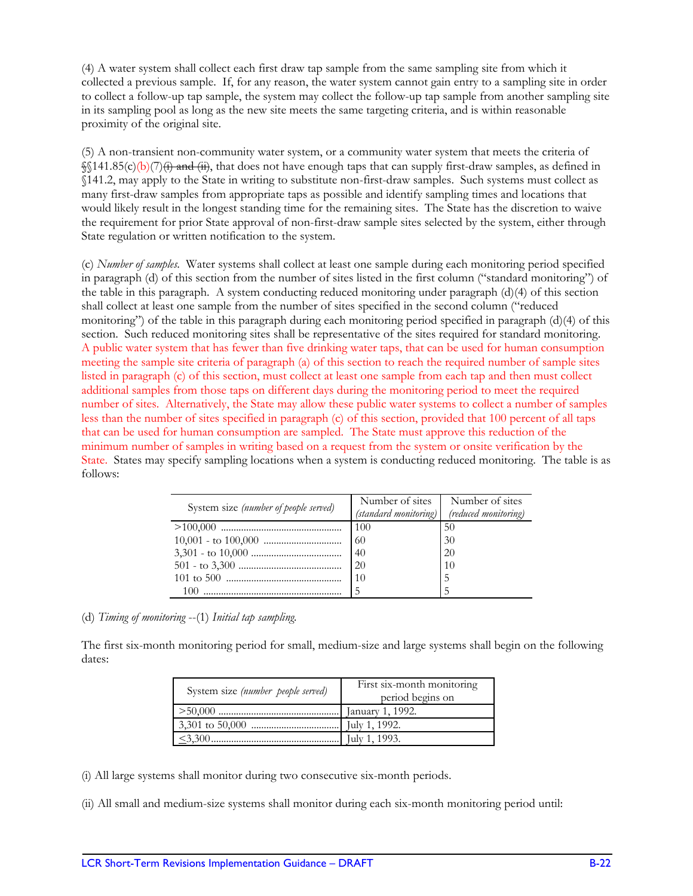(4) A water system shall collect each first draw tap sample from the same sampling site from which it collected a previous sample. If, for any reason, the water system cannot gain entry to a sampling site in order to collect a follow-up tap sample, the system may collect the follow-up tap sample from another sampling site in its sampling pool as long as the new site meets the same targeting criteria, and is within reasonable proximity of the original site.

(5) A non-transient non-community water system, or a community water system that meets the criteria of §§141.85(c)(b)(7)~~(i) and (ii)~~, that does not have enough taps that can supply first-draw samples, as defined in §141.2, may apply to the State in writing to substitute non-first-draw samples. Such systems must collect as many first-draw samples from appropriate taps as possible and identify sampling times and locations that would likely result in the longest standing time for the remaining sites. The State has the discretion to waive the requirement for prior State approval of non-first-draw sample sites selected by the system, either through State regulation or written notification to the system.

(c) *Number of samples.* Water systems shall collect at least one sample during each monitoring period specified in paragraph (d) of this section from the number of sites listed in the first column ("standard monitoring") of the table in this paragraph. A system conducting reduced monitoring under paragraph (d)(4) of this section shall collect at least one sample from the number of sites specified in the second column ("reduced monitoring") of the table in this paragraph during each monitoring period specified in paragraph (d)(4) of this section. Such reduced monitoring sites shall be representative of the sites required for standard monitoring. A public water system that has fewer than five drinking water taps, that can be used for human consumption meeting the sample site criteria of paragraph (a) of this section to reach the required number of sample sites listed in paragraph (c) of this section, must collect at least one sample from each tap and then must collect additional samples from those taps on different days during the monitoring period to meet the required number of sites. Alternatively, the State may allow these public water systems to collect a number of samples less than the number of sites specified in paragraph (c) of this section, provided that 100 percent of all taps that can be used for human consumption are sampled. The State must approve this reduction of the minimum number of samples in writing based on a request from the system or onsite verification by the State. States may specify sampling locations when a system is conducting reduced monitoring. The table is as follows:

| System size *(number of people served)* | Number of sites *(standard monitoring)* | Number of sites *(reduced monitoring)* |
|---|---|---|
| >100,000 | 100 | 50 |
| 10,001 - to 100,000 | 60 | 30 |
| 3,301 - to 10,000 | 40 | 20 |
| 501 - to 3,300 | 20 | 10 |
| 101 to 500 | 10 | 5 |
| 100 | 5 | 5 |

(d) *Timing of monitoring* --(1) *Initial tap sampling.*

The first six-month monitoring period for small, medium-size and large systems shall begin on the following dates:

| System size *(number people served)* | First six-month monitoring period begins on |
|---|---|
| >50,000 | January 1, 1992. |
| 3,301 to 50,000 | July 1, 1992. |
| ≤3,300 | July 1, 1993. |

(i) All large systems shall monitor during two consecutive six-month periods.

(ii) All small and medium-size systems shall monitor during each six-month monitoring period until: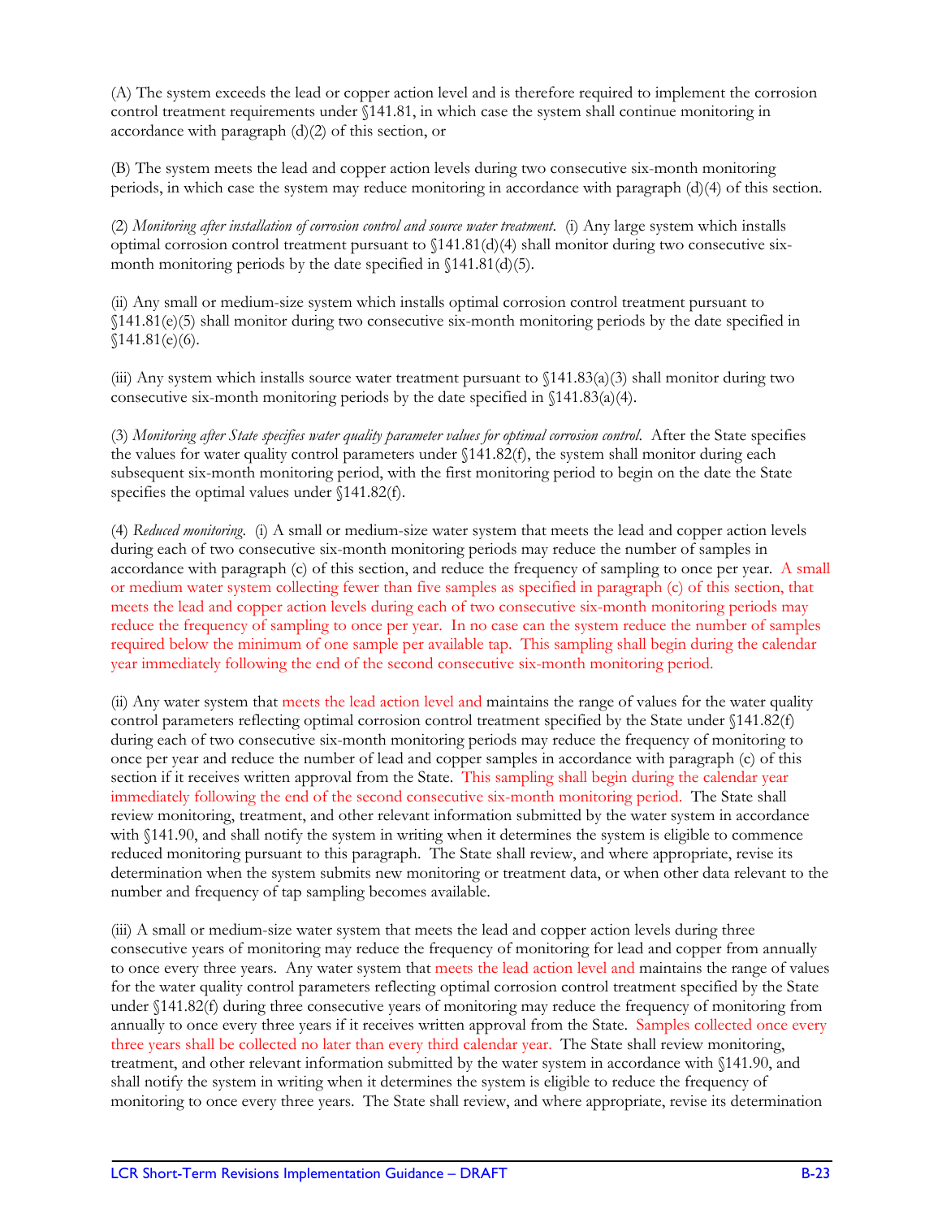(A) The system exceeds the lead or copper action level and is therefore required to implement the corrosion control treatment requirements under §141.81, in which case the system shall continue monitoring in accordance with paragraph (d)(2) of this section, or

(B) The system meets the lead and copper action levels during two consecutive six-month monitoring periods, in which case the system may reduce monitoring in accordance with paragraph (d)(4) of this section.

(2) *Monitoring after installation of corrosion control and source water treatment.* (i) Any large system which installs optimal corrosion control treatment pursuant to §141.81(d)(4) shall monitor during two consecutive six-month monitoring periods by the date specified in §141.81(d)(5).

(ii) Any small or medium-size system which installs optimal corrosion control treatment pursuant to §141.81(e)(5) shall monitor during two consecutive six-month monitoring periods by the date specified in §141.81(e)(6).

(iii) Any system which installs source water treatment pursuant to §141.83(a)(3) shall monitor during two consecutive six-month monitoring periods by the date specified in §141.83(a)(4).

(3) *Monitoring after State specifies water quality parameter values for optimal corrosion control.* After the State specifies the values for water quality control parameters under §141.82(f), the system shall monitor during each subsequent six-month monitoring period, with the first monitoring period to begin on the date the State specifies the optimal values under §141.82(f).

(4) *Reduced monitoring.* (i) A small or medium-size water system that meets the lead and copper action levels during each of two consecutive six-month monitoring periods may reduce the number of samples in accordance with paragraph (c) of this section, and reduce the frequency of sampling to once per year. A small or medium water system collecting fewer than five samples as specified in paragraph (c) of this section, that meets the lead and copper action levels during each of two consecutive six-month monitoring periods may reduce the frequency of sampling to once per year. In no case can the system reduce the number of samples required below the minimum of one sample per available tap. This sampling shall begin during the calendar year immediately following the end of the second consecutive six-month monitoring period.

(ii) Any water system that meets the lead action level and maintains the range of values for the water quality control parameters reflecting optimal corrosion control treatment specified by the State under §141.82(f) during each of two consecutive six-month monitoring periods may reduce the frequency of monitoring to once per year and reduce the number of lead and copper samples in accordance with paragraph (c) of this section if it receives written approval from the State. This sampling shall begin during the calendar year immediately following the end of the second consecutive six-month monitoring period. The State shall review monitoring, treatment, and other relevant information submitted by the water system in accordance with §141.90, and shall notify the system in writing when it determines the system is eligible to commence reduced monitoring pursuant to this paragraph. The State shall review, and where appropriate, revise its determination when the system submits new monitoring or treatment data, or when other data relevant to the number and frequency of tap sampling becomes available.

(iii) A small or medium-size water system that meets the lead and copper action levels during three consecutive years of monitoring may reduce the frequency of monitoring for lead and copper from annually to once every three years. Any water system that meets the lead action level and maintains the range of values for the water quality control parameters reflecting optimal corrosion control treatment specified by the State under §141.82(f) during three consecutive years of monitoring may reduce the frequency of monitoring from annually to once every three years if it receives written approval from the State. Samples collected once every three years shall be collected no later than every third calendar year. The State shall review monitoring, treatment, and other relevant information submitted by the water system in accordance with §141.90, and shall notify the system in writing when it determines the system is eligible to reduce the frequency of monitoring to once every three years. The State shall review, and where appropriate, revise its determination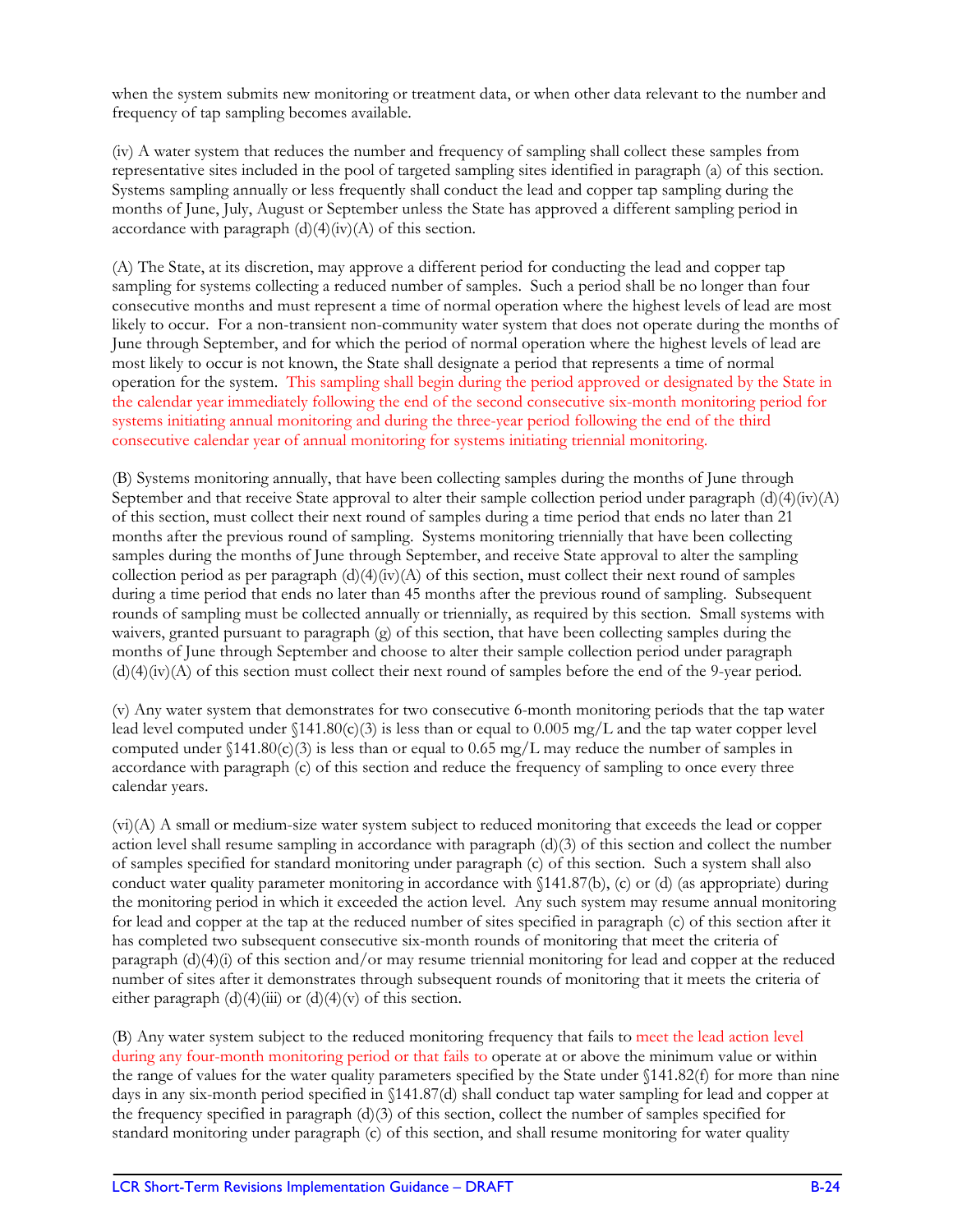when the system submits new monitoring or treatment data, or when other data relevant to the number and frequency of tap sampling becomes available.

(iv) A water system that reduces the number and frequency of sampling shall collect these samples from representative sites included in the pool of targeted sampling sites identified in paragraph (a) of this section. Systems sampling annually or less frequently shall conduct the lead and copper tap sampling during the months of June, July, August or September unless the State has approved a different sampling period in accordance with paragraph (d)(4)(iv)(A) of this section.

(A) The State, at its discretion, may approve a different period for conducting the lead and copper tap sampling for systems collecting a reduced number of samples. Such a period shall be no longer than four consecutive months and must represent a time of normal operation where the highest levels of lead are most likely to occur. For a non-transient non-community water system that does not operate during the months of June through September, and for which the period of normal operation where the highest levels of lead are most likely to occur is not known, the State shall designate a period that represents a time of normal operation for the system. This sampling shall begin during the period approved or designated by the State in the calendar year immediately following the end of the second consecutive six-month monitoring period for systems initiating annual monitoring and during the three-year period following the end of the third consecutive calendar year of annual monitoring for systems initiating triennial monitoring.

(B) Systems monitoring annually, that have been collecting samples during the months of June through September and that receive State approval to alter their sample collection period under paragraph (d)(4)(iv)(A) of this section, must collect their next round of samples during a time period that ends no later than 21 months after the previous round of sampling. Systems monitoring triennially that have been collecting samples during the months of June through September, and receive State approval to alter the sampling collection period as per paragraph (d)(4)(iv)(A) of this section, must collect their next round of samples during a time period that ends no later than 45 months after the previous round of sampling. Subsequent rounds of sampling must be collected annually or triennially, as required by this section. Small systems with waivers, granted pursuant to paragraph (g) of this section, that have been collecting samples during the months of June through September and choose to alter their sample collection period under paragraph (d)(4)(iv)(A) of this section must collect their next round of samples before the end of the 9-year period.

(v) Any water system that demonstrates for two consecutive 6-month monitoring periods that the tap water lead level computed under §141.80(c)(3) is less than or equal to 0.005 mg/L and the tap water copper level computed under §141.80(c)(3) is less than or equal to 0.65 mg/L may reduce the number of samples in accordance with paragraph (c) of this section and reduce the frequency of sampling to once every three calendar years.

(vi)(A) A small or medium-size water system subject to reduced monitoring that exceeds the lead or copper action level shall resume sampling in accordance with paragraph (d)(3) of this section and collect the number of samples specified for standard monitoring under paragraph (c) of this section. Such a system shall also conduct water quality parameter monitoring in accordance with §141.87(b), (c) or (d) (as appropriate) during the monitoring period in which it exceeded the action level. Any such system may resume annual monitoring for lead and copper at the tap at the reduced number of sites specified in paragraph (c) of this section after it has completed two subsequent consecutive six-month rounds of monitoring that meet the criteria of paragraph (d)(4)(i) of this section and/or may resume triennial monitoring for lead and copper at the reduced number of sites after it demonstrates through subsequent rounds of monitoring that it meets the criteria of either paragraph (d)(4)(iii) or (d)(4)(v) of this section.

(B) Any water system subject to the reduced monitoring frequency that fails to meet the lead action level during any four-month monitoring period or that fails to operate at or above the minimum value or within the range of values for the water quality parameters specified by the State under §141.82(f) for more than nine days in any six-month period specified in §141.87(d) shall conduct tap water sampling for lead and copper at the frequency specified in paragraph (d)(3) of this section, collect the number of samples specified for standard monitoring under paragraph (c) of this section, and shall resume monitoring for water quality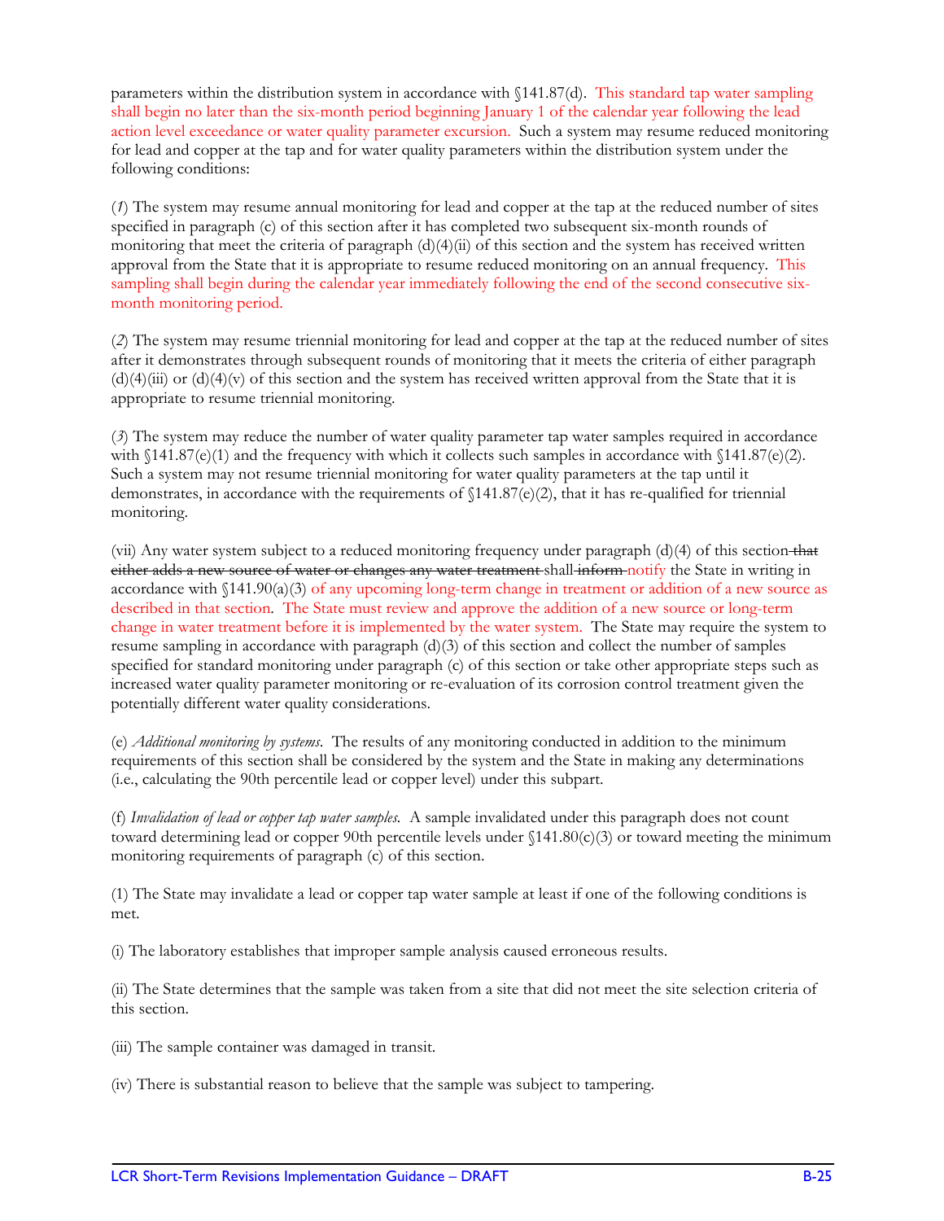parameters within the distribution system in accordance with §141.87(d). This standard tap water sampling shall begin no later than the six-month period beginning January 1 of the calendar year following the lead action level exceedance or water quality parameter excursion. Such a system may resume reduced monitoring for lead and copper at the tap and for water quality parameters within the distribution system under the following conditions:

(*1*) The system may resume annual monitoring for lead and copper at the tap at the reduced number of sites specified in paragraph (c) of this section after it has completed two subsequent six-month rounds of monitoring that meet the criteria of paragraph (d)(4)(ii) of this section and the system has received written approval from the State that it is appropriate to resume reduced monitoring on an annual frequency. This sampling shall begin during the calendar year immediately following the end of the second consecutive six-month monitoring period.

(*2*) The system may resume triennial monitoring for lead and copper at the tap at the reduced number of sites after it demonstrates through subsequent rounds of monitoring that it meets the criteria of either paragraph (d)(4)(iii) or (d)(4)(v) of this section and the system has received written approval from the State that it is appropriate to resume triennial monitoring.

(*3*) The system may reduce the number of water quality parameter tap water samples required in accordance with §141.87(e)(1) and the frequency with which it collects such samples in accordance with §141.87(e)(2). Such a system may not resume triennial monitoring for water quality parameters at the tap until it demonstrates, in accordance with the requirements of §141.87(e)(2), that it has re-qualified for triennial monitoring.

(vii) Any water system subject to a reduced monitoring frequency under paragraph (d)(4) of this section ~~that either adds a new source of water or changes any water treatment~~ shall ~~inform~~ notify the State in writing in accordance with §141.90(a)(3) of any upcoming long-term change in treatment or addition of a new source as described in that section. The State must review and approve the addition of a new source or long-term change in water treatment before it is implemented by the water system. The State may require the system to resume sampling in accordance with paragraph (d)(3) of this section and collect the number of samples specified for standard monitoring under paragraph (c) of this section or take other appropriate steps such as increased water quality parameter monitoring or re-evaluation of its corrosion control treatment given the potentially different water quality considerations.

(e) *Additional monitoring by systems*. The results of any monitoring conducted in addition to the minimum requirements of this section shall be considered by the system and the State in making any determinations (i.e., calculating the 90th percentile lead or copper level) under this subpart.

(f) *Invalidation of lead or copper tap water samples*. A sample invalidated under this paragraph does not count toward determining lead or copper 90th percentile levels under §141.80(c)(3) or toward meeting the minimum monitoring requirements of paragraph (c) of this section.

(1) The State may invalidate a lead or copper tap water sample at least if one of the following conditions is met.

(i) The laboratory establishes that improper sample analysis caused erroneous results.

(ii) The State determines that the sample was taken from a site that did not meet the site selection criteria of this section.

(iii) The sample container was damaged in transit.

(iv) There is substantial reason to believe that the sample was subject to tampering.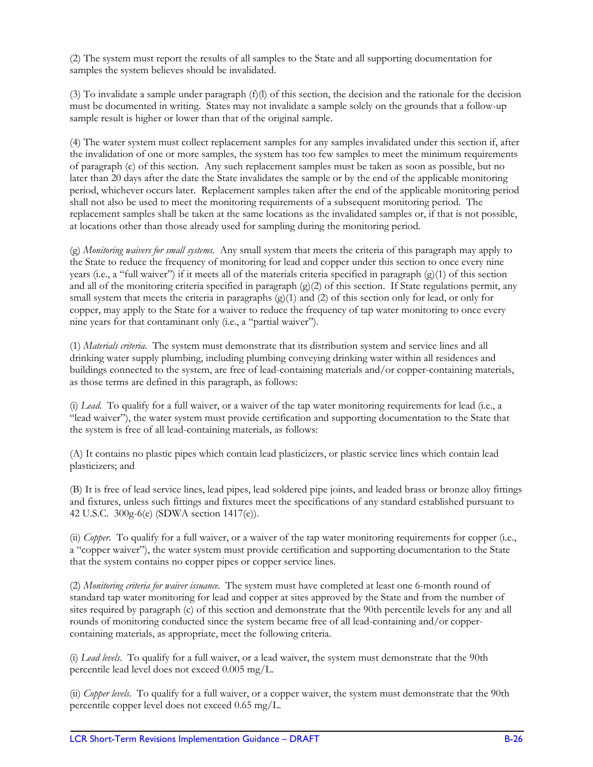(2) The system must report the results of all samples to the State and all supporting documentation for samples the system believes should be invalidated.

(3) To invalidate a sample under paragraph (f)(l) of this section, the decision and the rationale for the decision must be documented in writing. States may not invalidate a sample solely on the grounds that a follow-up sample result is higher or lower than that of the original sample.

(4) The water system must collect replacement samples for any samples invalidated under this section if, after the invalidation of one or more samples, the system has too few samples to meet the minimum requirements of paragraph (c) of this section. Any such replacement samples must be taken as soon as possible, but no later than 20 days after the date the State invalidates the sample or by the end of the applicable monitoring period, whichever occurs later. Replacement samples taken after the end of the applicable monitoring period shall not also be used to meet the monitoring requirements of a subsequent monitoring period. The replacement samples shall be taken at the same locations as the invalidated samples or, if that is not possible, at locations other than those already used for sampling during the monitoring period.

(g) *Monitoring waivers for small systems.* Any small system that meets the criteria of this paragraph may apply to the State to reduce the frequency of monitoring for lead and copper under this section to once every nine years (i.e., a "full waiver") if it meets all of the materials criteria specified in paragraph (g)(1) of this section and all of the monitoring criteria specified in paragraph (g)(2) of this section. If State regulations permit, any small system that meets the criteria in paragraphs (g)(1) and (2) of this section only for lead, or only for copper, may apply to the State for a waiver to reduce the frequency of tap water monitoring to once every nine years for that contaminant only (i.e., a "partial waiver").

(1) *Materials criteria.* The system must demonstrate that its distribution system and service lines and all drinking water supply plumbing, including plumbing conveying drinking water within all residences and buildings connected to the system, are free of lead-containing materials and/or copper-containing materials, as those terms are defined in this paragraph, as follows:

(i) *Lead.* To qualify for a full waiver, or a waiver of the tap water monitoring requirements for lead (i.e., a "lead waiver"), the water system must provide certification and supporting documentation to the State that the system is free of all lead-containing materials, as follows:

(A) It contains no plastic pipes which contain lead plasticizers, or plastic service lines which contain lead plasticizers; and

(B) It is free of lead service lines, lead pipes, lead soldered pipe joints, and leaded brass or bronze alloy fittings and fixtures, unless such fittings and fixtures meet the specifications of any standard established pursuant to 42 U.S.C. 300g-6(e) (SDWA section 1417(e)).

(ii) *Copper.* To qualify for a full waiver, or a waiver of the tap water monitoring requirements for copper (i.e., a "copper waiver"), the water system must provide certification and supporting documentation to the State that the system contains no copper pipes or copper service lines.

(2) *Monitoring criteria for waiver issuance.* The system must have completed at least one 6-month round of standard tap water monitoring for lead and copper at sites approved by the State and from the number of sites required by paragraph (c) of this section and demonstrate that the 90th percentile levels for any and all rounds of monitoring conducted since the system became free of all lead-containing and/or copper-containing materials, as appropriate, meet the following criteria.

(i) *Lead levels.* To qualify for a full waiver, or a lead waiver, the system must demonstrate that the 90th percentile lead level does not exceed 0.005 mg/L.

(ii) *Copper levels.* To qualify for a full waiver, or a copper waiver, the system must demonstrate that the 90th percentile copper level does not exceed 0.65 mg/L.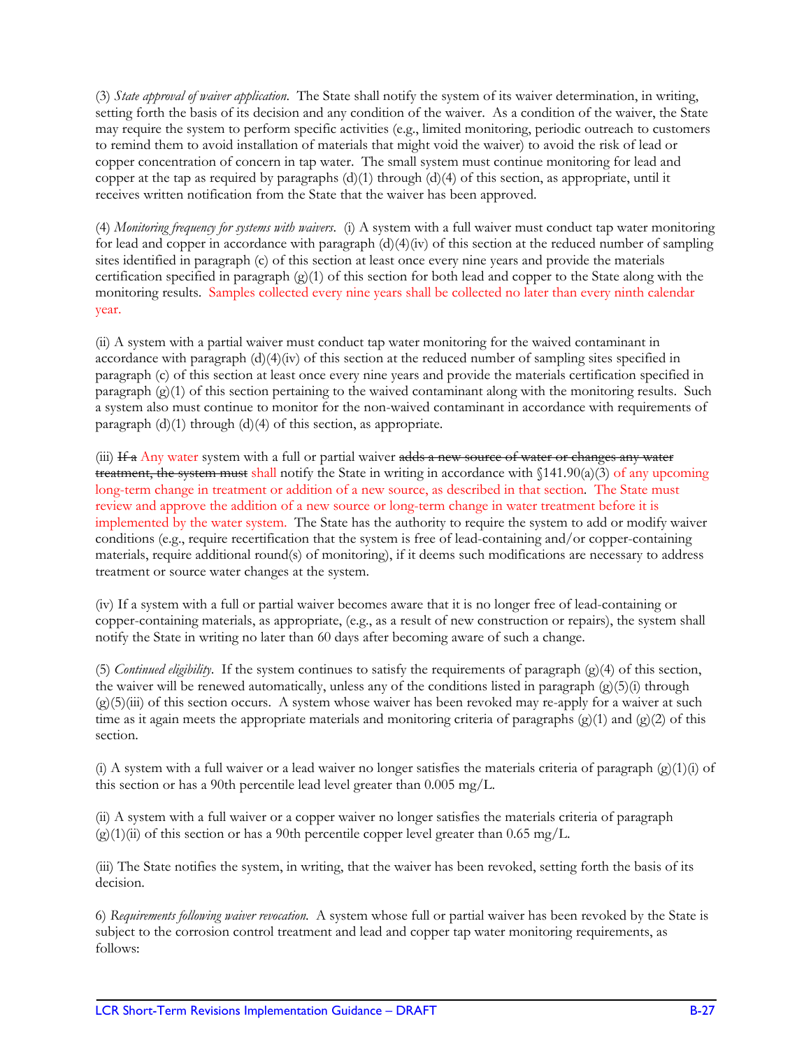(3) *State approval of waiver application*. The State shall notify the system of its waiver determination, in writing, setting forth the basis of its decision and any condition of the waiver. As a condition of the waiver, the State may require the system to perform specific activities (e.g., limited monitoring, periodic outreach to customers to remind them to avoid installation of materials that might void the waiver) to avoid the risk of lead or copper concentration of concern in tap water. The small system must continue monitoring for lead and copper at the tap as required by paragraphs (d)(1) through (d)(4) of this section, as appropriate, until it receives written notification from the State that the waiver has been approved.

(4) *Monitoring frequency for systems with waivers*. (i) A system with a full waiver must conduct tap water monitoring for lead and copper in accordance with paragraph (d)(4)(iv) of this section at the reduced number of sampling sites identified in paragraph (c) of this section at least once every nine years and provide the materials certification specified in paragraph (g)(1) of this section for both lead and copper to the State along with the monitoring results. Samples collected every nine years shall be collected no later than every ninth calendar year.

(ii) A system with a partial waiver must conduct tap water monitoring for the waived contaminant in accordance with paragraph (d)(4)(iv) of this section at the reduced number of sampling sites specified in paragraph (c) of this section at least once every nine years and provide the materials certification specified in paragraph (g)(1) of this section pertaining to the waived contaminant along with the monitoring results. Such a system also must continue to monitor for the non-waived contaminant in accordance with requirements of paragraph (d)(1) through (d)(4) of this section, as appropriate.

(iii) ~~If a~~ Any water system with a full or partial waiver ~~adds a new source of water or changes any water treatment, the system must~~ shall notify the State in writing in accordance with §141.90(a)(3) of any upcoming long-term change in treatment or addition of a new source, as described in that section. The State must review and approve the addition of a new source or long-term change in water treatment before it is implemented by the water system. The State has the authority to require the system to add or modify waiver conditions (e.g., require recertification that the system is free of lead-containing and/or copper-containing materials, require additional round(s) of monitoring), if it deems such modifications are necessary to address treatment or source water changes at the system.

(iv) If a system with a full or partial waiver becomes aware that it is no longer free of lead-containing or copper-containing materials, as appropriate, (e.g., as a result of new construction or repairs), the system shall notify the State in writing no later than 60 days after becoming aware of such a change.

(5) *Continued eligibility*. If the system continues to satisfy the requirements of paragraph (g)(4) of this section, the waiver will be renewed automatically, unless any of the conditions listed in paragraph (g)(5)(i) through (g)(5)(iii) of this section occurs. A system whose waiver has been revoked may re-apply for a waiver at such time as it again meets the appropriate materials and monitoring criteria of paragraphs (g)(1) and (g)(2) of this section.

(i) A system with a full waiver or a lead waiver no longer satisfies the materials criteria of paragraph (g)(1)(i) of this section or has a 90th percentile lead level greater than 0.005 mg/L.

(ii) A system with a full waiver or a copper waiver no longer satisfies the materials criteria of paragraph (g)(1)(ii) of this section or has a 90th percentile copper level greater than 0.65 mg/L.

(iii) The State notifies the system, in writing, that the waiver has been revoked, setting forth the basis of its decision.

6) *Requirements following waiver revocation*. A system whose full or partial waiver has been revoked by the State is subject to the corrosion control treatment and lead and copper tap water monitoring requirements, as follows: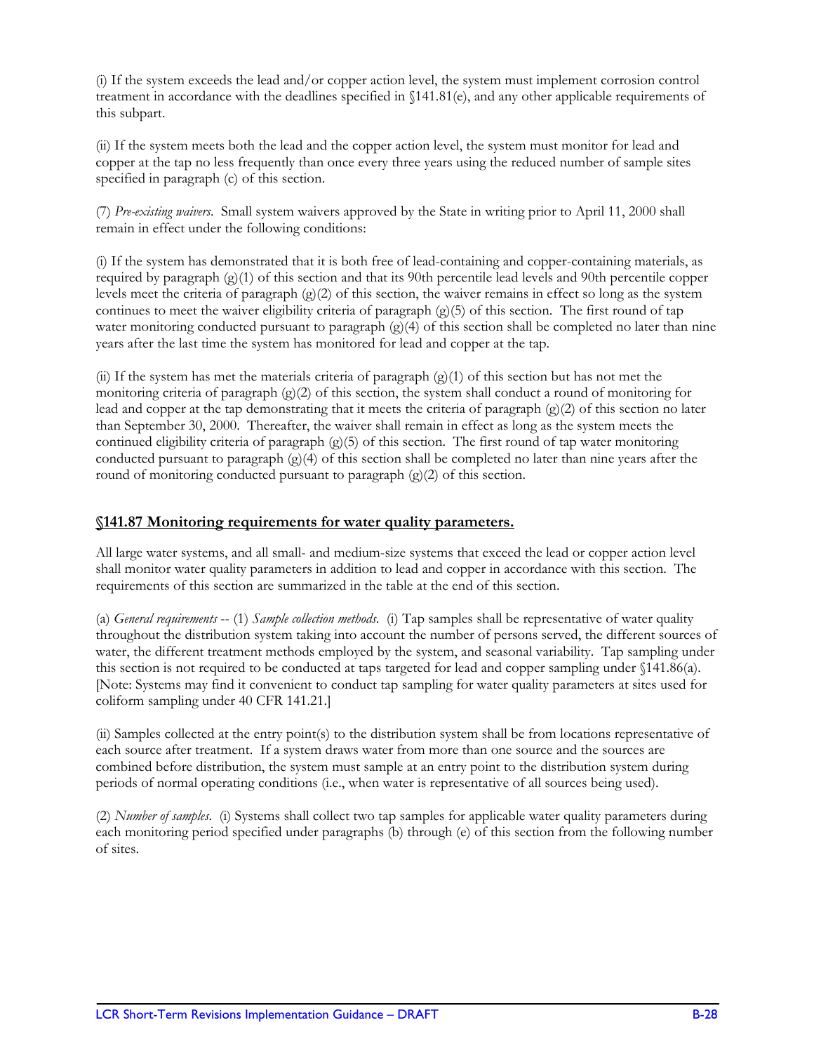(i) If the system exceeds the lead and/or copper action level, the system must implement corrosion control treatment in accordance with the deadlines specified in §141.81(e), and any other applicable requirements of this subpart.

(ii) If the system meets both the lead and the copper action level, the system must monitor for lead and copper at the tap no less frequently than once every three years using the reduced number of sample sites specified in paragraph (c) of this section.

(7) *Pre-existing waivers*. Small system waivers approved by the State in writing prior to April 11, 2000 shall remain in effect under the following conditions:

(i) If the system has demonstrated that it is both free of lead-containing and copper-containing materials, as required by paragraph (g)(1) of this section and that its 90th percentile lead levels and 90th percentile copper levels meet the criteria of paragraph (g)(2) of this section, the waiver remains in effect so long as the system continues to meet the waiver eligibility criteria of paragraph (g)(5) of this section. The first round of tap water monitoring conducted pursuant to paragraph (g)(4) of this section shall be completed no later than nine years after the last time the system has monitored for lead and copper at the tap.

(ii) If the system has met the materials criteria of paragraph (g)(1) of this section but has not met the monitoring criteria of paragraph (g)(2) of this section, the system shall conduct a round of monitoring for lead and copper at the tap demonstrating that it meets the criteria of paragraph (g)(2) of this section no later than September 30, 2000. Thereafter, the waiver shall remain in effect as long as the system meets the continued eligibility criteria of paragraph (g)(5) of this section. The first round of tap water monitoring conducted pursuant to paragraph (g)(4) of this section shall be completed no later than nine years after the round of monitoring conducted pursuant to paragraph (g)(2) of this section.

## §141.87 Monitoring requirements for water quality parameters.

All large water systems, and all small- and medium-size systems that exceed the lead or copper action level shall monitor water quality parameters in addition to lead and copper in accordance with this section. The requirements of this section are summarized in the table at the end of this section.

(a) *General requirements* -- (1) *Sample collection methods*. (i) Tap samples shall be representative of water quality throughout the distribution system taking into account the number of persons served, the different sources of water, the different treatment methods employed by the system, and seasonal variability. Tap sampling under this section is not required to be conducted at taps targeted for lead and copper sampling under §141.86(a). [Note: Systems may find it convenient to conduct tap sampling for water quality parameters at sites used for coliform sampling under 40 CFR 141.21.]

(ii) Samples collected at the entry point(s) to the distribution system shall be from locations representative of each source after treatment. If a system draws water from more than one source and the sources are combined before distribution, the system must sample at an entry point to the distribution system during periods of normal operating conditions (i.e., when water is representative of all sources being used).

(2) *Number of samples*. (i) Systems shall collect two tap samples for applicable water quality parameters during each monitoring period specified under paragraphs (b) through (e) of this section from the following number of sites.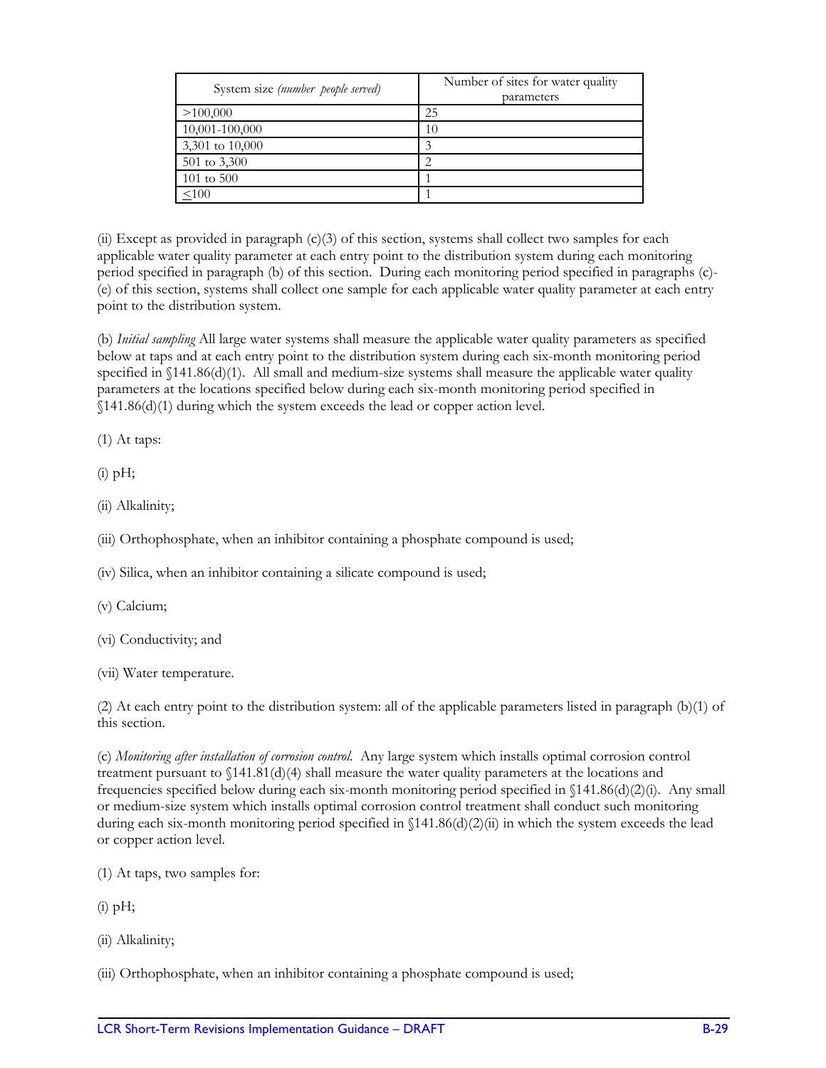| System size *(number people served)* | Number of sites for water quality parameters |
| --- | --- |
| >100,000 | 25 |
| 10,001-100,000 | 10 |
| 3,301 to 10,000 | 3 |
| 501 to 3,300 | 2 |
| 101 to 500 | 1 |
| ≤100 | 1 |

(ii) Except as provided in paragraph (c)(3) of this section, systems shall collect two samples for each applicable water quality parameter at each entry point to the distribution system during each monitoring period specified in paragraph (b) of this section. During each monitoring period specified in paragraphs (c)-(e) of this section, systems shall collect one sample for each applicable water quality parameter at each entry point to the distribution system.

(b) *Initial sampling* All large water systems shall measure the applicable water quality parameters as specified below at taps and at each entry point to the distribution system during each six-month monitoring period specified in §141.86(d)(1). All small and medium-size systems shall measure the applicable water quality parameters at the locations specified below during each six-month monitoring period specified in §141.86(d)(1) during which the system exceeds the lead or copper action level.

(1) At taps:

(i) pH;

(ii) Alkalinity;

(iii) Orthophosphate, when an inhibitor containing a phosphate compound is used;

(iv) Silica, when an inhibitor containing a silicate compound is used;

(v) Calcium;

(vi) Conductivity; and

(vii) Water temperature.

(2) At each entry point to the distribution system: all of the applicable parameters listed in paragraph (b)(1) of this section.

(c) *Monitoring after installation of corrosion control.* Any large system which installs optimal corrosion control treatment pursuant to §141.81(d)(4) shall measure the water quality parameters at the locations and frequencies specified below during each six-month monitoring period specified in §141.86(d)(2)(i). Any small or medium-size system which installs optimal corrosion control treatment shall conduct such monitoring during each six-month monitoring period specified in §141.86(d)(2)(ii) in which the system exceeds the lead or copper action level.

(1) At taps, two samples for:

(i) pH;

(ii) Alkalinity;

(iii) Orthophosphate, when an inhibitor containing a phosphate compound is used;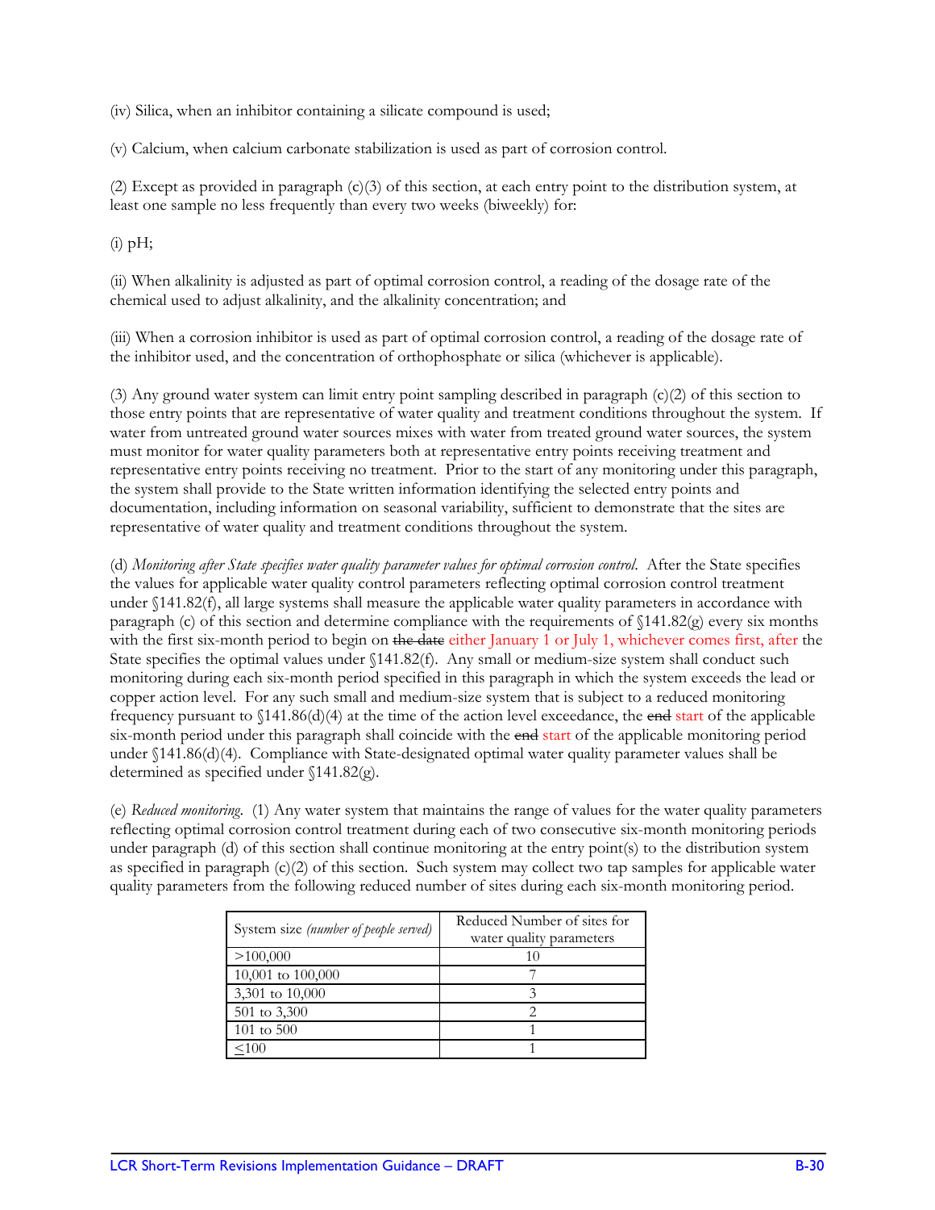(iv) Silica, when an inhibitor containing a silicate compound is used;

(v) Calcium, when calcium carbonate stabilization is used as part of corrosion control.

(2) Except as provided in paragraph (c)(3) of this section, at each entry point to the distribution system, at least one sample no less frequently than every two weeks (biweekly) for:

(i) pH;

(ii) When alkalinity is adjusted as part of optimal corrosion control, a reading of the dosage rate of the chemical used to adjust alkalinity, and the alkalinity concentration; and

(iii) When a corrosion inhibitor is used as part of optimal corrosion control, a reading of the dosage rate of the inhibitor used, and the concentration of orthophosphate or silica (whichever is applicable).

(3) Any ground water system can limit entry point sampling described in paragraph (c)(2) of this section to those entry points that are representative of water quality and treatment conditions throughout the system. If water from untreated ground water sources mixes with water from treated ground water sources, the system must monitor for water quality parameters both at representative entry points receiving treatment and representative entry points receiving no treatment. Prior to the start of any monitoring under this paragraph, the system shall provide to the State written information identifying the selected entry points and documentation, including information on seasonal variability, sufficient to demonstrate that the sites are representative of water quality and treatment conditions throughout the system.

(d) *Monitoring after State specifies water quality parameter values for optimal corrosion control.* After the State specifies the values for applicable water quality control parameters reflecting optimal corrosion control treatment under §141.82(f), all large systems shall measure the applicable water quality parameters in accordance with paragraph (c) of this section and determine compliance with the requirements of §141.82(g) every six months with the first six-month period to begin on ~~the date~~ either January 1 or July 1, whichever comes first, after the State specifies the optimal values under §141.82(f). Any small or medium-size system shall conduct such monitoring during each six-month period specified in this paragraph in which the system exceeds the lead or copper action level. For any such small and medium-size system that is subject to a reduced monitoring frequency pursuant to §141.86(d)(4) at the time of the action level exceedance, the ~~end~~ start of the applicable six-month period under this paragraph shall coincide with the ~~end~~ start of the applicable monitoring period under §141.86(d)(4). Compliance with State-designated optimal water quality parameter values shall be determined as specified under §141.82(g).

(e) *Reduced monitoring.* (1) Any water system that maintains the range of values for the water quality parameters reflecting optimal corrosion control treatment during each of two consecutive six-month monitoring periods under paragraph (d) of this section shall continue monitoring at the entry point(s) to the distribution system as specified in paragraph (c)(2) of this section. Such system may collect two tap samples for applicable water quality parameters from the following reduced number of sites during each six-month monitoring period.

| System size *(number of people served)* | Reduced Number of sites for water quality parameters |
|---|---|
| >100,000 | 10 |
| 10,001 to 100,000 | 7 |
| 3,301 to 10,000 | 3 |
| 501 to 3,300 | 2 |
| 101 to 500 | 1 |
| ≤100 | 1 |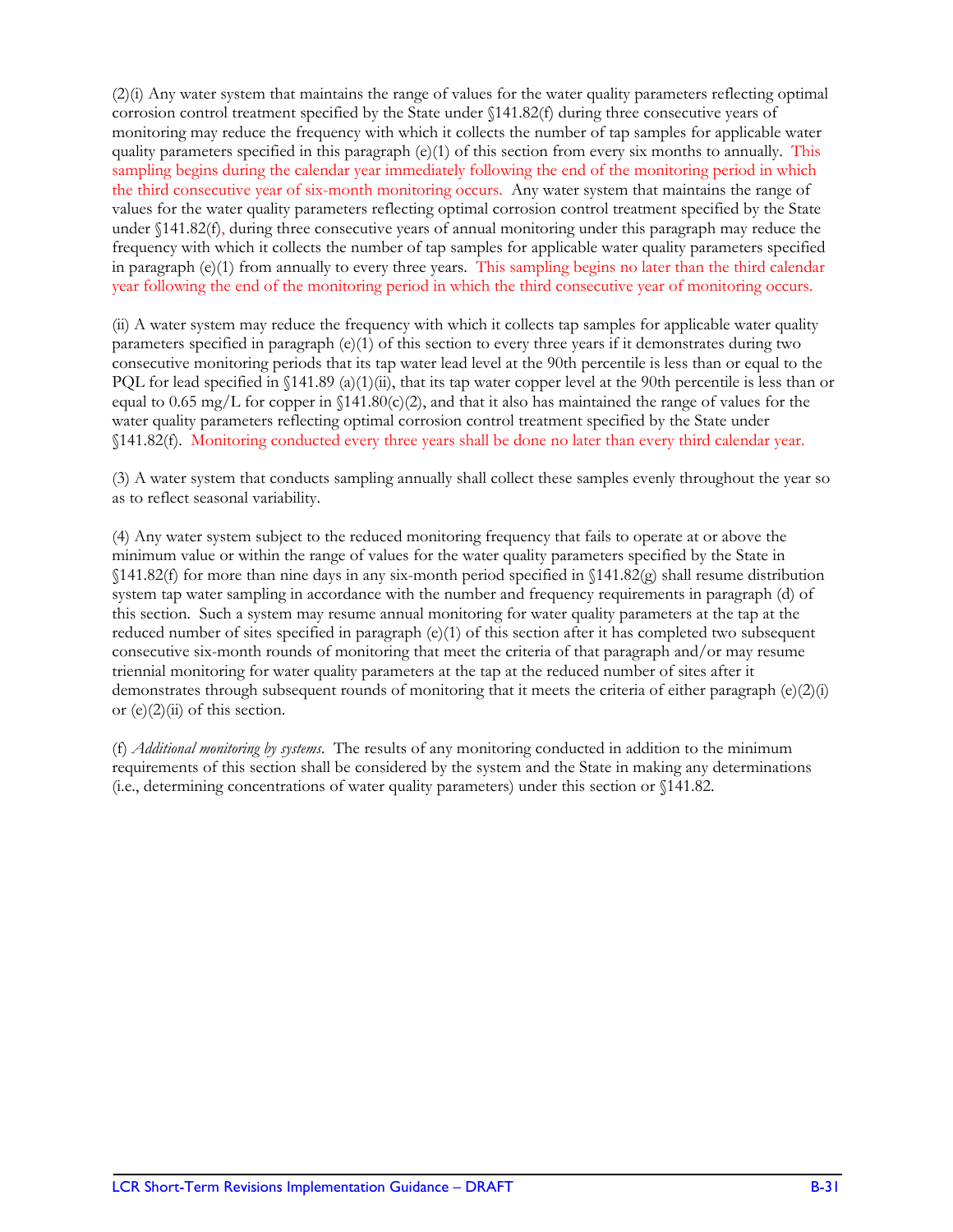(2)(i) Any water system that maintains the range of values for the water quality parameters reflecting optimal corrosion control treatment specified by the State under §141.82(f) during three consecutive years of monitoring may reduce the frequency with which it collects the number of tap samples for applicable water quality parameters specified in this paragraph (e)(1) of this section from every six months to annually. This sampling begins during the calendar year immediately following the end of the monitoring period in which the third consecutive year of six-month monitoring occurs. Any water system that maintains the range of values for the water quality parameters reflecting optimal corrosion control treatment specified by the State under §141.82(f), during three consecutive years of annual monitoring under this paragraph may reduce the frequency with which it collects the number of tap samples for applicable water quality parameters specified in paragraph (e)(1) from annually to every three years. This sampling begins no later than the third calendar year following the end of the monitoring period in which the third consecutive year of monitoring occurs.

(ii) A water system may reduce the frequency with which it collects tap samples for applicable water quality parameters specified in paragraph (e)(1) of this section to every three years if it demonstrates during two consecutive monitoring periods that its tap water lead level at the 90th percentile is less than or equal to the PQL for lead specified in §141.89 (a)(1)(ii), that its tap water copper level at the 90th percentile is less than or equal to 0.65 mg/L for copper in §141.80(c)(2), and that it also has maintained the range of values for the water quality parameters reflecting optimal corrosion control treatment specified by the State under §141.82(f). Monitoring conducted every three years shall be done no later than every third calendar year.

(3) A water system that conducts sampling annually shall collect these samples evenly throughout the year so as to reflect seasonal variability.

(4) Any water system subject to the reduced monitoring frequency that fails to operate at or above the minimum value or within the range of values for the water quality parameters specified by the State in §141.82(f) for more than nine days in any six-month period specified in §141.82(g) shall resume distribution system tap water sampling in accordance with the number and frequency requirements in paragraph (d) of this section. Such a system may resume annual monitoring for water quality parameters at the tap at the reduced number of sites specified in paragraph (e)(1) of this section after it has completed two subsequent consecutive six-month rounds of monitoring that meet the criteria of that paragraph and/or may resume triennial monitoring for water quality parameters at the tap at the reduced number of sites after it demonstrates through subsequent rounds of monitoring that it meets the criteria of either paragraph (e)(2)(i) or (e)(2)(ii) of this section.

(f) *Additional monitoring by systems*. The results of any monitoring conducted in addition to the minimum requirements of this section shall be considered by the system and the State in making any determinations (i.e., determining concentrations of water quality parameters) under this section or §141.82.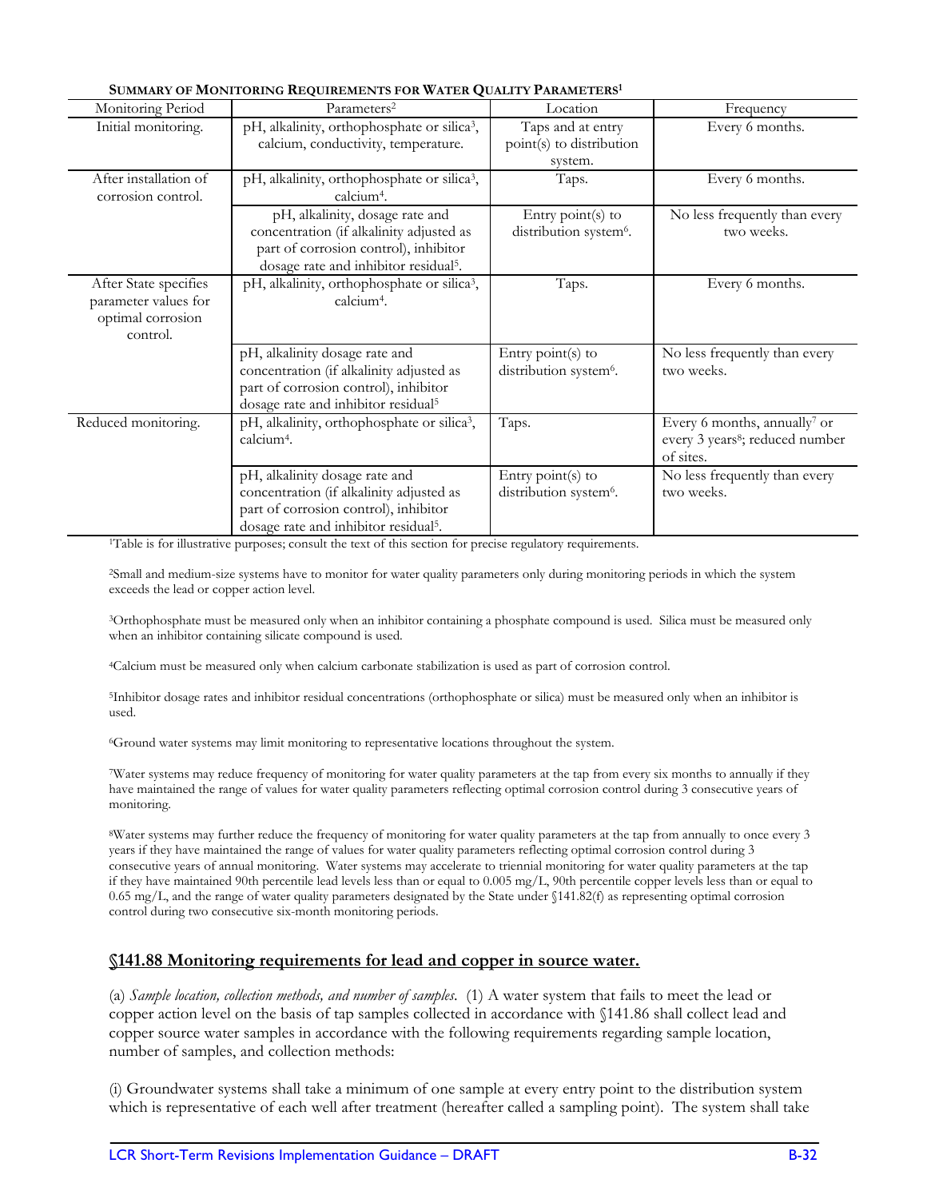**SUMMARY OF MONITORING REQUIREMENTS FOR WATER QUALITY PARAMETERS[1]**

| Monitoring Period | Parameters[2] | Location | Frequency |
|---|---|---|---|
| Initial monitoring. | pH, alkalinity, orthophosphate or silica[3], calcium, conductivity, temperature. | Taps and at entry point(s) to distribution system. | Every 6 months. |
| After installation of corrosion control. | pH, alkalinity, orthophosphate or silica[3], calcium[4]. | Taps. | Every 6 months. |
| | pH, alkalinity, dosage rate and concentration (if alkalinity adjusted as part of corrosion control), inhibitor dosage rate and inhibitor residual[5]. | Entry point(s) to distribution system[6]. | No less frequently than every two weeks. |
| After State specifies parameter values for optimal corrosion control. | pH, alkalinity, orthophosphate or silica[3], calcium[4]. | Taps. | Every 6 months. |
| | pH, alkalinity dosage rate and concentration (if alkalinity adjusted as part of corrosion control), inhibitor dosage rate and inhibitor residual[5] | Entry point(s) to distribution system[6]. | No less frequently than every two weeks. |
| Reduced monitoring. | pH, alkalinity, orthophosphate or silica[3], calcium[4]. | Taps. | Every 6 months, annually[7] or every 3 years[8]; reduced number of sites. |
| | pH, alkalinity dosage rate and concentration (if alkalinity adjusted as part of corrosion control), inhibitor dosage rate and inhibitor residual[5]. | Entry point(s) to distribution system[6]. | No less frequently than every two weeks. |

[1]Table is for illustrative purposes; consult the text of this section for precise regulatory requirements.

[2]Small and medium-size systems have to monitor for water quality parameters only during monitoring periods in which the system exceeds the lead or copper action level.

[3]Orthophosphate must be measured only when an inhibitor containing a phosphate compound is used. Silica must be measured only when an inhibitor containing silicate compound is used.

[4]Calcium must be measured only when calcium carbonate stabilization is used as part of corrosion control.

[5]Inhibitor dosage rates and inhibitor residual concentrations (orthophosphate or silica) must be measured only when an inhibitor is used.

[6]Ground water systems may limit monitoring to representative locations throughout the system.

[7]Water systems may reduce frequency of monitoring for water quality parameters at the tap from every six months to annually if they have maintained the range of values for water quality parameters reflecting optimal corrosion control during 3 consecutive years of monitoring.

[8]Water systems may further reduce the frequency of monitoring for water quality parameters at the tap from annually to once every 3 years if they have maintained the range of values for water quality parameters reflecting optimal corrosion control during 3 consecutive years of annual monitoring. Water systems may accelerate to triennial monitoring for water quality parameters at the tap if they have maintained 90th percentile lead levels less than or equal to 0.005 mg/L, 90th percentile copper levels less than or equal to 0.65 mg/L, and the range of water quality parameters designated by the State under §141.82(f) as representing optimal corrosion control during two consecutive six-month monitoring periods.

## §141.88 Monitoring requirements for lead and copper in source water.

(a) *Sample location, collection methods, and number of samples*. (1) A water system that fails to meet the lead or copper action level on the basis of tap samples collected in accordance with §141.86 shall collect lead and copper source water samples in accordance with the following requirements regarding sample location, number of samples, and collection methods:

(i) Groundwater systems shall take a minimum of one sample at every entry point to the distribution system which is representative of each well after treatment (hereafter called a sampling point). The system shall take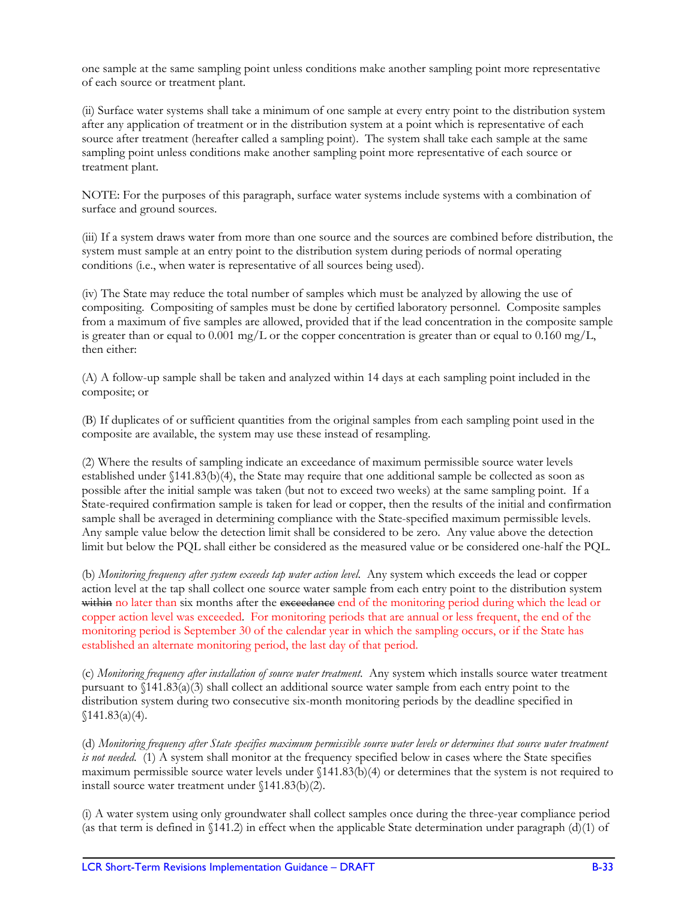one sample at the same sampling point unless conditions make another sampling point more representative of each source or treatment plant.

(ii) Surface water systems shall take a minimum of one sample at every entry point to the distribution system after any application of treatment or in the distribution system at a point which is representative of each source after treatment (hereafter called a sampling point). The system shall take each sample at the same sampling point unless conditions make another sampling point more representative of each source or treatment plant.

NOTE: For the purposes of this paragraph, surface water systems include systems with a combination of surface and ground sources.

(iii) If a system draws water from more than one source and the sources are combined before distribution, the system must sample at an entry point to the distribution system during periods of normal operating conditions (i.e., when water is representative of all sources being used).

(iv) The State may reduce the total number of samples which must be analyzed by allowing the use of compositing. Compositing of samples must be done by certified laboratory personnel. Composite samples from a maximum of five samples are allowed, provided that if the lead concentration in the composite sample is greater than or equal to 0.001 mg/L or the copper concentration is greater than or equal to 0.160 mg/L, then either:

(A) A follow-up sample shall be taken and analyzed within 14 days at each sampling point included in the composite; or

(B) If duplicates of or sufficient quantities from the original samples from each sampling point used in the composite are available, the system may use these instead of resampling.

(2) Where the results of sampling indicate an exceedance of maximum permissible source water levels established under §141.83(b)(4), the State may require that one additional sample be collected as soon as possible after the initial sample was taken (but not to exceed two weeks) at the same sampling point. If a State-required confirmation sample is taken for lead or copper, then the results of the initial and confirmation sample shall be averaged in determining compliance with the State-specified maximum permissible levels. Any sample value below the detection limit shall be considered to be zero. Any value above the detection limit but below the PQL shall either be considered as the measured value or be considered one-half the PQL.

(b) *Monitoring frequency after system exceeds tap water action level.* Any system which exceeds the lead or copper action level at the tap shall collect one source water sample from each entry point to the distribution system ~~within~~ no later than six months after the ~~exceedance~~ end of the monitoring period during which the lead or copper action level was exceeded. For monitoring periods that are annual or less frequent, the end of the monitoring period is September 30 of the calendar year in which the sampling occurs, or if the State has established an alternate monitoring period, the last day of that period.

(c) *Monitoring frequency after installation of source water treatment.* Any system which installs source water treatment pursuant to §141.83(a)(3) shall collect an additional source water sample from each entry point to the distribution system during two consecutive six-month monitoring periods by the deadline specified in §141.83(a)(4).

(d) *Monitoring frequency after State specifies maximum permissible source water levels or determines that source water treatment is not needed.* (1) A system shall monitor at the frequency specified below in cases where the State specifies maximum permissible source water levels under §141.83(b)(4) or determines that the system is not required to install source water treatment under §141.83(b)(2).

(i) A water system using only groundwater shall collect samples once during the three-year compliance period (as that term is defined in §141.2) in effect when the applicable State determination under paragraph (d)(1) of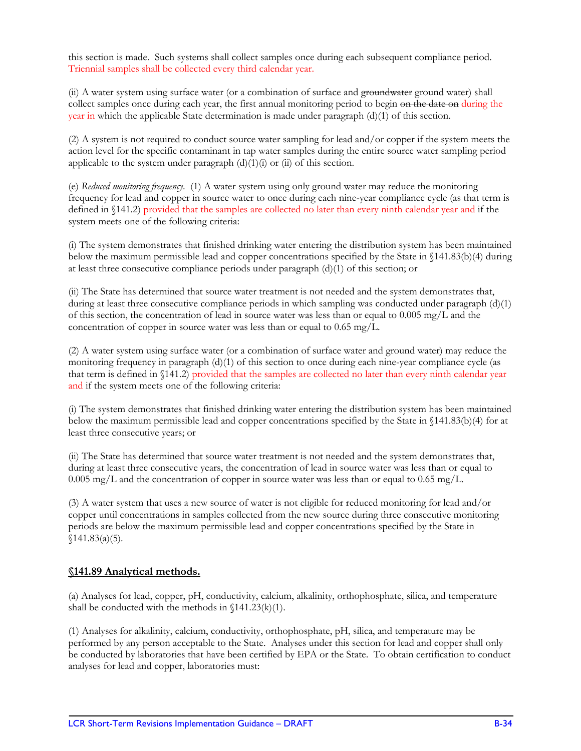this section is made. Such systems shall collect samples once during each subsequent compliance period. Triennial samples shall be collected every third calendar year.

(ii) A water system using surface water (or a combination of surface and ~~groundwater~~ ground water) shall collect samples once during each year, the first annual monitoring period to begin ~~on the date on~~ during the year in which the applicable State determination is made under paragraph (d)(1) of this section.

(2) A system is not required to conduct source water sampling for lead and/or copper if the system meets the action level for the specific contaminant in tap water samples during the entire source water sampling period applicable to the system under paragraph (d)(1)(i) or (ii) of this section.

(e) *Reduced monitoring frequency*. (1) A water system using only ground water may reduce the monitoring frequency for lead and copper in source water to once during each nine-year compliance cycle (as that term is defined in §141.2) provided that the samples are collected no later than every ninth calendar year and if the system meets one of the following criteria:

(i) The system demonstrates that finished drinking water entering the distribution system has been maintained below the maximum permissible lead and copper concentrations specified by the State in §141.83(b)(4) during at least three consecutive compliance periods under paragraph (d)(1) of this section; or

(ii) The State has determined that source water treatment is not needed and the system demonstrates that, during at least three consecutive compliance periods in which sampling was conducted under paragraph (d)(1) of this section, the concentration of lead in source water was less than or equal to 0.005 mg/L and the concentration of copper in source water was less than or equal to 0.65 mg/L.

(2) A water system using surface water (or a combination of surface water and ground water) may reduce the monitoring frequency in paragraph (d)(1) of this section to once during each nine-year compliance cycle (as that term is defined in §141.2) provided that the samples are collected no later than every ninth calendar year and if the system meets one of the following criteria:

(i) The system demonstrates that finished drinking water entering the distribution system has been maintained below the maximum permissible lead and copper concentrations specified by the State in §141.83(b)(4) for at least three consecutive years; or

(ii) The State has determined that source water treatment is not needed and the system demonstrates that, during at least three consecutive years, the concentration of lead in source water was less than or equal to 0.005 mg/L and the concentration of copper in source water was less than or equal to 0.65 mg/L.

(3) A water system that uses a new source of water is not eligible for reduced monitoring for lead and/or copper until concentrations in samples collected from the new source during three consecutive monitoring periods are below the maximum permissible lead and copper concentrations specified by the State in §141.83(a)(5).

## §141.89 Analytical methods.

(a) Analyses for lead, copper, pH, conductivity, calcium, alkalinity, orthophosphate, silica, and temperature shall be conducted with the methods in §141.23(k)(1).

(1) Analyses for alkalinity, calcium, conductivity, orthophosphate, pH, silica, and temperature may be performed by any person acceptable to the State. Analyses under this section for lead and copper shall only be conducted by laboratories that have been certified by EPA or the State. To obtain certification to conduct analyses for lead and copper, laboratories must: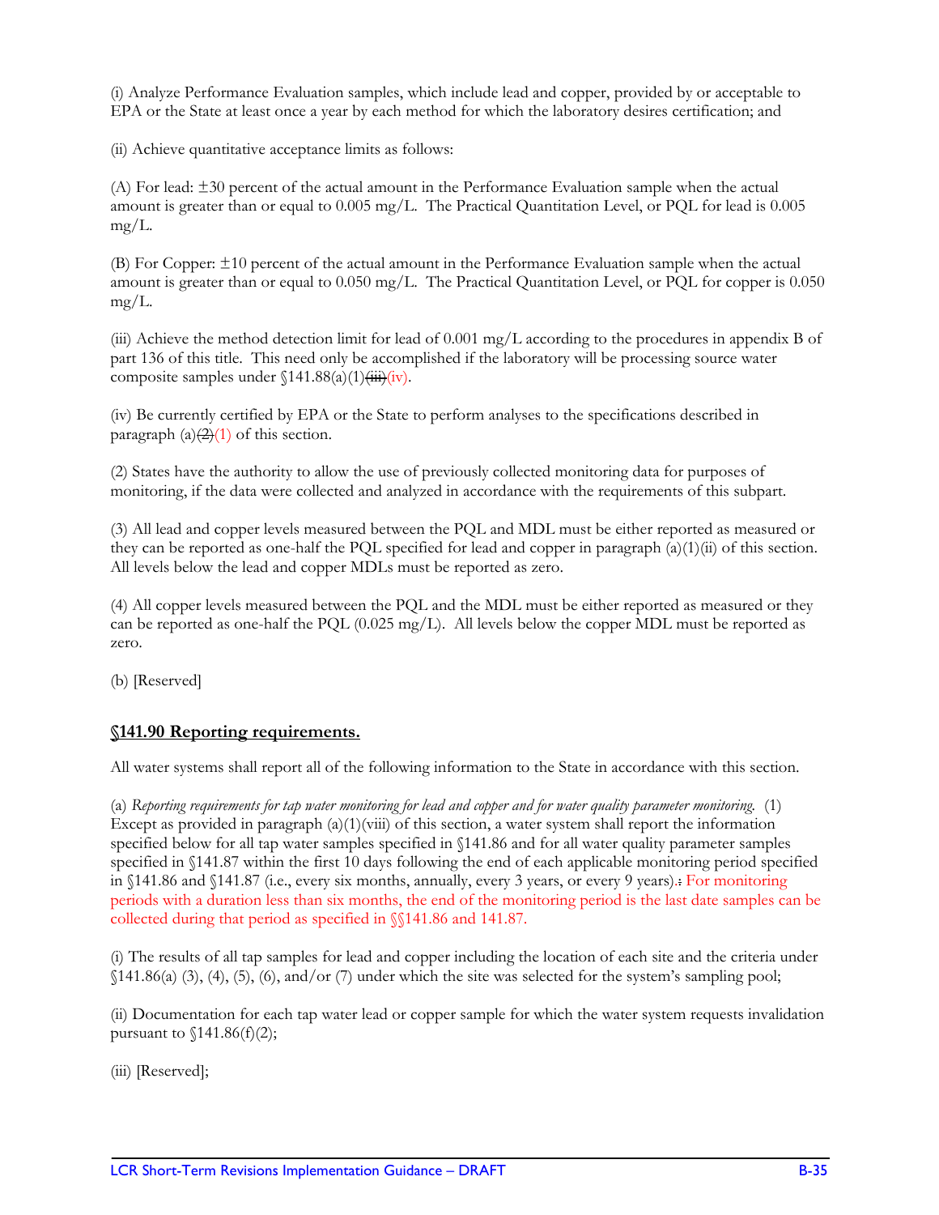(i) Analyze Performance Evaluation samples, which include lead and copper, provided by or acceptable to EPA or the State at least once a year by each method for which the laboratory desires certification; and

(ii) Achieve quantitative acceptance limits as follows:

(A) For lead: ±30 percent of the actual amount in the Performance Evaluation sample when the actual amount is greater than or equal to 0.005 mg/L. The Practical Quantitation Level, or PQL for lead is 0.005 mg/L.

(B) For Copper: ±10 percent of the actual amount in the Performance Evaluation sample when the actual amount is greater than or equal to 0.050 mg/L. The Practical Quantitation Level, or PQL for copper is 0.050 mg/L.

(iii) Achieve the method detection limit for lead of 0.001 mg/L according to the procedures in appendix B of part 136 of this title. This need only be accomplished if the laboratory will be processing source water composite samples under §141.88(a)(1)~~(iii)~~(iv).

(iv) Be currently certified by EPA or the State to perform analyses to the specifications described in paragraph (a)~~(2)~~(1) of this section.

(2) States have the authority to allow the use of previously collected monitoring data for purposes of monitoring, if the data were collected and analyzed in accordance with the requirements of this subpart.

(3) All lead and copper levels measured between the PQL and MDL must be either reported as measured or they can be reported as one-half the PQL specified for lead and copper in paragraph (a)(1)(ii) of this section. All levels below the lead and copper MDLs must be reported as zero.

(4) All copper levels measured between the PQL and the MDL must be either reported as measured or they can be reported as one-half the PQL (0.025 mg/L). All levels below the copper MDL must be reported as zero.

(b) [Reserved]

## §141.90 Reporting requirements.

All water systems shall report all of the following information to the State in accordance with this section.

(a) *Reporting requirements for tap water monitoring for lead and copper and for water quality parameter monitoring.* (1) Except as provided in paragraph (a)(1)(viii) of this section, a water system shall report the information specified below for all tap water samples specified in §141.86 and for all water quality parameter samples specified in §141.87 within the first 10 days following the end of each applicable monitoring period specified in §141.86 and §141.87 (i.e., every six months, annually, every 3 years, or every 9 years).~~:~~ For monitoring periods with a duration less than six months, the end of the monitoring period is the last date samples can be collected during that period as specified in §§141.86 and 141.87.

(i) The results of all tap samples for lead and copper including the location of each site and the criteria under §141.86(a) (3), (4), (5), (6), and/or (7) under which the site was selected for the system's sampling pool;

(ii) Documentation for each tap water lead or copper sample for which the water system requests invalidation pursuant to §141.86(f)(2);

(iii) [Reserved];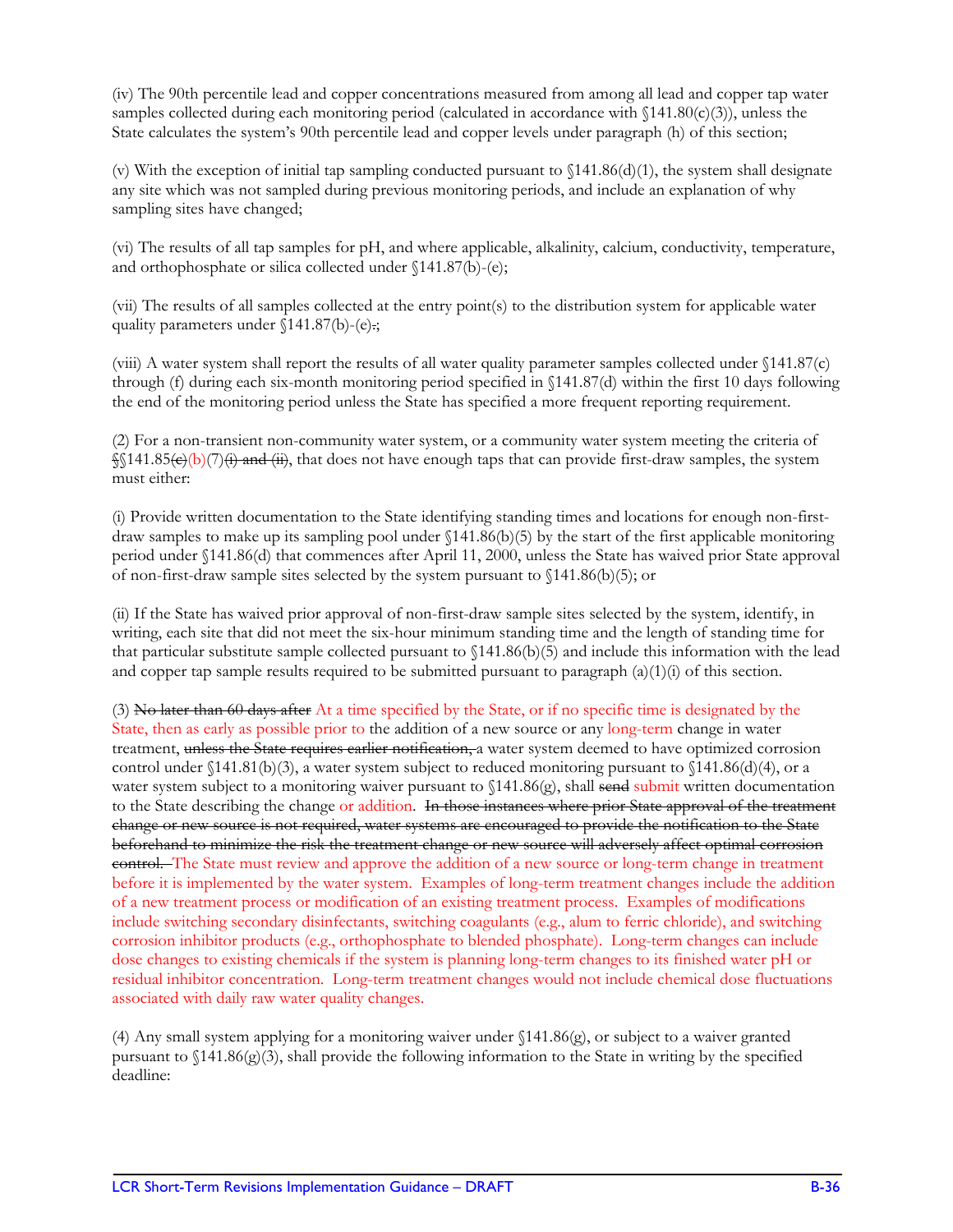(iv) The 90th percentile lead and copper concentrations measured from among all lead and copper tap water samples collected during each monitoring period (calculated in accordance with §141.80(c)(3)), unless the State calculates the system's 90th percentile lead and copper levels under paragraph (h) of this section;

(v) With the exception of initial tap sampling conducted pursuant to §141.86(d)(1), the system shall designate any site which was not sampled during previous monitoring periods, and include an explanation of why sampling sites have changed;

(vi) The results of all tap samples for pH, and where applicable, alkalinity, calcium, conductivity, temperature, and orthophosphate or silica collected under §141.87(b)-(e);

(vii) The results of all samples collected at the entry point(s) to the distribution system for applicable water quality parameters under §141.87(b)-(e)~~.~~;

(viii) A water system shall report the results of all water quality parameter samples collected under §141.87(c) through (f) during each six-month monitoring period specified in §141.87(d) within the first 10 days following the end of the monitoring period unless the State has specified a more frequent reporting requirement.

(2) For a non-transient non-community water system, or a community water system meeting the criteria of ~~§~~§141.85~~(c)~~(b)(7)~~(i) and (ii)~~, that does not have enough taps that can provide first-draw samples, the system must either:

(i) Provide written documentation to the State identifying standing times and locations for enough non-first-draw samples to make up its sampling pool under §141.86(b)(5) by the start of the first applicable monitoring period under §141.86(d) that commences after April 11, 2000, unless the State has waived prior State approval of non-first-draw sample sites selected by the system pursuant to §141.86(b)(5); or

(ii) If the State has waived prior approval of non-first-draw sample sites selected by the system, identify, in writing, each site that did not meet the six-hour minimum standing time and the length of standing time for that particular substitute sample collected pursuant to §141.86(b)(5) and include this information with the lead and copper tap sample results required to be submitted pursuant to paragraph (a)(1)(i) of this section.

(3) ~~No later than 60 days after~~ At a time specified by the State, or if no specific time is designated by the State, then as early as possible prior to the addition of a new source or any long-term change in water treatment, ~~unless the State requires earlier notification,~~ a water system deemed to have optimized corrosion control under §141.81(b)(3), a water system subject to reduced monitoring pursuant to §141.86(d)(4), or a water system subject to a monitoring waiver pursuant to §141.86(g), shall ~~send~~ submit written documentation to the State describing the change or addition. ~~In those instances where prior State approval of the treatment change or new source is not required, water systems are encouraged to provide the notification to the State beforehand to minimize the risk the treatment change or new source will adversely affect optimal corrosion control.~~ The State must review and approve the addition of a new source or long-term change in treatment before it is implemented by the water system. Examples of long-term treatment changes include the addition of a new treatment process or modification of an existing treatment process. Examples of modifications include switching secondary disinfectants, switching coagulants (e.g., alum to ferric chloride), and switching corrosion inhibitor products (e.g., orthophosphate to blended phosphate). Long-term changes can include dose changes to existing chemicals if the system is planning long-term changes to its finished water pH or residual inhibitor concentration. Long-term treatment changes would not include chemical dose fluctuations associated with daily raw water quality changes.

(4) Any small system applying for a monitoring waiver under §141.86(g), or subject to a waiver granted pursuant to §141.86(g)(3), shall provide the following information to the State in writing by the specified deadline: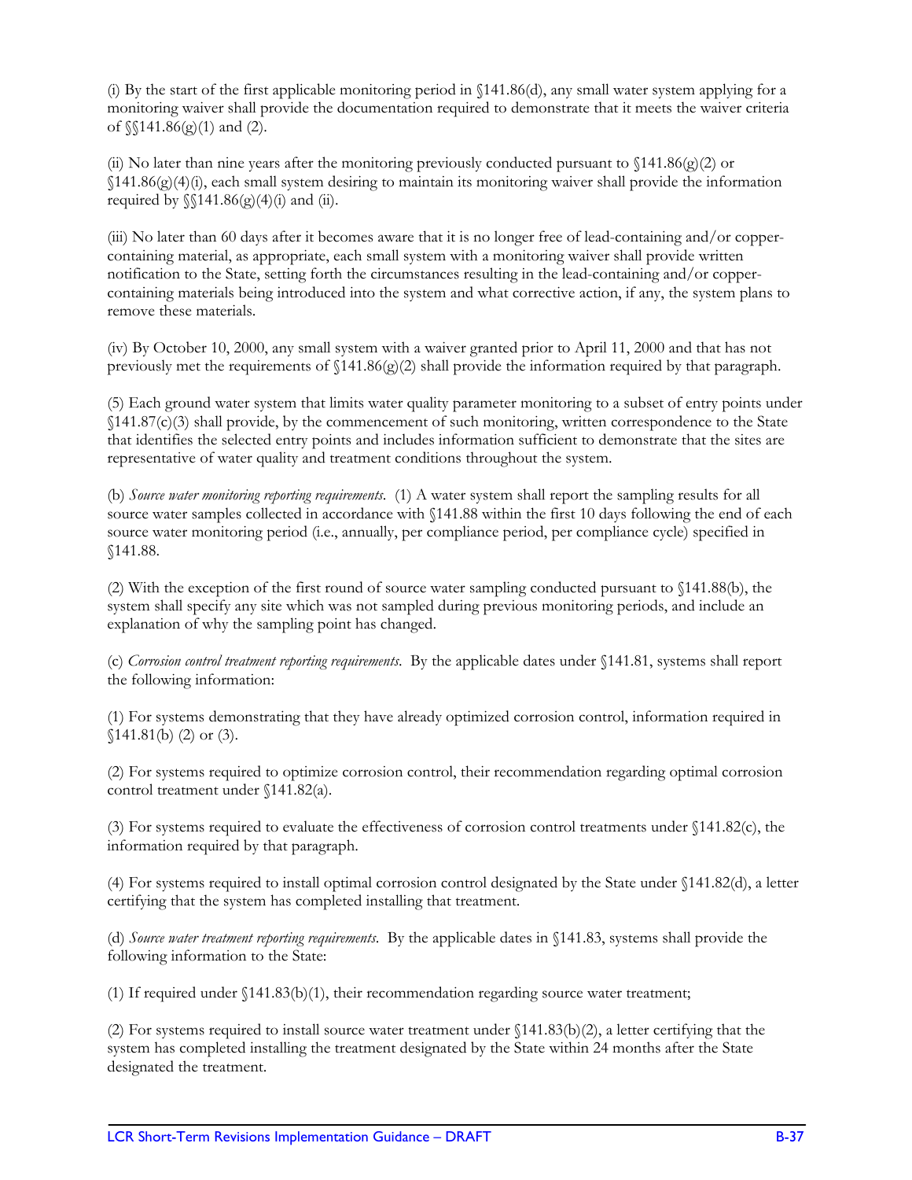(i) By the start of the first applicable monitoring period in §141.86(d), any small water system applying for a monitoring waiver shall provide the documentation required to demonstrate that it meets the waiver criteria of §§141.86(g)(1) and (2).

(ii) No later than nine years after the monitoring previously conducted pursuant to §141.86(g)(2) or §141.86(g)(4)(i), each small system desiring to maintain its monitoring waiver shall provide the information required by §§141.86(g)(4)(i) and (ii).

(iii) No later than 60 days after it becomes aware that it is no longer free of lead-containing and/or copper-containing material, as appropriate, each small system with a monitoring waiver shall provide written notification to the State, setting forth the circumstances resulting in the lead-containing and/or copper-containing materials being introduced into the system and what corrective action, if any, the system plans to remove these materials.

(iv) By October 10, 2000, any small system with a waiver granted prior to April 11, 2000 and that has not previously met the requirements of §141.86(g)(2) shall provide the information required by that paragraph.

(5) Each ground water system that limits water quality parameter monitoring to a subset of entry points under §141.87(c)(3) shall provide, by the commencement of such monitoring, written correspondence to the State that identifies the selected entry points and includes information sufficient to demonstrate that the sites are representative of water quality and treatment conditions throughout the system.

(b) *Source water monitoring reporting requirements*. (1) A water system shall report the sampling results for all source water samples collected in accordance with §141.88 within the first 10 days following the end of each source water monitoring period (i.e., annually, per compliance period, per compliance cycle) specified in §141.88.

(2) With the exception of the first round of source water sampling conducted pursuant to §141.88(b), the system shall specify any site which was not sampled during previous monitoring periods, and include an explanation of why the sampling point has changed.

(c) *Corrosion control treatment reporting requirements*. By the applicable dates under §141.81, systems shall report the following information:

(1) For systems demonstrating that they have already optimized corrosion control, information required in §141.81(b) (2) or (3).

(2) For systems required to optimize corrosion control, their recommendation regarding optimal corrosion control treatment under §141.82(a).

(3) For systems required to evaluate the effectiveness of corrosion control treatments under §141.82(c), the information required by that paragraph.

(4) For systems required to install optimal corrosion control designated by the State under §141.82(d), a letter certifying that the system has completed installing that treatment.

(d) *Source water treatment reporting requirements*. By the applicable dates in §141.83, systems shall provide the following information to the State:

(1) If required under §141.83(b)(1), their recommendation regarding source water treatment;

(2) For systems required to install source water treatment under §141.83(b)(2), a letter certifying that the system has completed installing the treatment designated by the State within 24 months after the State designated the treatment.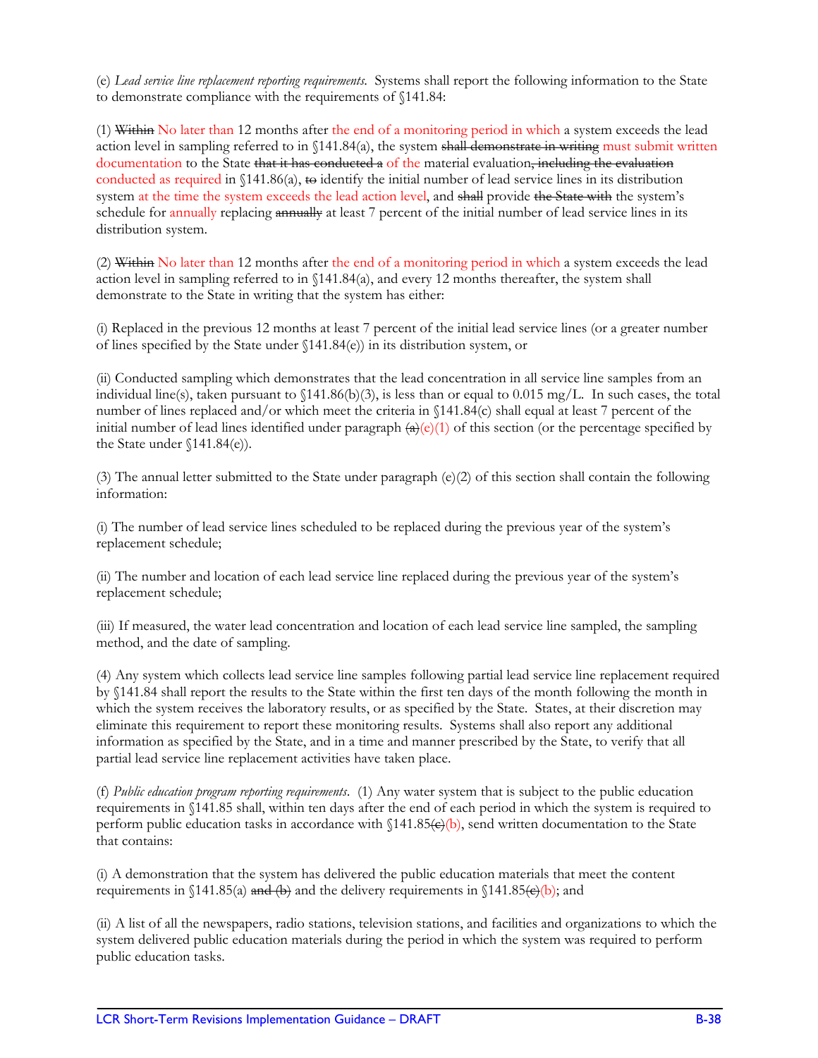(e) *Lead service line replacement reporting requirements*. Systems shall report the following information to the State to demonstrate compliance with the requirements of §141.84:

(1) ~~Within~~ No later than 12 months after the end of a monitoring period in which a system exceeds the lead action level in sampling referred to in §141.84(a), the system ~~shall demonstrate in writing~~ must submit written documentation to the State ~~that it has conducted a~~ of the material evaluation~~, including the evaluation~~ conducted as required in §141.86(a), ~~to~~ identify the initial number of lead service lines in its distribution system at the time the system exceeds the lead action level, and ~~shall~~ provide ~~the State with~~ the system's schedule for annually replacing ~~annually~~ at least 7 percent of the initial number of lead service lines in its distribution system.

(2) ~~Within~~ No later than 12 months after the end of a monitoring period in which a system exceeds the lead action level in sampling referred to in §141.84(a), and every 12 months thereafter, the system shall demonstrate to the State in writing that the system has either:

(i) Replaced in the previous 12 months at least 7 percent of the initial lead service lines (or a greater number of lines specified by the State under §141.84(e)) in its distribution system, or

(ii) Conducted sampling which demonstrates that the lead concentration in all service line samples from an individual line(s), taken pursuant to §141.86(b)(3), is less than or equal to 0.015 mg/L. In such cases, the total number of lines replaced and/or which meet the criteria in §141.84(c) shall equal at least 7 percent of the initial number of lead lines identified under paragraph ~~(a)~~(e)(1) of this section (or the percentage specified by the State under §141.84(e)).

(3) The annual letter submitted to the State under paragraph (e)(2) of this section shall contain the following information:

(i) The number of lead service lines scheduled to be replaced during the previous year of the system's replacement schedule;

(ii) The number and location of each lead service line replaced during the previous year of the system's replacement schedule;

(iii) If measured, the water lead concentration and location of each lead service line sampled, the sampling method, and the date of sampling.

(4) Any system which collects lead service line samples following partial lead service line replacement required by §141.84 shall report the results to the State within the first ten days of the month following the month in which the system receives the laboratory results, or as specified by the State. States, at their discretion may eliminate this requirement to report these monitoring results. Systems shall also report any additional information as specified by the State, and in a time and manner prescribed by the State, to verify that all partial lead service line replacement activities have taken place.

(f) *Public education program reporting requirements*. (1) Any water system that is subject to the public education requirements in §141.85 shall, within ten days after the end of each period in which the system is required to perform public education tasks in accordance with §141.85~~(c)~~(b), send written documentation to the State that contains:

(i) A demonstration that the system has delivered the public education materials that meet the content requirements in §141.85(a) ~~and (b)~~ and the delivery requirements in §141.85~~(c)~~(b); and

(ii) A list of all the newspapers, radio stations, television stations, and facilities and organizations to which the system delivered public education materials during the period in which the system was required to perform public education tasks.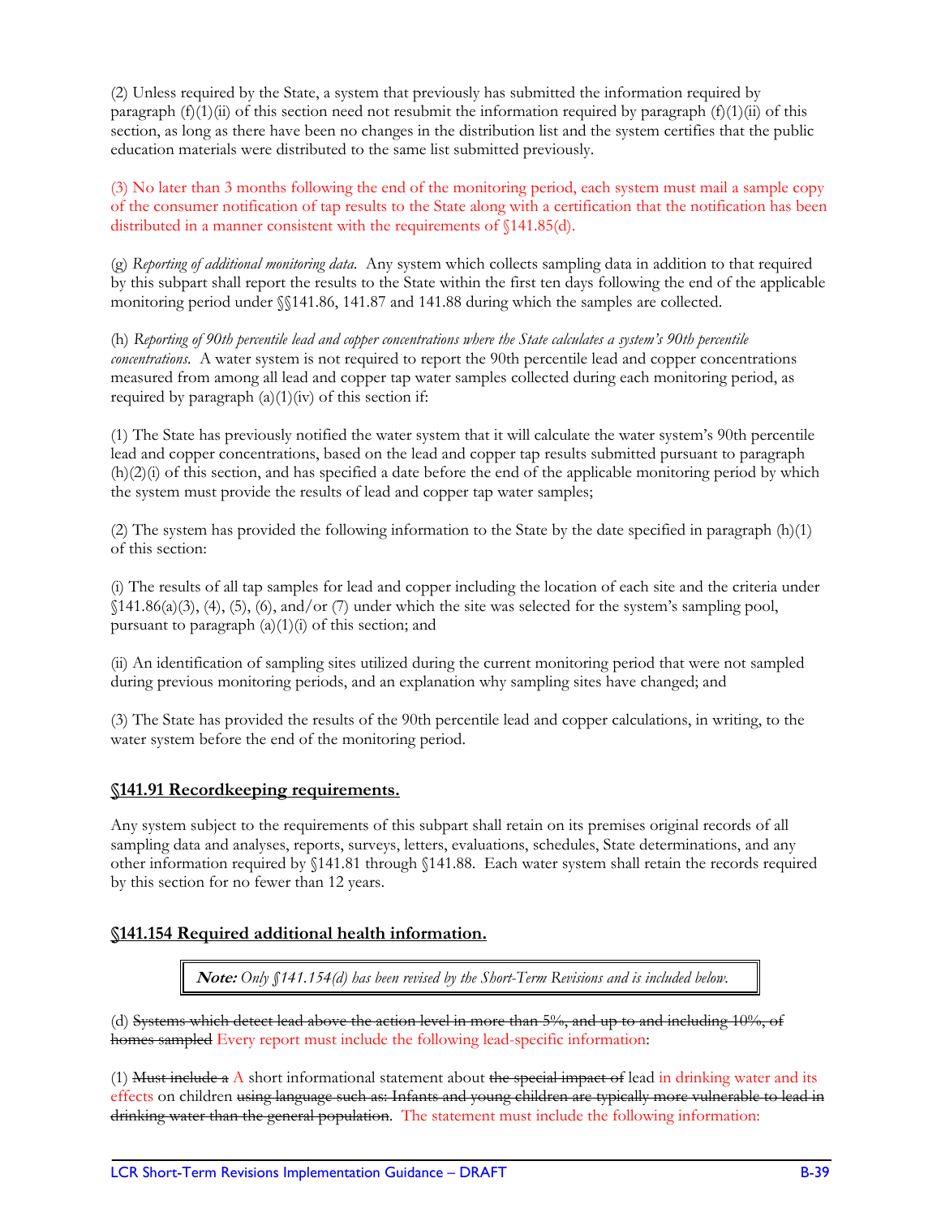(2) Unless required by the State, a system that previously has submitted the information required by paragraph (f)(1)(ii) of this section need not resubmit the information required by paragraph (f)(1)(ii) of this section, as long as there have been no changes in the distribution list and the system certifies that the public education materials were distributed to the same list submitted previously.

(3) No later than 3 months following the end of the monitoring period, each system must mail a sample copy of the consumer notification of tap results to the State along with a certification that the notification has been distributed in a manner consistent with the requirements of §141.85(d).

(g) *Reporting of additional monitoring data.* Any system which collects sampling data in addition to that required by this subpart shall report the results to the State within the first ten days following the end of the applicable monitoring period under §§141.86, 141.87 and 141.88 during which the samples are collected.

(h) *Reporting of 90th percentile lead and copper concentrations where the State calculates a system's 90th percentile concentrations.* A water system is not required to report the 90th percentile lead and copper concentrations measured from among all lead and copper tap water samples collected during each monitoring period, as required by paragraph (a)(1)(iv) of this section if:

(1) The State has previously notified the water system that it will calculate the water system's 90th percentile lead and copper concentrations, based on the lead and copper tap results submitted pursuant to paragraph (h)(2)(i) of this section, and has specified a date before the end of the applicable monitoring period by which the system must provide the results of lead and copper tap water samples;

(2) The system has provided the following information to the State by the date specified in paragraph (h)(1) of this section:

(i) The results of all tap samples for lead and copper including the location of each site and the criteria under §141.86(a)(3), (4), (5), (6), and/or (7) under which the site was selected for the system's sampling pool, pursuant to paragraph (a)(1)(i) of this section; and

(ii) An identification of sampling sites utilized during the current monitoring period that were not sampled during previous monitoring periods, and an explanation why sampling sites have changed; and

(3) The State has provided the results of the 90th percentile lead and copper calculations, in writing, to the water system before the end of the monitoring period.

## §141.91 Recordkeeping requirements.

Any system subject to the requirements of this subpart shall retain on its premises original records of all sampling data and analyses, reports, surveys, letters, evaluations, schedules, State determinations, and any other information required by §141.81 through §141.88. Each water system shall retain the records required by this section for no fewer than 12 years.

## §141.154 Required additional health information.

> ***Note:*** *Only §141.154(d) has been revised by the Short-Term Revisions and is included below.*

(d) ~~Systems which detect lead above the action level in more than 5%, and up to and including 10%, of homes sampled~~ Every report must include the following lead-specific information:

(1) ~~Must include a~~ A short informational statement about ~~the special impact of~~ lead in drinking water and its effects on children ~~using language such as: Infants and young children are typically more vulnerable to lead in drinking water than the general population~~. The statement must include the following information: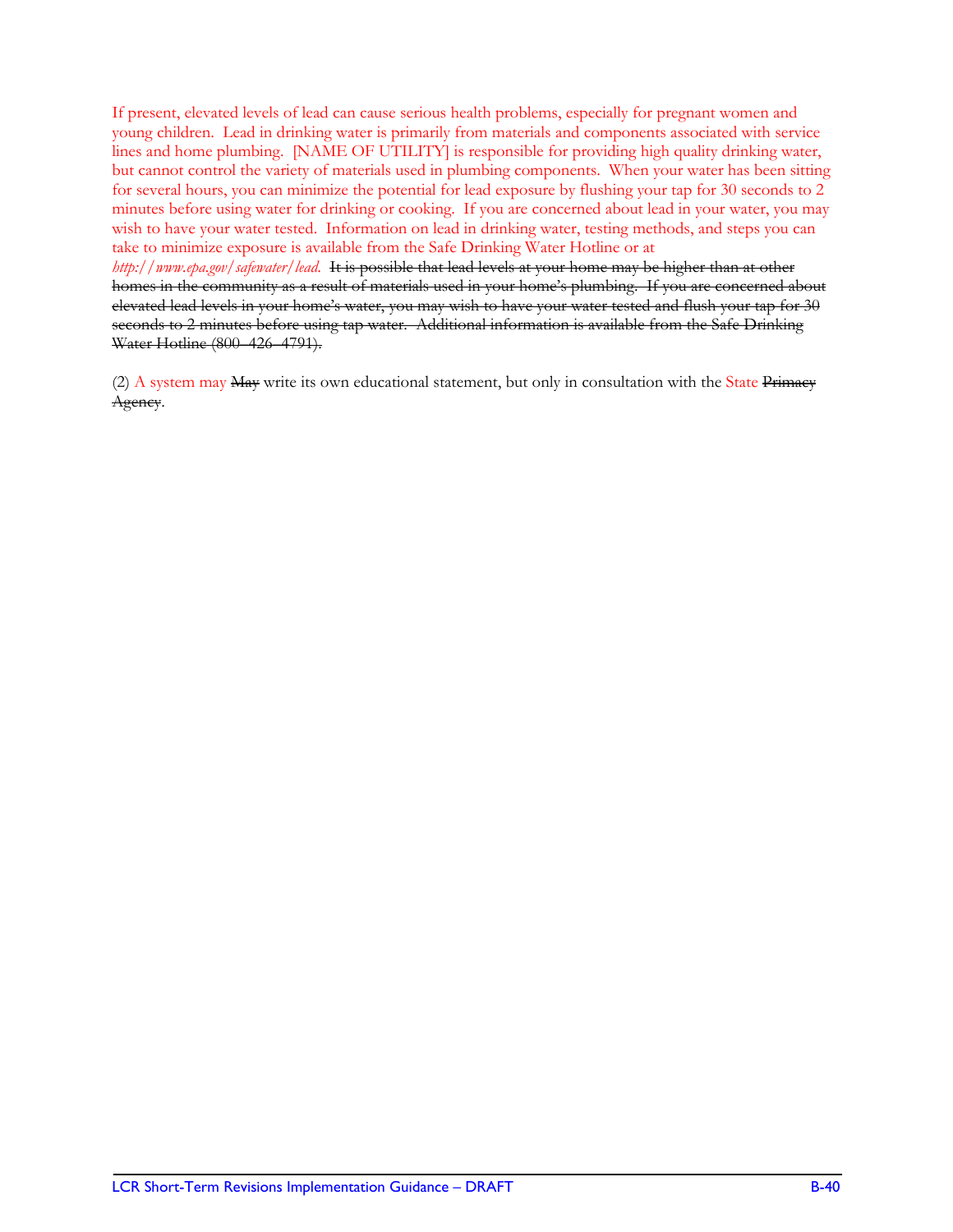If present, elevated levels of lead can cause serious health problems, especially for pregnant women and young children. Lead in drinking water is primarily from materials and components associated with service lines and home plumbing. [NAME OF UTILITY] is responsible for providing high quality drinking water, but cannot control the variety of materials used in plumbing components. When your water has been sitting for several hours, you can minimize the potential for lead exposure by flushing your tap for 30 seconds to 2 minutes before using water for drinking or cooking. If you are concerned about lead in your water, you may wish to have your water tested. Information on lead in drinking water, testing methods, and steps you can take to minimize exposure is available from the Safe Drinking Water Hotline or at *http://www.epa.gov/safewater/lead*. ~~It is possible that lead levels at your home may be higher than at other homes in the community as a result of materials used in your home's plumbing. If you are concerned about elevated lead levels in your home's water, you may wish to have your water tested and flush your tap for 30 seconds to 2 minutes before using tap water. Additional information is available from the Safe Drinking Water Hotline (800–426–4791).~~

(2) A system may ~~May~~ write its own educational statement, but only in consultation with the State ~~Primacy Agency~~.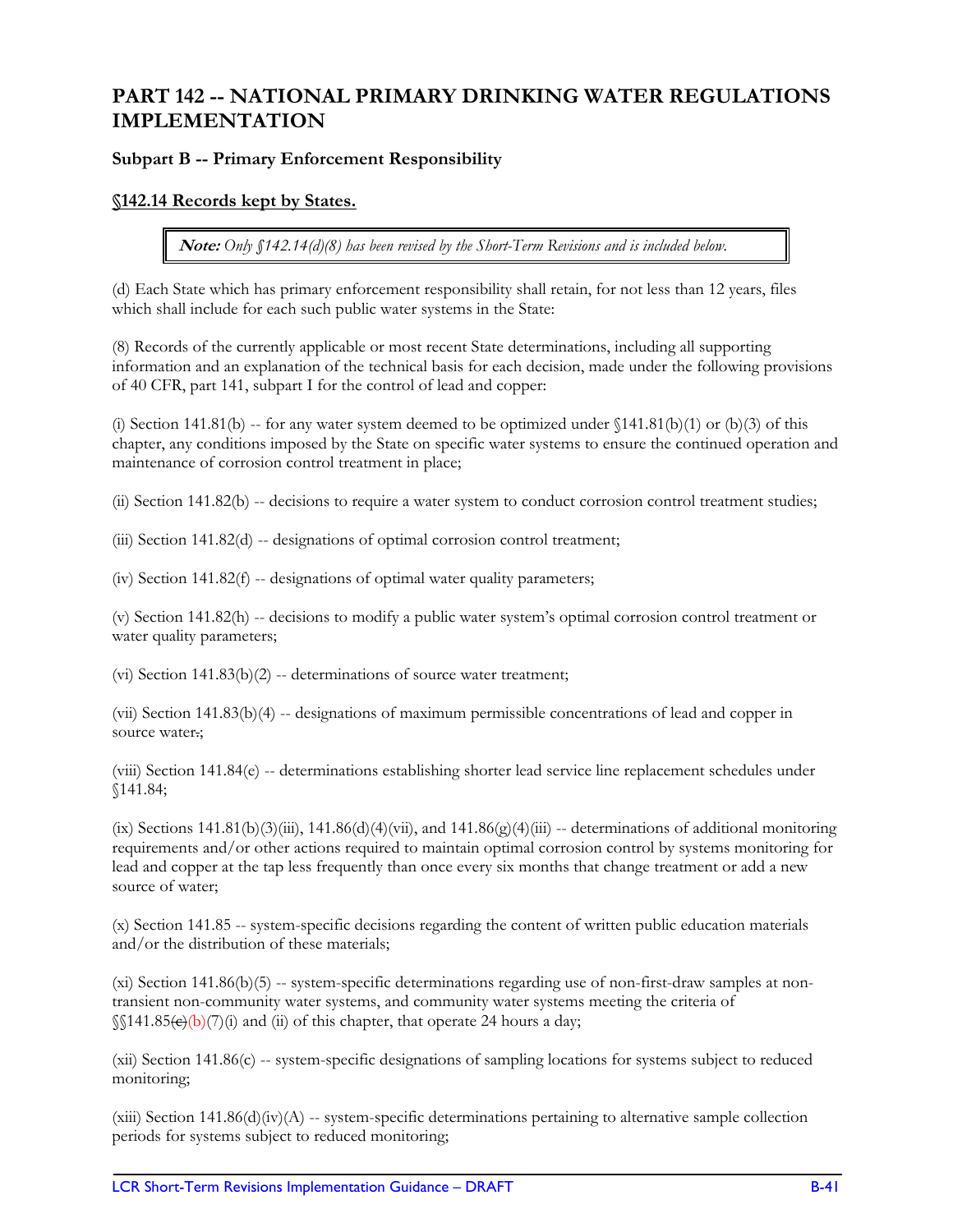# PART 142 -- NATIONAL PRIMARY DRINKING WATER REGULATIONS IMPLEMENTATION

### Subpart B -- Primary Enforcement Responsibility

### §142.14 Records kept by States.

> ***Note:*** *Only §142.14(d)(8) has been revised by the Short-Term Revisions and is included below.*

(d) Each State which has primary enforcement responsibility shall retain, for not less than 12 years, files which shall include for each such public water systems in the State:

(8) Records of the currently applicable or most recent State determinations, including all supporting information and an explanation of the technical basis for each decision, made under the following provisions of 40 CFR, part 141, subpart I for the control of lead and copper:

(i) Section 141.81(b) -- for any water system deemed to be optimized under §141.81(b)(1) or (b)(3) of this chapter, any conditions imposed by the State on specific water systems to ensure the continued operation and maintenance of corrosion control treatment in place;

(ii) Section 141.82(b) -- decisions to require a water system to conduct corrosion control treatment studies;

(iii) Section 141.82(d) -- designations of optimal corrosion control treatment;

(iv) Section 141.82(f) -- designations of optimal water quality parameters;

(v) Section 141.82(h) -- decisions to modify a public water system's optimal corrosion control treatment or water quality parameters;

(vi) Section 141.83(b)(2) -- determinations of source water treatment;

(vii) Section 141.83(b)(4) -- designations of maximum permissible concentrations of lead and copper in source water~~.~~;

(viii) Section 141.84(e) -- determinations establishing shorter lead service line replacement schedules under §141.84;

(ix) Sections 141.81(b)(3)(iii), 141.86(d)(4)(vii), and 141.86(g)(4)(iii) -- determinations of additional monitoring requirements and/or other actions required to maintain optimal corrosion control by systems monitoring for lead and copper at the tap less frequently than once every six months that change treatment or add a new source of water;

(x) Section 141.85 -- system-specific decisions regarding the content of written public education materials and/or the distribution of these materials;

(xi) Section 141.86(b)(5) -- system-specific determinations regarding use of non-first-draw samples at non-transient non-community water systems, and community water systems meeting the criteria of §§141.85~~(c)~~(b)(7)(i) and (ii) of this chapter, that operate 24 hours a day;

(xii) Section 141.86(c) -- system-specific designations of sampling locations for systems subject to reduced monitoring;

(xiii) Section 141.86(d)(iv)(A) -- system-specific determinations pertaining to alternative sample collection periods for systems subject to reduced monitoring;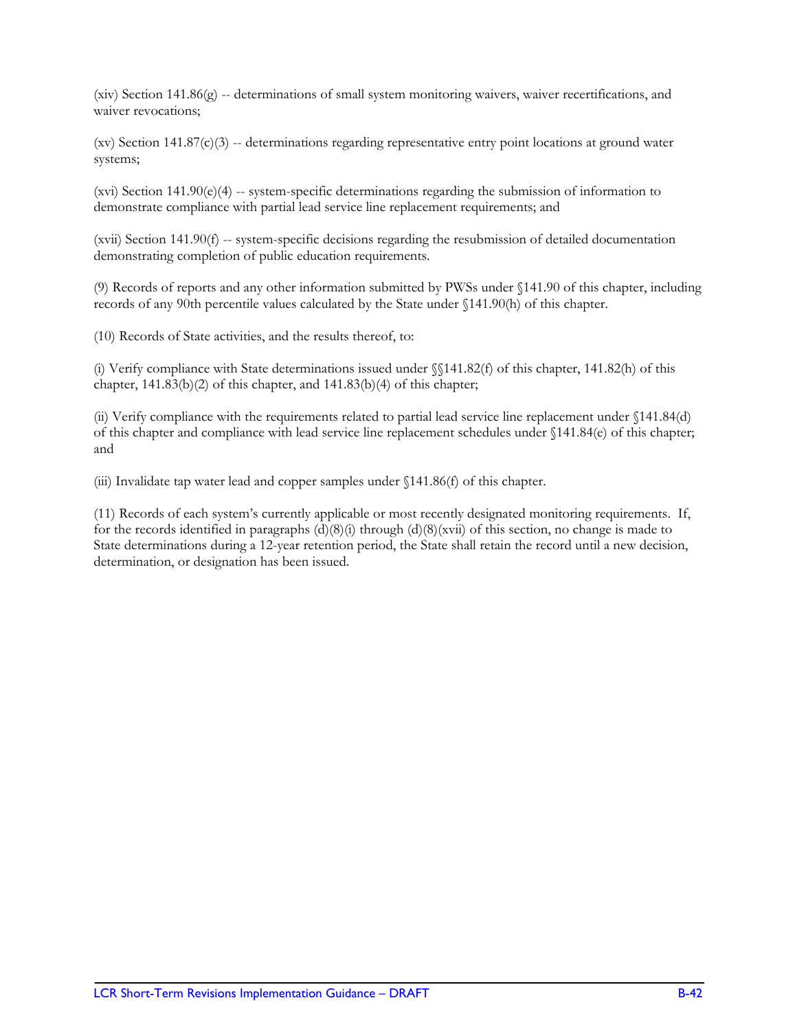(xiv) Section 141.86(g) -- determinations of small system monitoring waivers, waiver recertifications, and waiver revocations;

(xv) Section 141.87(c)(3) -- determinations regarding representative entry point locations at ground water systems;

(xvi) Section 141.90(e)(4) -- system-specific determinations regarding the submission of information to demonstrate compliance with partial lead service line replacement requirements; and

(xvii) Section 141.90(f) -- system-specific decisions regarding the resubmission of detailed documentation demonstrating completion of public education requirements.

(9) Records of reports and any other information submitted by PWSs under §141.90 of this chapter, including records of any 90th percentile values calculated by the State under §141.90(h) of this chapter.

(10) Records of State activities, and the results thereof, to:

(i) Verify compliance with State determinations issued under §§141.82(f) of this chapter, 141.82(h) of this chapter, 141.83(b)(2) of this chapter, and 141.83(b)(4) of this chapter;

(ii) Verify compliance with the requirements related to partial lead service line replacement under §141.84(d) of this chapter and compliance with lead service line replacement schedules under §141.84(e) of this chapter; and

(iii) Invalidate tap water lead and copper samples under §141.86(f) of this chapter.

(11) Records of each system's currently applicable or most recently designated monitoring requirements. If, for the records identified in paragraphs (d)(8)(i) through (d)(8)(xvii) of this section, no change is made to State determinations during a 12-year retention period, the State shall retain the record until a new decision, determination, or designation has been issued.